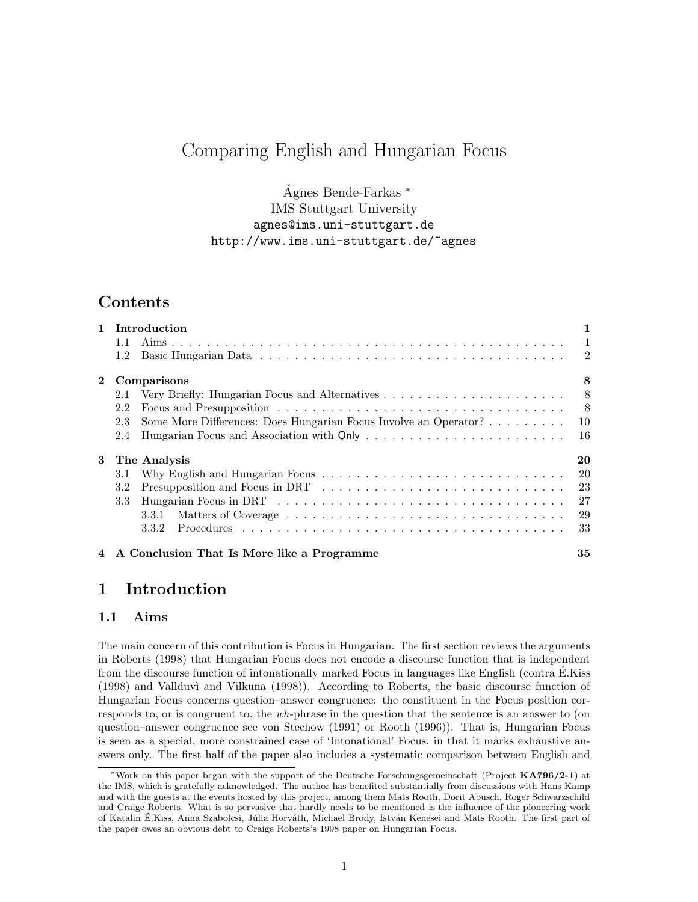# Comparing English and Hungarian Focus

Ágnes Bende-Farkas *

IMS Stuttgart University

agnes@ims.uni-stuttgart.de

http://www.ims.uni-stuttgart.de/~agnes

## Contents

- **1 Introduction** — 1
  - 1.1 Aims — 1
  - 1.2 Basic Hungarian Data — 2
- **2 Comparisons** — 8
  - 2.1 Very Briefly: Hungarian Focus and Alternatives — 8
  - 2.2 Focus and Presupposition — 8
  - 2.3 Some More Differences: Does Hungarian Focus Involve an Operator? — 10
  - 2.4 Hungarian Focus and Association with Only — 16
- **3 The Analysis** — 20
  - 3.1 Why English and Hungarian Focus — 20
  - 3.2 Presupposition and Focus in DRT — 23
  - 3.3 Hungarian Focus in DRT — 27
    - 3.3.1 Matters of Coverage — 29
    - 3.3.2 Procedures — 33
- **4 A Conclusion That Is More like a Programme** — 35

# 1 Introduction

## 1.1 Aims

The main concern of this contribution is Focus in Hungarian. The first section reviews the arguments in Roberts (1998) that Hungarian Focus does not encode a discourse function that is independent from the discourse function of intonationally marked Focus in languages like English (contra É.Kiss (1998) and Vallduvì and Vilkuna (1998)). According to Roberts, the basic discourse function of Hungarian Focus concerns question–answer congruence: the constituent in the Focus position corresponds to, or is congruent to, the *wh*-phrase in the question that the sentence is an answer to (on question–answer congruence see von Stechow (1991) or Rooth (1996)). That is, Hungarian Focus is seen as a special, more constrained case of 'Intonational' Focus, in that it marks exhaustive answers only. The first half of the paper also includes a systematic comparison between English and

*Work on this paper began with the support of the Deutsche Forschungsgemeinschaft (Project **KA796/2-1**) at the IMS, which is gratefully acknowledged. The author has benefited substantially from discussions with Hans Kamp and with the guests at the events hosted by this project, among them Mats Rooth, Dorit Abusch, Roger Schwarzschild and Craige Roberts. What is so pervasive that hardly needs to be mentioned is the influence of the pioneering work of Katalin É.Kiss, Anna Szabolcsi, Júlia Horváth, Michael Brody, István Kenesei and Mats Rooth. The first part of the paper owes an obvious debt to Craige Roberts's 1998 paper on Hungarian Focus.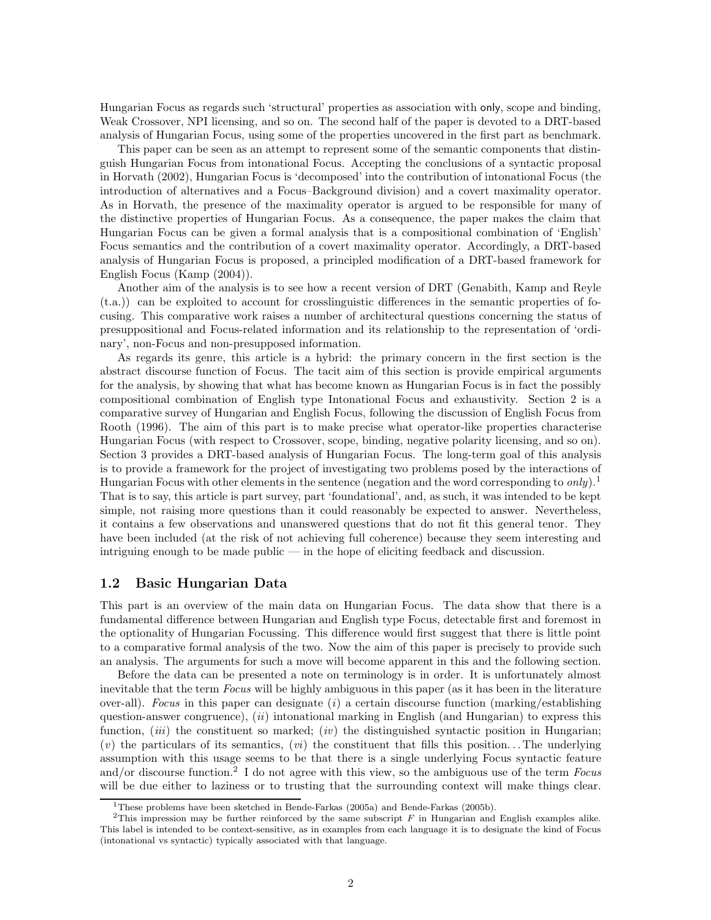Hungarian Focus as regards such 'structural' properties as association with only, scope and binding, Weak Crossover, NPI licensing, and so on. The second half of the paper is devoted to a DRT-based analysis of Hungarian Focus, using some of the properties uncovered in the first part as benchmark.

This paper can be seen as an attempt to represent some of the semantic components that distinguish Hungarian Focus from intonational Focus. Accepting the conclusions of a syntactic proposal in Horvath (2002), Hungarian Focus is 'decomposed' into the contribution of intonational Focus (the introduction of alternatives and a Focus–Background division) and a covert maximality operator. As in Horvath, the presence of the maximality operator is argued to be responsible for many of the distinctive properties of Hungarian Focus. As a consequence, the paper makes the claim that Hungarian Focus can be given a formal analysis that is a compositional combination of 'English' Focus semantics and the contribution of a covert maximality operator. Accordingly, a DRT-based analysis of Hungarian Focus is proposed, a principled modification of a DRT-based framework for English Focus (Kamp (2004)).

Another aim of the analysis is to see how a recent version of DRT (Genabith, Kamp and Reyle (t.a.)) can be exploited to account for crosslinguistic differences in the semantic properties of focusing. This comparative work raises a number of architectural questions concerning the status of presuppositional and Focus-related information and its relationship to the representation of 'ordinary', non-Focus and non-presupposed information.

As regards its genre, this article is a hybrid: the primary concern in the first section is the abstract discourse function of Focus. The tacit aim of this section is provide empirical arguments for the analysis, by showing that what has become known as Hungarian Focus is in fact the possibly compositional combination of English type Intonational Focus and exhaustivity. Section 2 is a comparative survey of Hungarian and English Focus, following the discussion of English Focus from Rooth (1996). The aim of this part is to make precise what operator-like properties characterise Hungarian Focus (with respect to Crossover, scope, binding, negative polarity licensing, and so on). Section 3 provides a DRT-based analysis of Hungarian Focus. The long-term goal of this analysis is to provide a framework for the project of investigating two problems posed by the interactions of Hungarian Focus with other elements in the sentence (negation and the word corresponding to *only*).[1] That is to say, this article is part survey, part 'foundational', and, as such, it was intended to be kept simple, not raising more questions than it could reasonably be expected to answer. Nevertheless, it contains a few observations and unanswered questions that do not fit this general tenor. They have been included (at the risk of not achieving full coherence) because they seem interesting and intriguing enough to be made public — in the hope of eliciting feedback and discussion.

## 1.2 Basic Hungarian Data

This part is an overview of the main data on Hungarian Focus. The data show that there is a fundamental difference between Hungarian and English type Focus, detectable first and foremost in the optionality of Hungarian Focussing. This difference would first suggest that there is little point to a comparative formal analysis of the two. Now the aim of this paper is precisely to provide such an analysis. The arguments for such a move will become apparent in this and the following section.

Before the data can be presented a note on terminology is in order. It is unfortunately almost inevitable that the term *Focus* will be highly ambiguous in this paper (as it has been in the literature over-all). *Focus* in this paper can designate (*i*) a certain discourse function (marking/establishing question-answer congruence), (*ii*) intonational marking in English (and Hungarian) to express this function, (*iii*) the constituent so marked; (*iv*) the distinguished syntactic position in Hungarian; (*v*) the particulars of its semantics, (*vi*) the constituent that fills this position... The underlying assumption with this usage seems to be that there is a single underlying Focus syntactic feature and/or discourse function.[2] I do not agree with this view, so the ambiguous use of the term *Focus* will be due either to laziness or to trusting that the surrounding context will make things clear.

---

[1] These problems have been sketched in Bende-Farkas (2005a) and Bende-Farkas (2005b).

[2] This impression may be further reinforced by the same subscript $F$ in Hungarian and English examples alike. This label is intended to be context-sensitive, as in examples from each language it is to designate the kind of Focus (intonational vs syntactic) typically associated with that language.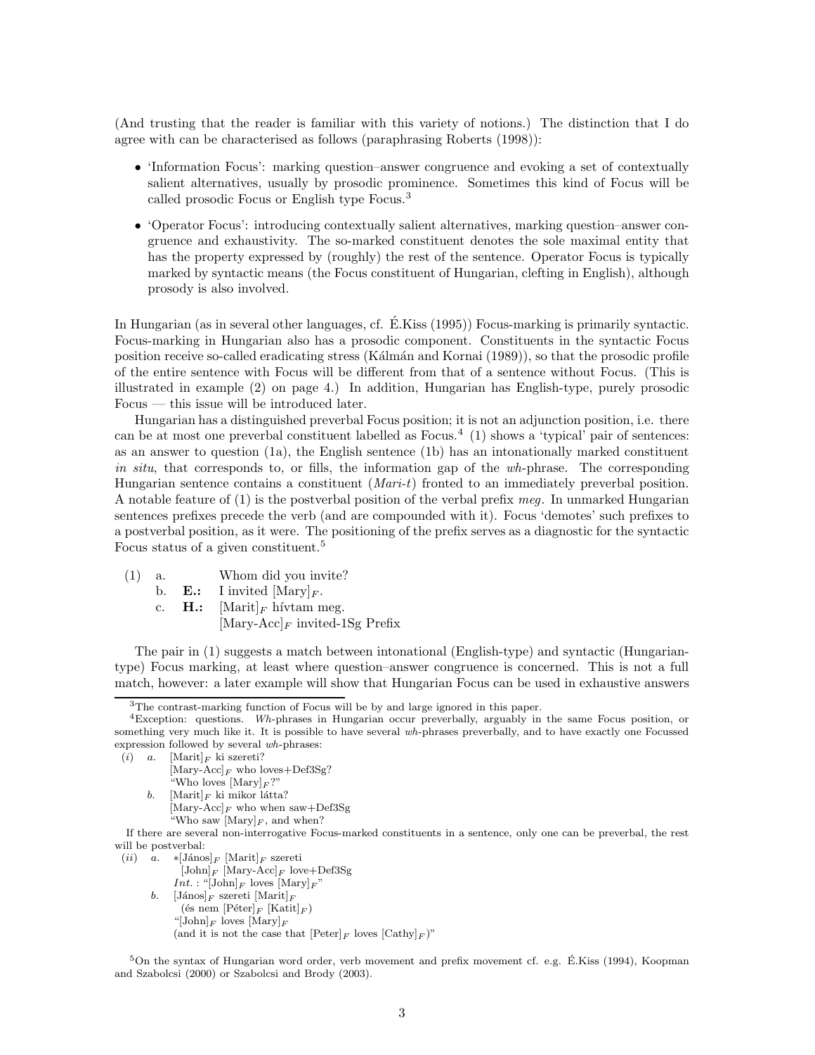(And trusting that the reader is familiar with this variety of notions.) The distinction that I do agree with can be characterised as follows (paraphrasing Roberts (1998)):

- 'Information Focus': marking question–answer congruence and evoking a set of contextually salient alternatives, usually by prosodic prominence. Sometimes this kind of Focus will be called prosodic Focus or English type Focus.[3]
- 'Operator Focus': introducing contextually salient alternatives, marking question–answer congruence and exhaustivity. The so-marked constituent denotes the sole maximal entity that has the property expressed by (roughly) the rest of the sentence. Operator Focus is typically marked by syntactic means (the Focus constituent of Hungarian, clefting in English), although prosody is also involved.

In Hungarian (as in several other languages, cf. É.Kiss (1995)) Focus-marking is primarily syntactic. Focus-marking in Hungarian also has a prosodic component. Constituents in the syntactic Focus position receive so-called eradicating stress (Kálmán and Kornai (1989)), so that the prosodic profile of the entire sentence with Focus will be different from that of a sentence without Focus. (This is illustrated in example (2) on page 4.) In addition, Hungarian has English-type, purely prosodic Focus — this issue will be introduced later.

Hungarian has a distinguished preverbal Focus position; it is not an adjunction position, i.e. there can be at most one preverbal constituent labelled as Focus.[4] (1) shows a 'typical' pair of sentences: as an answer to question (1a), the English sentence (1b) has an intonationally marked constituent *in situ*, that corresponds to, or fills, the information gap of the *wh*-phrase. The corresponding Hungarian sentence contains a constituent (*Mari-t*) fronted to an immediately preverbal position. A notable feature of (1) is the postverbal position of the verbal prefix *meg*. In unmarked Hungarian sentences prefixes precede the verb (and are compounded with it). Focus 'demotes' such prefixes to a postverbal position, as it were. The positioning of the prefix serves as a diagnostic for the syntactic Focus status of a given constituent.[5]

(1) a. Whom did you invite?
  b. **E.:** I invited [Mary]$_F$.
  c. **H.:** [Marit]$_F$ hívtam meg.
    [Mary-Acc]$_F$ invited-1Sg Prefix

The pair in (1) suggests a match between intonational (English-type) and syntactic (Hungarian-type) Focus marking, at least where question–answer congruence is concerned. This is not a full match, however: a later example will show that Hungarian Focus can be used in exhaustive answers

---

[3] The contrast-marking function of Focus will be by and large ignored in this paper.

[4] Exception: questions. *Wh*-phrases in Hungarian occur preverbally, arguably in the same Focus position, or something very much like it. It is possible to have several *wh*-phrases preverbally, and to have exactly one Focussed expression followed by several *wh*-phrases:

(*i*) *a.* [Marit]$_F$ ki szereti?
  [Mary-Acc]$_F$ who loves+Def3Sg?
  "Who loves [Mary]$_F$?"
 *b.* [Marit]$_F$ ki mikor látta?
  [Mary-Acc]$_F$ who when saw+Def3Sg
  "Who saw [Mary]$_F$, and when?

If there are several non-interrogative Focus-marked constituents in a sentence, only one can be preverbal, the rest will be postverbal:

(*ii*) *a.* ∗[János]$_F$ [Marit]$_F$ szereti
  [John]$_F$ [Mary-Acc]$_F$ love+Def3Sg
  *Int.* : "[John]$_F$ loves [Mary]$_F$"
 *b.* [János]$_F$ szereti [Marit]$_F$
  (és nem [Péter]$_F$ [Katit]$_F$)
  "[John]$_F$ loves [Mary]$_F$
  (and it is not the case that [Peter]$_F$ loves [Cathy]$_F$)"

[5] On the syntax of Hungarian word order, verb movement and prefix movement cf. e.g. É.Kiss (1994), Koopman and Szabolcsi (2000) or Szabolcsi and Brody (2003).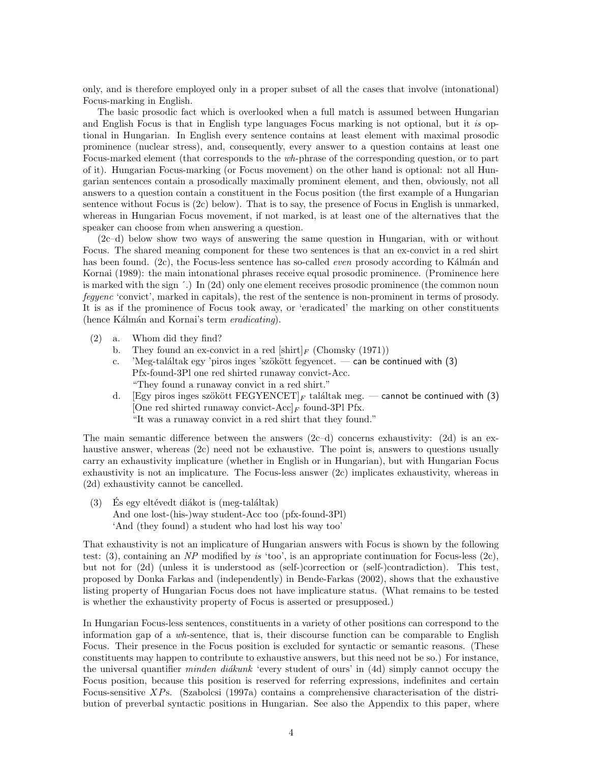only, and is therefore employed only in a proper subset of all the cases that involve (intonational) Focus-marking in English.

The basic prosodic fact which is overlooked when a full match is assumed between Hungarian and English Focus is that in English type languages Focus marking is not optional, but it *is* optional in Hungarian. In English every sentence contains at least element with maximal prosodic prominence (nuclear stress), and, consequently, every answer to a question contains at least one Focus-marked element (that corresponds to the *wh*-phrase of the corresponding question, or to part of it). Hungarian Focus-marking (or Focus movement) on the other hand is optional: not all Hungarian sentences contain a prosodically maximally prominent element, and then, obviously, not all answers to a question contain a constituent in the Focus position (the first example of a Hungarian sentence without Focus is (2c) below). That is to say, the presence of Focus in English is unmarked, whereas in Hungarian Focus movement, if not marked, is at least one of the alternatives that the speaker can choose from when answering a question.

(2c–d) below show two ways of answering the same question in Hungarian, with or without Focus. The shared meaning component for these two sentences is that an ex-convict in a red shirt has been found. (2c), the Focus-less sentence has so-called *even* prosody according to Kálmán and Kornai (1989): the main intonational phrases receive equal prosodic prominence. (Prominence here is marked with the sign ´.) In (2d) only one element receives prosodic prominence (the common noun *fegyenc* 'convict', marked in capitals), the rest of the sentence is non-prominent in terms of prosody. It is as if the prominence of Focus took away, or 'eradicated' the marking on other constituents (hence Kálmán and Kornai's term *eradicating*).

(2) a. Whom did they find?
  b. They found an ex-convict in a red $[\text{shirt}]_F$ (Chomsky (1971))
  c. 'Meg-találták egy 'piros inges 'szökött fegyencet. — can be continued with (3)
     Pfx-found-3Pl one red shirted runaway convict-Acc.
     "They found a runaway convict in a red shirt."
  d. $[\text{Egy piros inges szökött FEGYENCET}]_F$ találtak meg. — cannot be continued with (3)
     $[\text{One red shirted runaway convict-Acc}]_F$ found-3Pl Pfx.
     "It was a runaway convict in a red shirt that they found."

The main semantic difference between the answers (2c–d) concerns exhaustivity: (2d) is an exhaustive answer, whereas (2c) need not be exhaustive. The point is, answers to questions usually carry an exhaustivity implicature (whether in English or in Hungarian), but with Hungarian Focus exhaustivity is not an implicature. The Focus-less answer (2c) implicates exhaustivity, whereas in (2d) exhaustivity cannot be cancelled.

(3) És egy eltévedt diákot is (meg-találták)
   And one lost-(his-)way student-Acc too (pfx-found-3Pl)
   'And (they found) a student who had lost his way too'

That exhaustivity is not an implicature of Hungarian answers with Focus is shown by the following test: (3), containing an *NP* modified by *is* 'too', is an appropriate continuation for Focus-less (2c), but not for (2d) (unless it is understood as (self-)correction or (self-)contradiction). This test, proposed by Donka Farkas and (independently) in Bende-Farkas (2002), shows that the exhaustive listing property of Hungarian Focus does not have implicature status. (What remains to be tested is whether the exhaustivity property of Focus is asserted or presupposed.)

In Hungarian Focus-less sentences, constituents in a variety of other positions can correspond to the information gap of a *wh*-sentence, that is, their discourse function can be comparable to English Focus. Their presence in the Focus position is excluded for syntactic or semantic reasons. (These constituents may happen to contribute to exhaustive answers, but this need not be so.) For instance, the universal quantifier *minden diákunk* 'every student of ours' in (4d) simply cannot occupy the Focus position, because this position is reserved for referring expressions, indefinites and certain Focus-sensitive $XP$s. (Szabolcsi (1997a) contains a comprehensive characterisation of the distribution of preverbal syntactic positions in Hungarian. See also the Appendix to this paper, where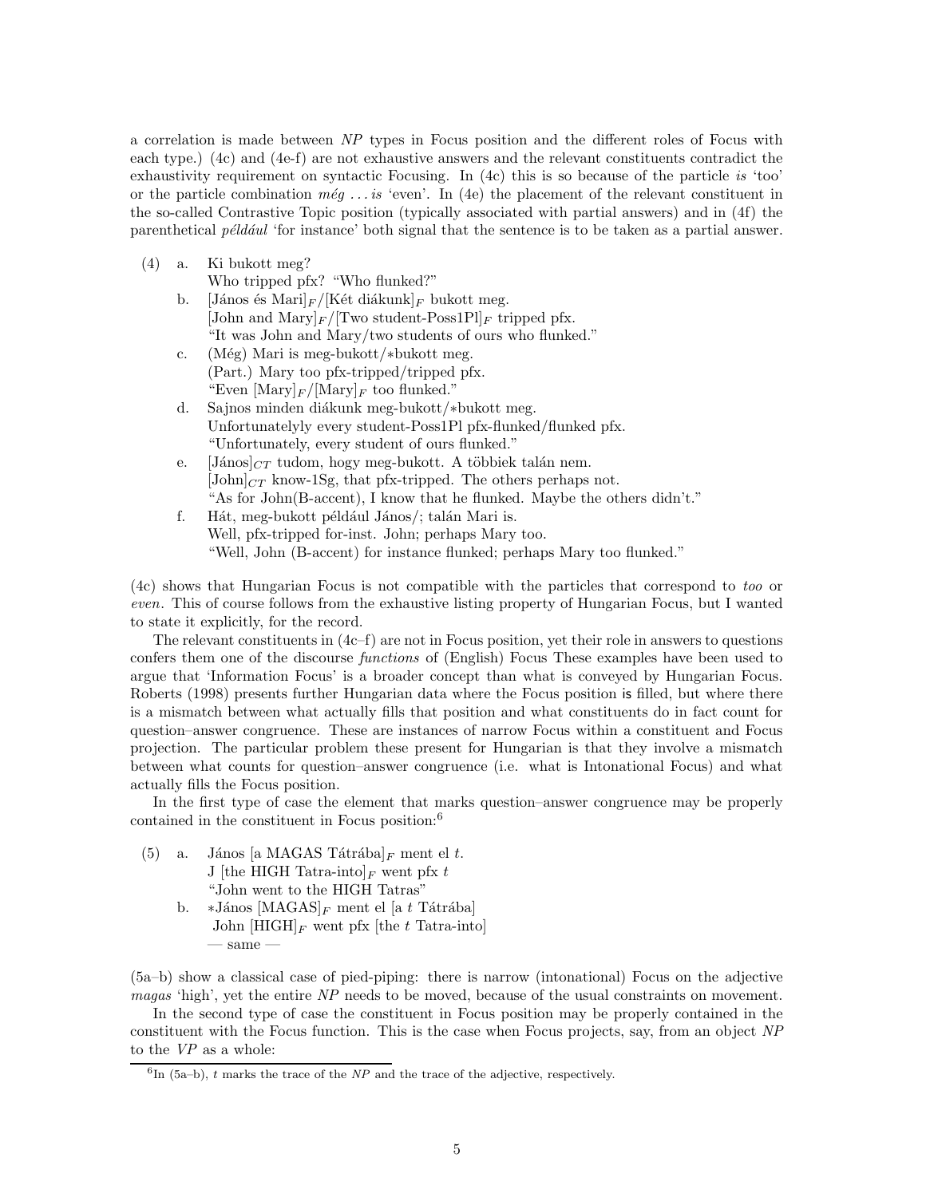a correlation is made between *NP* types in Focus position and the different roles of Focus with each type.) (4c) and (4e-f) are not exhaustive answers and the relevant constituents contradict the exhaustivity requirement on syntactic Focusing. In (4c) this is so because of the particle *is* 'too' or the particle combination *még ... is* 'even'. In (4e) the placement of the relevant constituent in the so-called Contrastive Topic position (typically associated with partial answers) and in (4f) the parenthetical *például* 'for instance' both signal that the sentence is to be taken as a partial answer.

(4) a. Ki bukott meg?
   Who tripped pfx? "Who flunked?"

   b. [János és Mari]$_F$/[Két diákunk]$_F$ bukott meg.
   [John and Mary]$_F$/[Two student-Poss1Pl]$_F$ tripped pfx.
   "It was John and Mary/two students of ours who flunked."

   c. (Még) Mari is meg-bukott/*bukott meg.
   (Part.) Mary too pfx-tripped/tripped pfx.
   "Even [Mary]$_F$/[Mary]$_F$ too flunked."

   d. Sajnos minden diákunk meg-bukott/*bukott meg.
   Unfortunatelyly every student-Poss1Pl pfx-flunked/flunked pfx.
   "Unfortunately, every student of ours flunked."

   e. [János]$_{CT}$ tudom, hogy meg-bukott. A többiek talán nem.
   [John]$_{CT}$ know-1Sg, that pfx-tripped. The others perhaps not.
   "As for John(B-accent), I know that he flunked. Maybe the others didn't."

   f. Hát, meg-bukott például János/; talán Mari is.
   Well, pfx-tripped for-inst. John; perhaps Mary too.
   "Well, John (B-accent) for instance flunked; perhaps Mary too flunked."

(4c) shows that Hungarian Focus is not compatible with the particles that correspond to *too* or *even*. This of course follows from the exhaustive listing property of Hungarian Focus, but I wanted to state it explicitly, for the record.

The relevant constituents in (4c–f) are not in Focus position, yet their role in answers to questions confers them one of the discourse *functions* of (English) Focus These examples have been used to argue that 'Information Focus' is a broader concept than what is conveyed by Hungarian Focus. Roberts (1998) presents further Hungarian data where the Focus position is filled, but where there is a mismatch between what actually fills that position and what constituents do in fact count for question–answer congruence. These are instances of narrow Focus within a constituent and Focus projection. The particular problem these present for Hungarian is that they involve a mismatch between what counts for question–answer congruence (i.e. what is Intonational Focus) and what actually fills the Focus position.

In the first type of case the element that marks question–answer congruence may be properly contained in the constituent in Focus position:[6]

(5) a. János [a MAGAS Tátrába]$_F$ ment el *t*.
   J [the HIGH Tatra-into]$_F$ went pfx *t*
   "John went to the HIGH Tatras"

   b. *János [MAGAS]$_F$ ment el [a *t* Tátrába]
   John [HIGH]$_F$ went pfx [the *t* Tatra-into]
   — same —

(5a–b) show a classical case of pied-piping: there is narrow (intonational) Focus on the adjective *magas* 'high', yet the entire *NP* needs to be moved, because of the usual constraints on movement.

In the second type of case the constituent in Focus position may be properly contained in the constituent with the Focus function. This is the case when Focus projects, say, from an object *NP* to the *VP* as a whole:

[6] In (5a–b), *t* marks the trace of the *NP* and the trace of the adjective, respectively.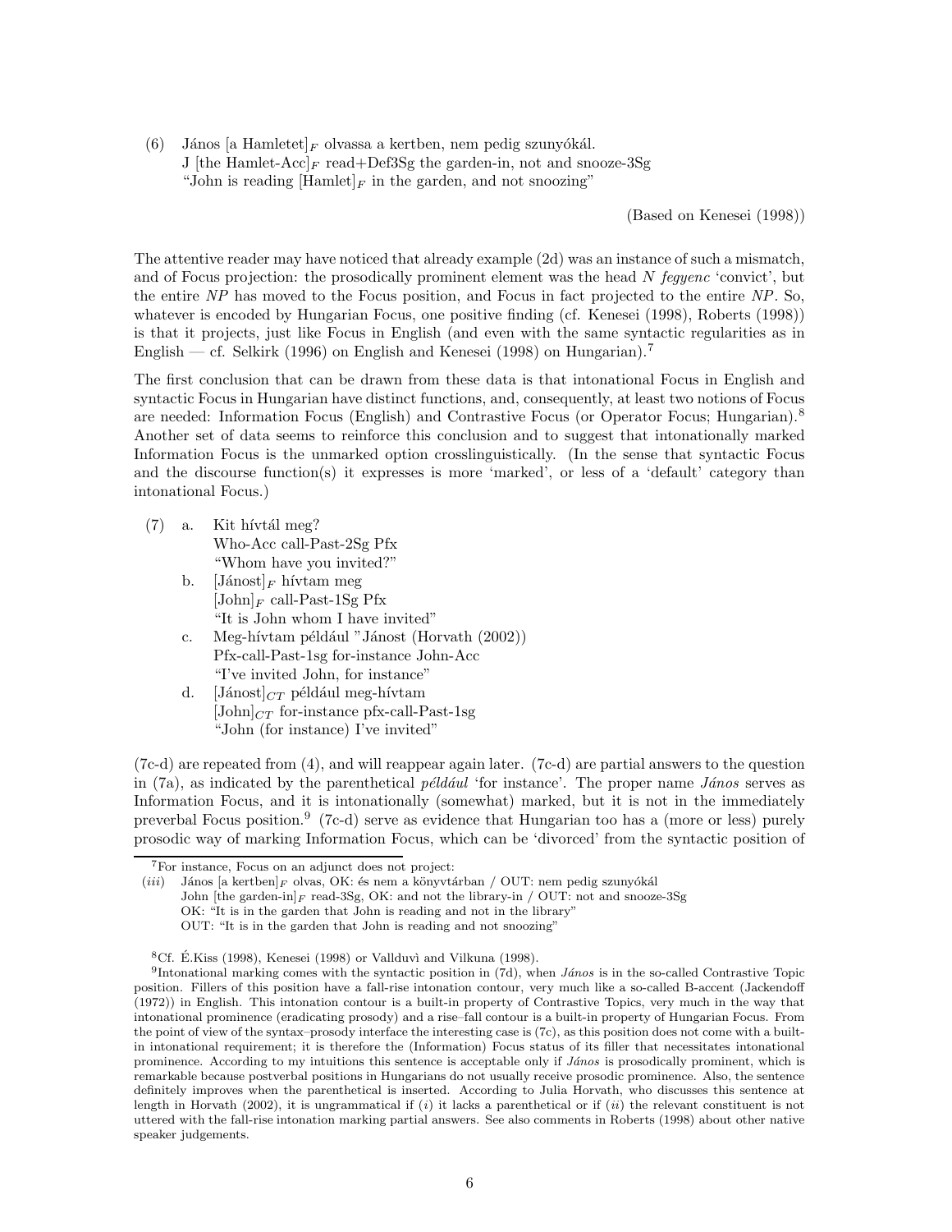(6) János [a Hamletet]$_F$ olvassa a kertben, nem pedig szunyókál.
J [the Hamlet-Acc]$_F$ read+Def3Sg the garden-in, not and snooze-3Sg
"John is reading [Hamlet]$_F$ in the garden, and not snoozing"

(Based on Kenesei (1998))

The attentive reader may have noticed that already example (2d) was an instance of such a mismatch, and of Focus projection: the prosodically prominent element was the head *N fegyenc* 'convict', but the entire *NP* has moved to the Focus position, and Focus in fact projected to the entire *NP*. So, whatever is encoded by Hungarian Focus, one positive finding (cf. Kenesei (1998), Roberts (1998)) is that it projects, just like Focus in English (and even with the same syntactic regularities as in English — cf. Selkirk (1996) on English and Kenesei (1998) on Hungarian).[7]

The first conclusion that can be drawn from these data is that intonational Focus in English and syntactic Focus in Hungarian have distinct functions, and, consequently, at least two notions of Focus are needed: Information Focus (English) and Contrastive Focus (or Operator Focus; Hungarian).[8] Another set of data seems to reinforce this conclusion and to suggest that intonationally marked Information Focus is the unmarked option crosslinguistically. (In the sense that syntactic Focus and the discourse function(s) it expresses is more 'marked', or less of a 'default' category than intonational Focus.)

(7) a. Kit hívtál meg?
Who-Acc call-Past-2Sg Pfx
"Whom have you invited?"

b. [Jánost]$_F$ hívtam meg
[John]$_F$ call-Past-1Sg Pfx
"It is John whom I have invited"

c. Meg-hívtam például "Jánost (Horvath (2002))
Pfx-call-Past-1sg for-instance John-Acc
"I've invited John, for instance"

d. [Jánost]$_{CT}$ például meg-hívtam
[John]$_{CT}$ for-instance pfx-call-Past-1sg
"John (for instance) I've invited"

(7c-d) are repeated from (4), and will reappear again later. (7c-d) are partial answers to the question in (7a), as indicated by the parenthetical *például* 'for instance'. The proper name *János* serves as Information Focus, and it is intonationally (somewhat) marked, but it is not in the immediately preverbal Focus position.[9] (7c-d) serve as evidence that Hungarian too has a (more or less) purely prosodic way of marking Information Focus, which can be 'divorced' from the syntactic position of

---

[7] For instance, Focus on an adjunct does not project:

(*iii*) János [a kertben]$_F$ olvas, OK: és nem a könyvtárban / OUT: nem pedig szunyókál
John [the garden-in]$_F$ read-3Sg, OK: and not the library-in / OUT: not and snooze-3Sg
OK: "It is in the garden that John is reading and not in the library"
OUT: "It is in the garden that John is reading and not snoozing"

[8] Cf. É.Kiss (1998), Kenesei (1998) or Vallduvì and Vilkuna (1998).

[9] Intonational marking comes with the syntactic position in (7d), when *János* is in the so-called Contrastive Topic position. Fillers of this position have a fall-rise intonation contour, very much like a so-called B-accent (Jackendoff (1972)) in English. This intonation contour is a built-in property of Contrastive Topics, very much in the way that intonational prominence (eradicating prosody) and a rise–fall contour is a built-in property of Hungarian Focus. From the point of view of the syntax–prosody interface the interesting case is (7c), as this position does not come with a built-in intonational requirement; it is therefore the (Information) Focus status of its filler that necessitates intonational prominence. According to my intuitions this sentence is acceptable only if *János* is prosodically prominent, which is remarkable because postverbal positions in Hungarians do not usually receive prosodic prominence. Also, the sentence definitely improves when the parenthetical is inserted. According to Julia Horvath, who discusses this sentence at length in Horvath (2002), it is ungrammatical if (*i*) it lacks a parenthetical or if (*ii*) the relevant constituent is not uttered with the fall-rise intonation marking partial answers. See also comments in Roberts (1998) about other native speaker judgements.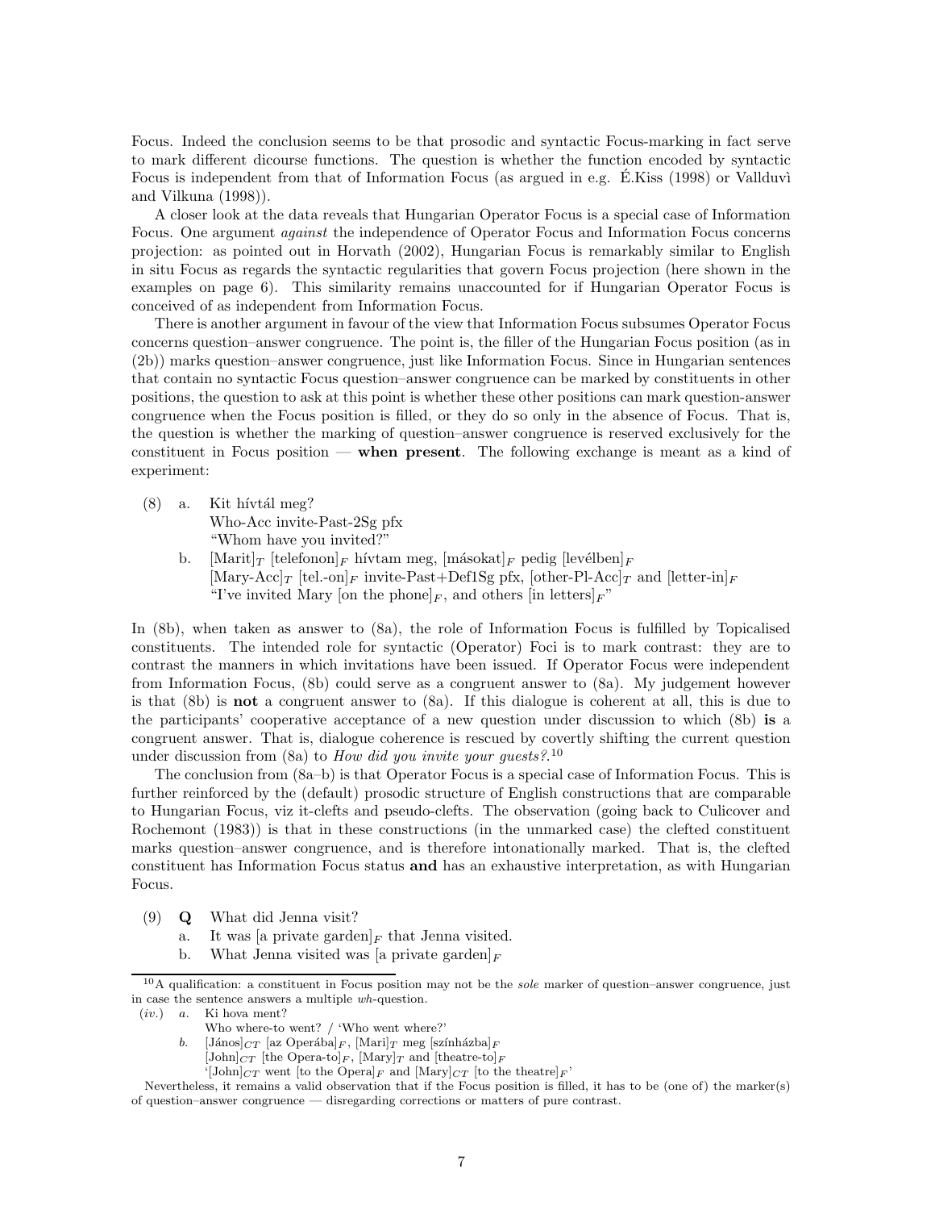Focus. Indeed the conclusion seems to be that prosodic and syntactic Focus-marking in fact serve to mark different dicourse functions. The question is whether the function encoded by syntactic Focus is independent from that of Information Focus (as argued in e.g. É.Kiss (1998) or Vallduvì and Vilkuna (1998)).

A closer look at the data reveals that Hungarian Operator Focus is a special case of Information Focus. One argument *against* the independence of Operator Focus and Information Focus concerns projection: as pointed out in Horvath (2002), Hungarian Focus is remarkably similar to English in situ Focus as regards the syntactic regularities that govern Focus projection (here shown in the examples on page 6). This similarity remains unaccounted for if Hungarian Operator Focus is conceived of as independent from Information Focus.

There is another argument in favour of the view that Information Focus subsumes Operator Focus concerns question–answer congruence. The point is, the filler of the Hungarian Focus position (as in (2b)) marks question–answer congruence, just like Information Focus. Since in Hungarian sentences that contain no syntactic Focus question–answer congruence can be marked by constituents in other positions, the question to ask at this point is whether these other positions can mark question-answer congruence when the Focus position is filled, or they do so only in the absence of Focus. That is, the question is whether the marking of question–answer congruence is reserved exclusively for the constituent in Focus position — **when present**. The following exchange is meant as a kind of experiment:

(8) a. Kit hívtál meg?
   Who-Acc invite-Past-2Sg pfx
   "Whom have you invited?"

  b. [Marit]$_T$ [telefonon]$_F$ hívtam meg, [másokat]$_F$ pedig [levélben]$_F$
   [Mary-Acc]$_T$ [tel.-on]$_F$ invite-Past+Def1Sg pfx, [other-Pl-Acc]$_T$ and [letter-in]$_F$
   "I've invited Mary [on the phone]$_F$, and others [in letters]$_F$"

In (8b), when taken as answer to (8a), the role of Information Focus is fulfilled by Topicalised constituents. The intended role for syntactic (Operator) Foci is to mark contrast: they are to contrast the manners in which invitations have been issued. If Operator Focus were independent from Information Focus, (8b) could serve as a congruent answer to (8a). My judgement however is that (8b) is **not** a congruent answer to (8a). If this dialogue is coherent at all, this is due to the participants' cooperative acceptance of a new question under discussion to which (8b) **is** a congruent answer. That is, dialogue coherence is rescued by covertly shifting the current question under discussion from (8a) to *How did you invite your guests?*.[10]

The conclusion from (8a–b) is that Operator Focus is a special case of Information Focus. This is further reinforced by the (default) prosodic structure of English constructions that are comparable to Hungarian Focus, viz it-clefts and pseudo-clefts. The observation (going back to Culicover and Rochemont (1983)) is that in these constructions (in the unmarked case) the clefted constituent marks question–answer congruence, and is therefore intonationally marked. That is, the clefted constituent has Information Focus status **and** has an exhaustive interpretation, as with Hungarian Focus.

(9) **Q** What did Jenna visit?

  a. It was [a private garden]$_F$ that Jenna visited.

  b. What Jenna visited was [a private garden]$_F$

---

[10] A qualification: a constituent in Focus position may not be the *sole* marker of question–answer congruence, just in case the sentence answers a multiple *wh*-question.

(*iv.*) *a.* Ki hova ment?
   Who where-to went? / 'Who went where?'

  *b.* [János]$_{CT}$ [az Operába]$_F$, [Mari]$_T$ meg [színházba]$_F$
   [John]$_{CT}$ [the Opera-to]$_F$, [Mary]$_T$ and [theatre-to]$_F$
   '[John]$_{CT}$ went [to the Opera]$_F$ and [Mary]$_{CT}$ [to the theatre]$_F$'

Nevertheless, it remains a valid observation that if the Focus position is filled, it has to be (one of) the marker(s) of question–answer congruence — disregarding corrections or matters of pure contrast.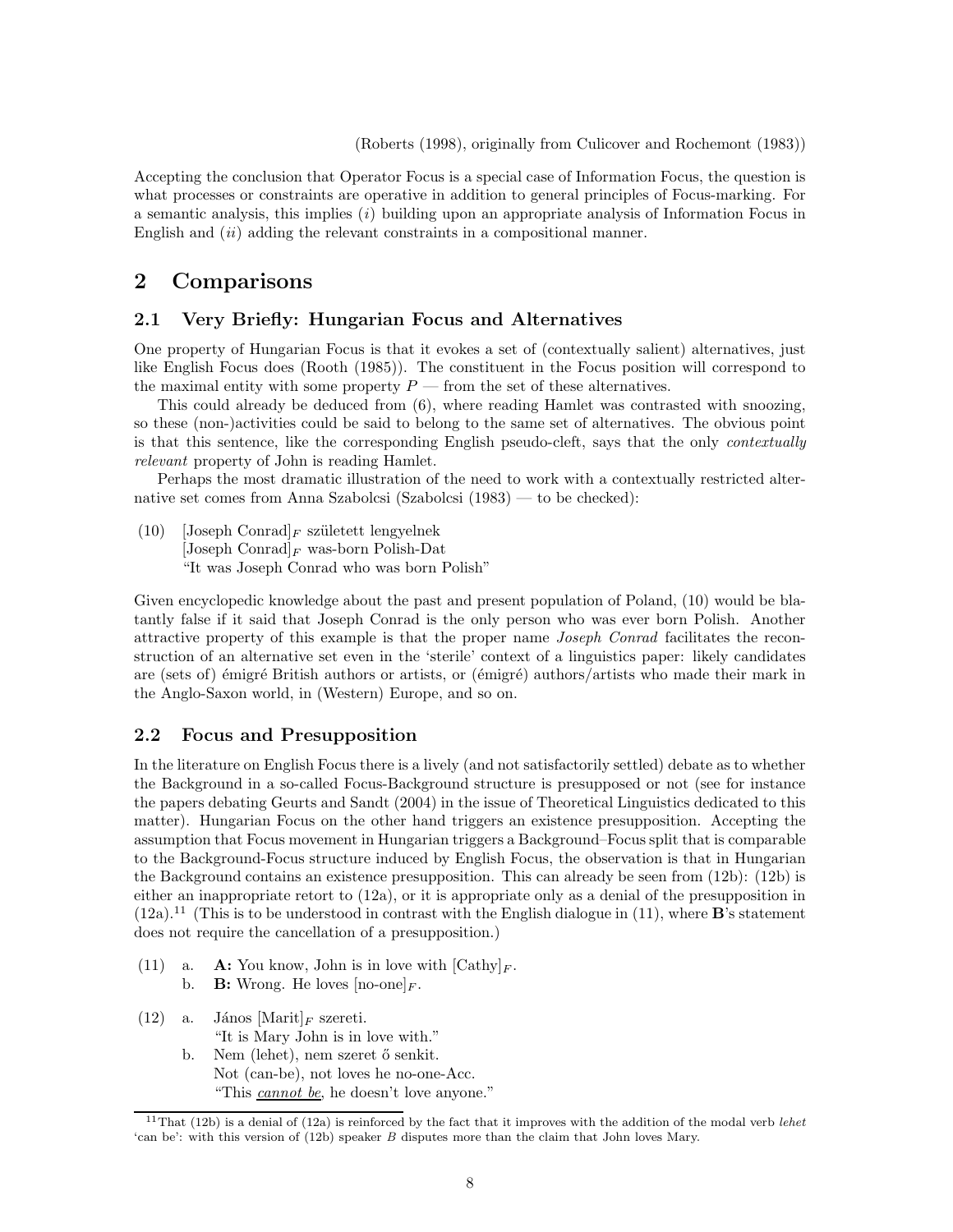(Roberts (1998), originally from Culicover and Rochemont (1983))

Accepting the conclusion that Operator Focus is a special case of Information Focus, the question is what processes or constraints are operative in addition to general principles of Focus-marking. For a semantic analysis, this implies (*i*) building upon an appropriate analysis of Information Focus in English and (*ii*) adding the relevant constraints in a compositional manner.

# 2 Comparisons

## 2.1 Very Briefly: Hungarian Focus and Alternatives

One property of Hungarian Focus is that it evokes a set of (contextually salient) alternatives, just like English Focus does (Rooth (1985)). The constituent in the Focus position will correspond to the maximal entity with some property $P$ — from the set of these alternatives.

This could already be deduced from (6), where reading Hamlet was contrasted with snoozing, so these (non-)activities could be said to belong to the same set of alternatives. The obvious point is that this sentence, like the corresponding English pseudo-cleft, says that the only *contextually relevant* property of John is reading Hamlet.

Perhaps the most dramatic illustration of the need to work with a contextually restricted alternative set comes from Anna Szabolcsi (Szabolcsi (1983) — to be checked):

(10) [Joseph Conrad]$_F$ született lengyelnek
[Joseph Conrad]$_F$ was-born Polish-Dat
"It was Joseph Conrad who was born Polish"

Given encyclopedic knowledge about the past and present population of Poland, (10) would be blatantly false if it said that Joseph Conrad is the only person who was ever born Polish. Another attractive property of this example is that the proper name *Joseph Conrad* facilitates the reconstruction of an alternative set even in the 'sterile' context of a linguistics paper: likely candidates are (sets of) émigré British authors or artists, or (émigré) authors/artists who made their mark in the Anglo-Saxon world, in (Western) Europe, and so on.

## 2.2 Focus and Presupposition

In the literature on English Focus there is a lively (and not satisfactorily settled) debate as to whether the Background in a so-called Focus-Background structure is presupposed or not (see for instance the papers debating Geurts and Sandt (2004) in the issue of Theoretical Linguistics dedicated to this matter). Hungarian Focus on the other hand triggers an existence presupposition. Accepting the assumption that Focus movement in Hungarian triggers a Background–Focus split that is comparable to the Background-Focus structure induced by English Focus, the observation is that in Hungarian the Background contains an existence presupposition. This can already be seen from (12b): (12b) is either an inappropriate retort to (12a), or it is appropriate only as a denial of the presupposition in (12a).[11] (This is to be understood in contrast with the English dialogue in (11), where **B**'s statement does not require the cancellation of a presupposition.)

(11) a. **A:** You know, John is in love with [Cathy]$_F$.
b. **B:** Wrong. He loves [no-one]$_F$.

(12) a. János [Marit]$_F$ szereti.
"It is Mary John is in love with."
b. Nem (lehet), nem szeret ő senkit.
Not (can-be), not loves he no-one-Acc.
"This *cannot be*, he doesn't love anyone."

[11] That (12b) is a denial of (12a) is reinforced by the fact that it improves with the addition of the modal verb *lehet* 'can be': with this version of (12b) speaker *B* disputes more than the claim that John loves Mary.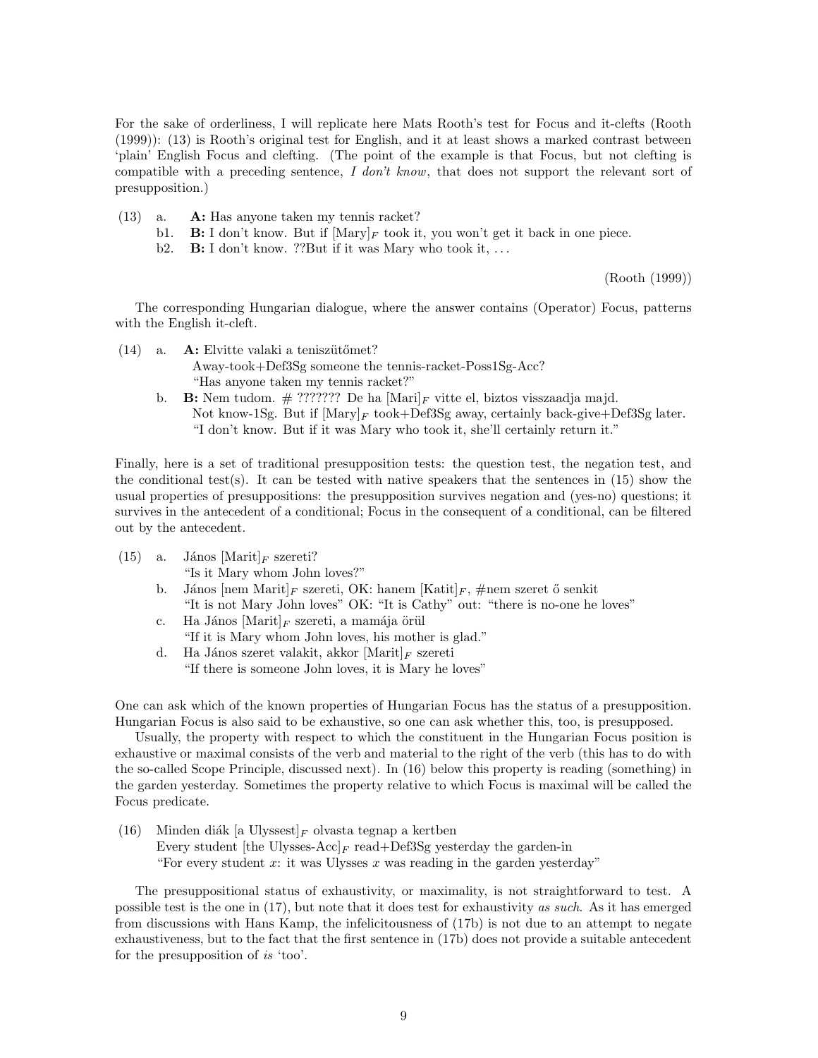For the sake of orderliness, I will replicate here Mats Rooth's test for Focus and it-clefts (Rooth (1999)): (13) is Rooth's original test for English, and it at least shows a marked contrast between 'plain' English Focus and clefting. (The point of the example is that Focus, but not clefting is compatible with a preceding sentence, *I don't know*, that does not support the relevant sort of presupposition.)

(13) a. **A:** Has anyone taken my tennis racket?
  b1. **B:** I don't know. But if $[\text{Mary}]_F$ took it, you won't get it back in one piece.
  b2. **B:** I don't know. ??But if it was Mary who took it, ...

(Rooth (1999))

The corresponding Hungarian dialogue, where the answer contains (Operator) Focus, patterns with the English it-cleft.

(14) a. **A:** Elvitte valaki a teniszütőmet?
  Away-took+Def3Sg someone the tennis-racket-Poss1Sg-Acc?
  "Has anyone taken my tennis racket?"
  b. **B:** Nem tudom. # ??????? De ha $[\text{Mari}]_F$ vitte el, biztos visszaadja majd.
  Not know-1Sg. But if $[\text{Mary}]_F$ took+Def3Sg away, certainly back-give+Def3Sg later.
  "I don't know. But if it was Mary who took it, she'll certainly return it."

Finally, here is a set of traditional presupposition tests: the question test, the negation test, and the conditional test(s). It can be tested with native speakers that the sentences in (15) show the usual properties of presuppositions: the presupposition survives negation and (yes-no) questions; it survives in the antecedent of a conditional; Focus in the consequent of a conditional, can be filtered out by the antecedent.

(15) a. János $[\text{Marit}]_F$ szereti?
  "Is it Mary whom John loves?"
  b. János $[\text{nem Marit}]_F$ szereti, OK: hanem $[\text{Katit}]_F$, #nem szeret ő senkit
  "It is not Mary John loves" OK: "It is Cathy" out: "there is no-one he loves"
  c. Ha János $[\text{Marit}]_F$ szereti, a mamája örül
  "If it is Mary whom John loves, his mother is glad."
  d. Ha János szeret valakit, akkor $[\text{Marit}]_F$ szereti
  "If there is someone John loves, it is Mary he loves"

One can ask which of the known properties of Hungarian Focus has the status of a presupposition. Hungarian Focus is also said to be exhaustive, so one can ask whether this, too, is presupposed.

Usually, the property with respect to which the constituent in the Hungarian Focus position is exhaustive or maximal consists of the verb and material to the right of the verb (this has to do with the so-called Scope Principle, discussed next). In (16) below this property is reading (something) in the garden yesterday. Sometimes the property relative to which Focus is maximal will be called the Focus predicate.

(16) Minden diák $[\text{a Ulyssest}]_F$ olvasta tegnap a kertben
  Every student $[\text{the Ulysses-Acc}]_F$ read+Def3Sg yesterday the garden-in
  "For every student $x$: it was Ulysses $x$ was reading in the garden yesterday"

The presuppositional status of exhaustivity, or maximality, is not straightforward to test. A possible test is the one in (17), but note that it does test for exhaustivity *as such*. As it has emerged from discussions with Hans Kamp, the infelicitousness of (17b) is not due to an attempt to negate exhaustiveness, but to the fact that the first sentence in (17b) does not provide a suitable antecedent for the presupposition of *is* 'too'.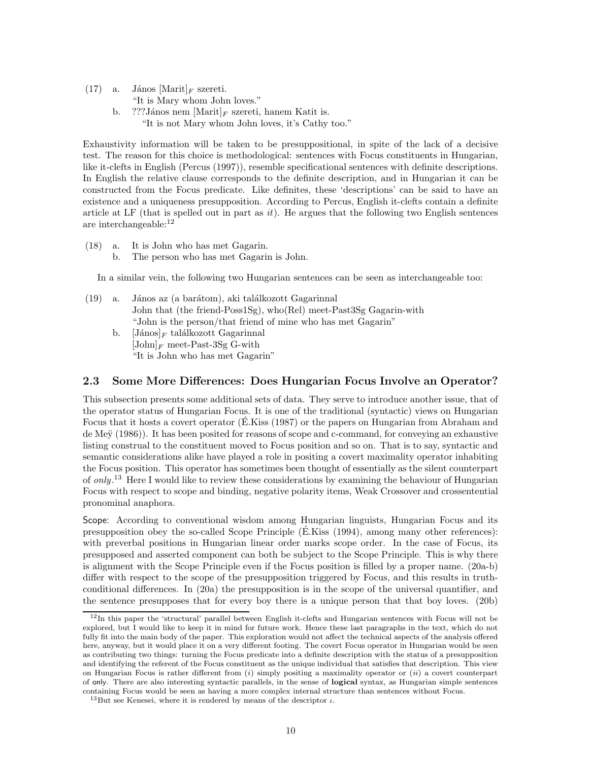(17) a. János [Marit]$_F$ szereti.
"It is Mary whom John loves."

b. ???János nem [Marit]$_F$ szereti, hanem Katit is.
"It is not Mary whom John loves, it's Cathy too."

Exhaustivity information will be taken to be presuppositional, in spite of the lack of a decisive test. The reason for this choice is methodological: sentences with Focus constituents in Hungarian, like it-clefts in English (Percus (1997)), resemble specificational sentences with definite descriptions. In English the relative clause corresponds to the definite description, and in Hungarian it can be constructed from the Focus predicate. Like definites, these 'descriptions' can be said to have an existence and a uniqueness presupposition. According to Percus, English it-clefts contain a definite article at LF (that is spelled out in part as *it*). He argues that the following two English sentences are interchangeable:[12]

(18) a. It is John who has met Gagarin.

b. The person who has met Gagarin is John.

In a similar vein, the following two Hungarian sentences can be seen as interchangeable too:

(19) a. János az (a barátom), aki találkozott Gagarinnal
John that (the friend-Poss1Sg), who(Rel) meet-Past3Sg Gagarin-with
"John is the person/that friend of mine who has met Gagarin"

b. [János]$_F$ találkozott Gagarinnal
[John]$_F$ meet-Past-3Sg G-with
"It is John who has met Gagarin"

## 2.3 Some More Differences: Does Hungarian Focus Involve an Operator?

This subsection presents some additional sets of data. They serve to introduce another issue, that of the operator status of Hungarian Focus. It is one of the traditional (syntactic) views on Hungarian Focus that it hosts a covert operator (É.Kiss (1987) or the papers on Hungarian from Abraham and de Meÿ (1986)). It has been posited for reasons of scope and c-command, for conveying an exhaustive listing construal to the constituent moved to Focus position and so on. That is to say, syntactic and semantic considerations alike have played a role in positing a covert maximality operator inhabiting the Focus position. This operator has sometimes been thought of essentially as the silent counterpart of *only*.[13] Here I would like to review these considerations by examining the behaviour of Hungarian Focus with respect to scope and binding, negative polarity items, Weak Crossover and crossentential pronominal anaphora.

Scope: According to conventional wisdom among Hungarian linguists, Hungarian Focus and its presupposition obey the so-called Scope Principle (É.Kiss (1994), among many other references): with preverbal positions in Hungarian linear order marks scope order. In the case of Focus, its presupposed and asserted component can both be subject to the Scope Principle. This is why there is alignment with the Scope Principle even if the Focus position is filled by a proper name. (20a-b) differ with respect to the scope of the presupposition triggered by Focus, and this results in truth-conditional differences. In (20a) the presupposition is in the scope of the universal quantifier, and the sentence presupposes that for every boy there is a unique person that that boy loves. (20b)

[12] In this paper the 'structural' parallel between English it-clefts and Hungarian sentences with Focus will not be explored, but I would like to keep it in mind for future work. Hence these last paragraphs in the text, which do not fully fit into the main body of the paper. This exploration would not affect the technical aspects of the analysis offered here, anyway, but it would place it on a very different footing. The covert Focus operator in Hungarian would be seen as contributing two things: turning the Focus predicate into a definite description with the status of a presupposition and identifying the referent of the Focus constituent as the unique individual that satisfies that description. This view on Hungarian Focus is rather different from (*i*) simply positing a maximality operator or (*ii*) a covert counterpart of only. There are also interesting syntactic parallels, in the sense of **logical** syntax, as Hungarian simple sentences containing Focus would be seen as having a more complex internal structure than sentences without Focus.

[13] But see Kenesei, where it is rendered by means of the descriptor $\iota$.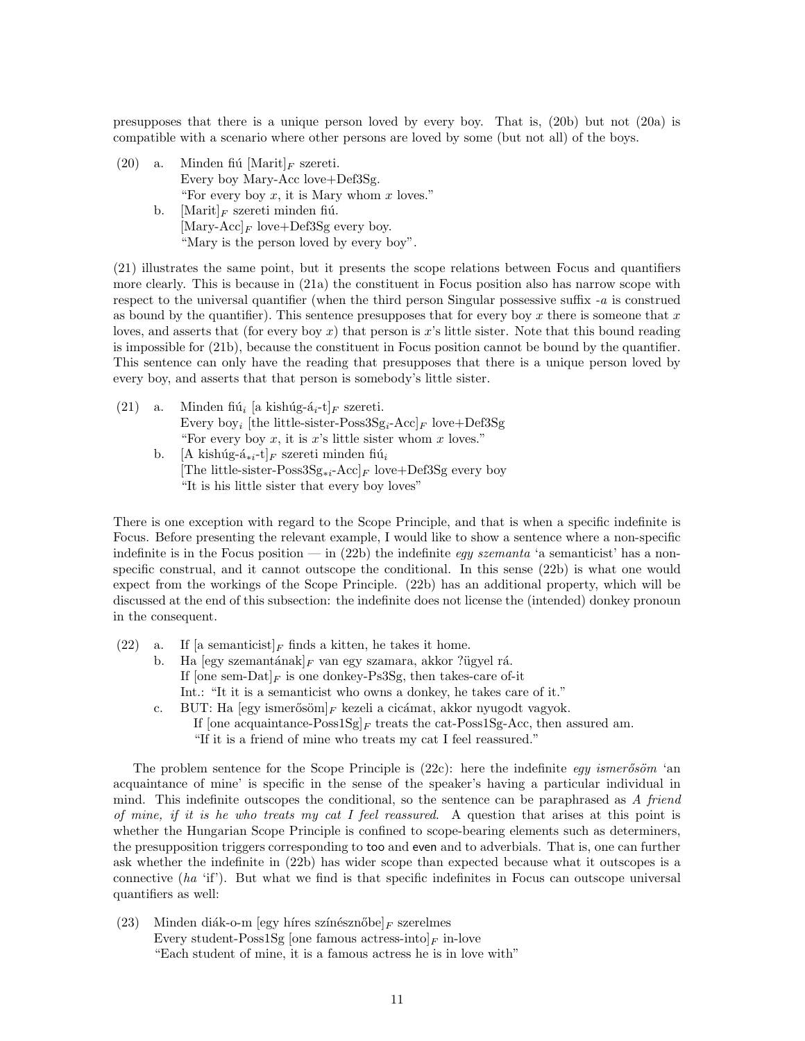presupposes that there is a unique person loved by every boy. That is, (20b) but not (20a) is compatible with a scenario where other persons are loved by some (but not all) of the boys.

(20) a. Minden fiú [Marit]$_F$ szereti.
Every boy Mary-Acc love+Def3Sg.
"For every boy $x$, it is Mary whom $x$ loves."

b. [Marit]$_F$ szereti minden fiú.
[Mary-Acc]$_F$ love+Def3Sg every boy.
"Mary is the person loved by every boy".

(21) illustrates the same point, but it presents the scope relations between Focus and quantifiers more clearly. This is because in (21a) the constituent in Focus position also has narrow scope with respect to the universal quantifier (when the third person Singular possessive suffix *-a* is construed as bound by the quantifier). This sentence presupposes that for every boy $x$ there is someone that $x$ loves, and asserts that (for every boy $x$) that person is $x$'s little sister. Note that this bound reading is impossible for (21b), because the constituent in Focus position cannot be bound by the quantifier. This sentence can only have the reading that presupposes that there is a unique person loved by every boy, and asserts that that person is somebody's little sister.

(21) a. Minden fiú$_i$ [a kishúg-á$_i$-t]$_F$ szereti.
Every boy$_i$ [the little-sister-Poss3Sg$_i$-Acc]$_F$ love+Def3Sg
"For every boy $x$, it is $x$'s little sister whom $x$ loves."

b. [A kishúg-á$_{*i}$-t]$_F$ szereti minden fiú$_i$
[The little-sister-Poss3Sg$_{*i}$-Acc]$_F$ love+Def3Sg every boy
"It is his little sister that every boy loves"

There is one exception with regard to the Scope Principle, and that is when a specific indefinite is Focus. Before presenting the relevant example, I would like to show a sentence where a non-specific indefinite is in the Focus position — in (22b) the indefinite *egy szemanta* 'a semanticist' has a non-specific construal, and it cannot outscope the conditional. In this sense (22b) is what one would expect from the workings of the Scope Principle. (22b) has an additional property, which will be discussed at the end of this subsection: the indefinite does not license the (intended) donkey pronoun in the consequent.

(22) a. If [a semanticist]$_F$ finds a kitten, he takes it home.

b. Ha [egy szemantának]$_F$ van egy szamara, akkor ?ügyel rá.
If [one sem-Dat]$_F$ is one donkey-Ps3Sg, then takes-care of-it
Int.: "It it is a semanticist who owns a donkey, he takes care of it."

c. BUT: Ha [egy ismerősöm]$_F$ kezeli a cicámat, akkor nyugodt vagyok.
If [one acquaintance-Poss1Sg]$_F$ treats the cat-Poss1Sg-Acc, then assured am.
"If it is a friend of mine who treats my cat I feel reassured."

The problem sentence for the Scope Principle is (22c): here the indefinite *egy ismerősöm* 'an acquaintance of mine' is specific in the sense of the speaker's having a particular individual in mind. This indefinite outscopes the conditional, so the sentence can be paraphrased as *A friend of mine, if it is he who treats my cat I feel reassured*. A question that arises at this point is whether the Hungarian Scope Principle is confined to scope-bearing elements such as determiners, the presupposition triggers corresponding to too and even and to adverbials. That is, one can further ask whether the indefinite in (22b) has wider scope than expected because what it outscopes is a connective (*ha* 'if'). But what we find is that specific indefinites in Focus can outscope universal quantifiers as well:

(23) Minden diák-o-m [egy híres színésznőbe]$_F$ szerelmes
Every student-Poss1Sg [one famous actress-into]$_F$ in-love
"Each student of mine, it is a famous actress he is in love with"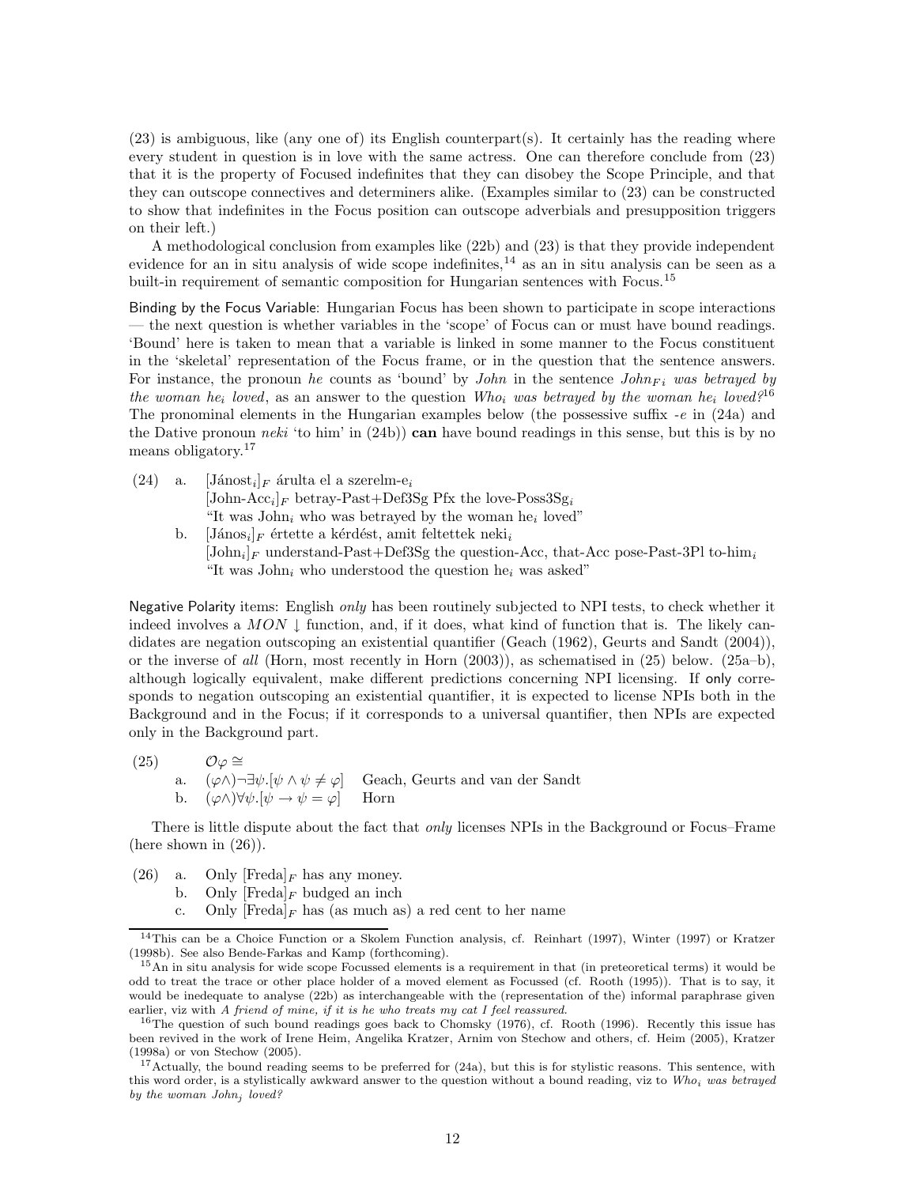(23) is ambiguous, like (any one of) its English counterpart(s). It certainly has the reading where every student in question is in love with the same actress. One can therefore conclude from (23) that it is the property of Focused indefinites that they can disobey the Scope Principle, and that they can outscope connectives and determiners alike. (Examples similar to (23) can be constructed to show that indefinites in the Focus position can outscope adverbials and presupposition triggers on their left.)

A methodological conclusion from examples like (22b) and (23) is that they provide independent evidence for an in situ analysis of wide scope indefinites,[14] as an in situ analysis can be seen as a built-in requirement of semantic composition for Hungarian sentences with Focus.[15]

Binding by the Focus Variable: Hungarian Focus has been shown to participate in scope interactions — the next question is whether variables in the 'scope' of Focus can or must have bound readings. 'Bound' here is taken to mean that a variable is linked in some manner to the Focus constituent in the 'skeletal' representation of the Focus frame, or in the question that the sentence answers. For instance, the pronoun *he* counts as 'bound' by *John* in the sentence *John*$_{F\,i}$ *was betrayed by the woman he*$_i$ *loved*, as an answer to the question *Who*$_i$ *was betrayed by the woman he*$_i$ *loved?*[16] The pronominal elements in the Hungarian examples below (the possessive suffix *-e* in (24a) and the Dative pronoun *neki* 'to him' in (24b)) **can** have bound readings in this sense, but this is by no means obligatory.[17]

(24) a. [Jánost$_i$]$_F$ árulta el a szerelm-e$_i$
[John-Acc$_i$]$_F$ betray-Past+Def3Sg Pfx the love-Poss3Sg$_i$
"It was John$_i$ who was betrayed by the woman he$_i$ loved"

b. [János$_i$]$_F$ értette a kérdést, amit feltettek neki$_i$
[John$_i$]$_F$ understand-Past+Def3Sg the question-Acc, that-Acc pose-Past-3Pl to-him$_i$
"It was John$_i$ who understood the question he$_i$ was asked"

Negative Polarity items: English *only* has been routinely subjected to NPI tests, to check whether it indeed involves a $MON\downarrow$ function, and, if it does, what kind of function that is. The likely candidates are negation outscoping an existential quantifier (Geach (1962), Geurts and Sandt (2004)), or the inverse of *all* (Horn, most recently in Horn (2003)), as schematised in (25) below. (25a–b), although logically equivalent, make different predictions concerning NPI licensing. If only corresponds to negation outscoping an existential quantifier, it is expected to license NPIs both in the Background and in the Focus; if it corresponds to a universal quantifier, then NPIs are expected only in the Background part.

(25) $\mathcal{O}\varphi \cong$

a. $(\varphi\wedge)\neg\exists\psi.[\psi \wedge \psi \neq \varphi]$ Geach, Geurts and van der Sandt

b. $(\varphi\wedge)\forall\psi.[\psi \rightarrow \psi = \varphi]$ Horn

There is little dispute about the fact that *only* licenses NPIs in the Background or Focus–Frame (here shown in (26)).

(26) a. Only [Freda]$_F$ has any money.

b. Only [Freda]$_F$ budged an inch

c. Only [Freda]$_F$ has (as much as) a red cent to her name

---

[14] This can be a Choice Function or a Skolem Function analysis, cf. Reinhart (1997), Winter (1997) or Kratzer (1998b). See also Bende-Farkas and Kamp (forthcoming).

[15] An in situ analysis for wide scope Focussed elements is a requirement in that (in preteoretical terms) it would be odd to treat the trace or other place holder of a moved element as Focussed (cf. Rooth (1995)). That is to say, it would be inedequate to analyse (22b) as interchangeable with the (representation of the) informal paraphrase given earlier, viz with *A friend of mine, if it is he who treats my cat I feel reassured.*

[16] The question of such bound readings goes back to Chomsky (1976), cf. Rooth (1996). Recently this issue has been revived in the work of Irene Heim, Angelika Kratzer, Arnim von Stechow and others, cf. Heim (2005), Kratzer (1998a) or von Stechow (2005).

[17] Actually, the bound reading seems to be preferred for (24a), but this is for stylistic reasons. This sentence, with this word order, is a stylistically awkward answer to the question without a bound reading, viz to *Who*$_i$ *was betrayed by the woman John*$_j$ *loved?*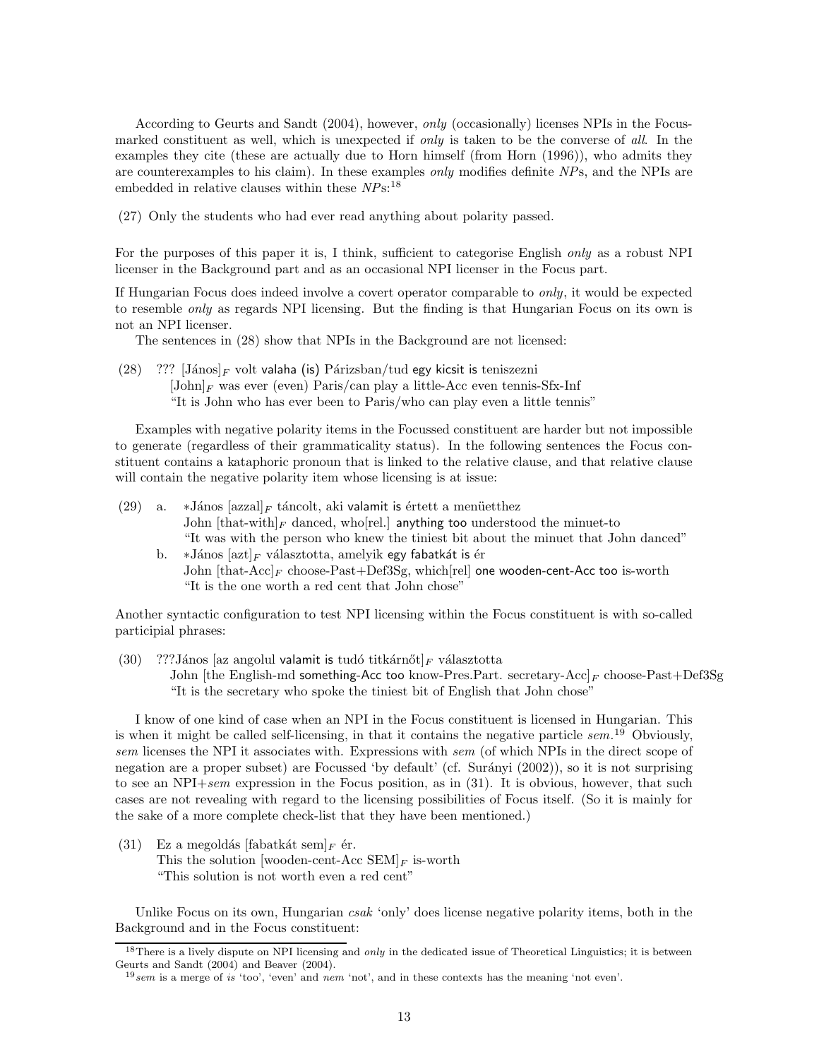According to Geurts and Sandt (2004), however, *only* (occasionally) licenses NPIs in the Focus-marked constituent as well, which is unexpected if *only* is taken to be the converse of *all*. In the examples they cite (these are actually due to Horn himself (from Horn (1996)), who admits they are counterexamples to his claim). In these examples *only* modifies definite *NP*s, and the NPIs are embedded in relative clauses within these *NP*s:[18]

(27) Only the students who had ever read anything about polarity passed.

For the purposes of this paper it is, I think, sufficient to categorise English *only* as a robust NPI licenser in the Background part and as an occasional NPI licenser in the Focus part.

If Hungarian Focus does indeed involve a covert operator comparable to *only*, it would be expected to resemble *only* as regards NPI licensing. But the finding is that Hungarian Focus on its own is not an NPI licenser.

The sentences in (28) show that NPIs in the Background are not licensed:

(28) ??? [János]$_F$ volt valaha (is) Párizsban/tud egy kicsit is teniszezni
[John]$_F$ was ever (even) Paris/can play a little-Acc even tennis-Sfx-Inf
"It is John who has ever been to Paris/who can play even a little tennis"

Examples with negative polarity items in the Focussed constituent are harder but not impossible to generate (regardless of their grammaticality status). In the following sentences the Focus constituent contains a kataphoric pronoun that is linked to the relative clause, and that relative clause will contain the negative polarity item whose licensing is at issue:

(29) a. *János [azzal]$_F$ táncolt, aki valamit is értett a menüetthez
John [that-with]$_F$ danced, who[rel.] anything too understood the minuet-to
"It was with the person who knew the tiniest bit about the minuet that John danced"

b. *János [azt]$_F$ választotta, amelyik egy fabatkát is ér
John [that-Acc]$_F$ choose-Past+Def3Sg, which[rel] one wooden-cent-Acc too is-worth
"It is the one worth a red cent that John chose"

Another syntactic configuration to test NPI licensing within the Focus constituent is with so-called participial phrases:

(30) ???János [az angolul valamit is tudó titkárnőt]$_F$ választotta
John [the English-md something-Acc too know-Pres.Part. secretary-Acc]$_F$ choose-Past+Def3Sg
"It is the secretary who spoke the tiniest bit of English that John chose"

I know of one kind of case when an NPI in the Focus constituent is licensed in Hungarian. This is when it might be called self-licensing, in that it contains the negative particle *sem*.[19] Obviously, *sem* licenses the NPI it associates with. Expressions with *sem* (of which NPIs in the direct scope of negation are a proper subset) are Focussed 'by default' (cf. Surányi (2002)), so it is not surprising to see an NPI+*sem* expression in the Focus position, as in (31). It is obvious, however, that such cases are not revealing with regard to the licensing possibilities of Focus itself. (So it is mainly for the sake of a more complete check-list that they have been mentioned.)

(31) Ez a megoldás [fabatkát sem]$_F$ ér.
This the solution [wooden-cent-Acc SEM]$_F$ is-worth
"This solution is not worth even a red cent"

Unlike Focus on its own, Hungarian *csak* 'only' does license negative polarity items, both in the Background and in the Focus constituent:

[18] There is a lively dispute on NPI licensing and *only* in the dedicated issue of Theoretical Linguistics; it is between Geurts and Sandt (2004) and Beaver (2004).

[19] *sem* is a merge of *is* 'too', 'even' and *nem* 'not', and in these contexts has the meaning 'not even'.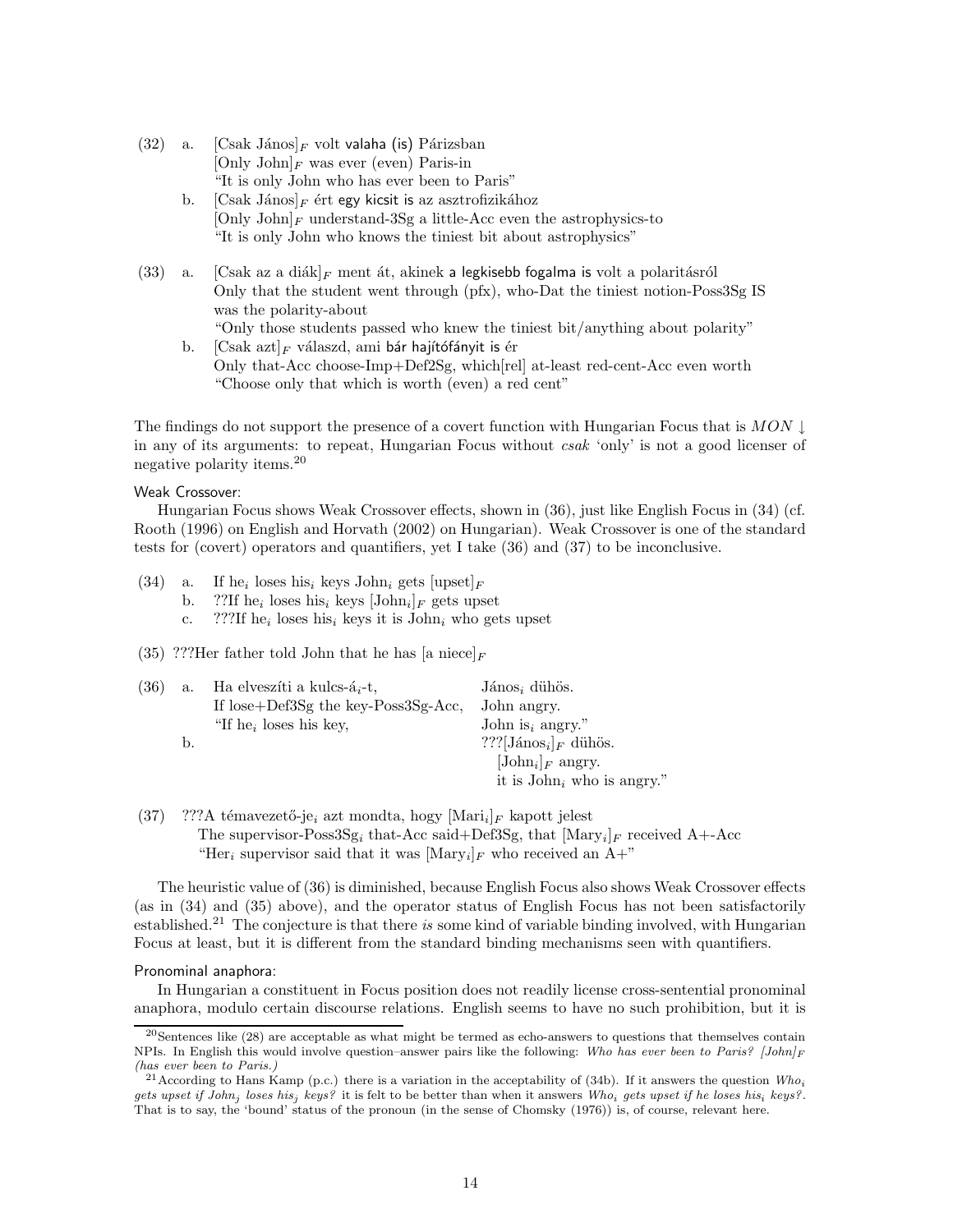(32) a. [Csak János]$_F$ volt valaha (is) Párizsban
[Only John]$_F$ was ever (even) Paris-in
"It is only John who has ever been to Paris"

b. [Csak János]$_F$ ért egy kicsit is az asztrofizikához
[Only John]$_F$ understand-3Sg a little-Acc even the astrophysics-to
"It is only John who knows the tiniest bit about astrophysics"

(33) a. [Csak az a diák]$_F$ ment át, akinek a legkisebb fogalma is volt a polaritásról
Only that the student went through (pfx), who-Dat the tiniest notion-Poss3Sg IS was the polarity-about
"Only those students passed who knew the tiniest bit/anything about polarity"

b. [Csak azt]$_F$ válaszd, ami bár hajítófányit is ér
Only that-Acc choose-Imp+Def2Sg, which[rel] at-least red-cent-Acc even worth
"Choose only that which is worth (even) a red cent"

The findings do not support the presence of a covert function with Hungarian Focus that is $MON\downarrow$ in any of its arguments: to repeat, Hungarian Focus without *csak* 'only' is not a good licenser of negative polarity items.[20]

Weak Crossover:

Hungarian Focus shows Weak Crossover effects, shown in (36), just like English Focus in (34) (cf. Rooth (1996) on English and Horvath (2002) on Hungarian). Weak Crossover is one of the standard tests for (covert) operators and quantifiers, yet I take (36) and (37) to be inconclusive.

(34) a. If he$_i$ loses his$_i$ keys John$_i$ gets [upset]$_F$

b. ??If he$_i$ loses his$_i$ keys [John$_i$]$_F$ gets upset

c. ???If he$_i$ loses his$_i$ keys it is John$_i$ who gets upset

(35) ???Her father told John that he has [a niece]$_F$

(36) a. Ha elveszíti a kulcs-á$_i$-t, János$_i$ dühös.
If lose+Def3Sg the key-Poss3Sg-Acc, John angry.
"If he$_i$ loses his key, John is$_i$ angry."

b. ???[János$_i$]$_F$ dühös.
[John$_i$]$_F$ angry.
it is John$_i$ who is angry."

(37) ???A témavezető-je$_i$ azt mondta, hogy [Mari$_i$]$_F$ kapott jelest
The supervisor-Poss3Sg$_i$ that-Acc said+Def3Sg, that [Mary$_i$]$_F$ received A+-Acc
"Her$_i$ supervisor said that it was [Mary$_i$]$_F$ who received an A+"

The heuristic value of (36) is diminished, because English Focus also shows Weak Crossover effects (as in (34) and (35) above), and the operator status of English Focus has not been satisfactorily established.[21] The conjecture is that there *is* some kind of variable binding involved, with Hungarian Focus at least, but it is different from the standard binding mechanisms seen with quantifiers.

Pronominal anaphora:

In Hungarian a constituent in Focus position does not readily license cross-sentential pronominal anaphora, modulo certain discourse relations. English seems to have no such prohibition, but it is

[20] Sentences like (28) are acceptable as what might be termed as echo-answers to questions that themselves contain NPIs. In English this would involve question–answer pairs like the following: *Who has ever been to Paris? [John]$_F$ (has ever been to Paris.)*

[21] According to Hans Kamp (p.c.) there is a variation in the acceptability of (34b). If it answers the question *Who$_i$ gets upset if John$_j$ loses his$_j$ keys?* it is felt to be better than when it answers *Who$_i$ gets upset if he loses his$_i$ keys?*. That is to say, the 'bound' status of the pronoun (in the sense of Chomsky (1976)) is, of course, relevant here.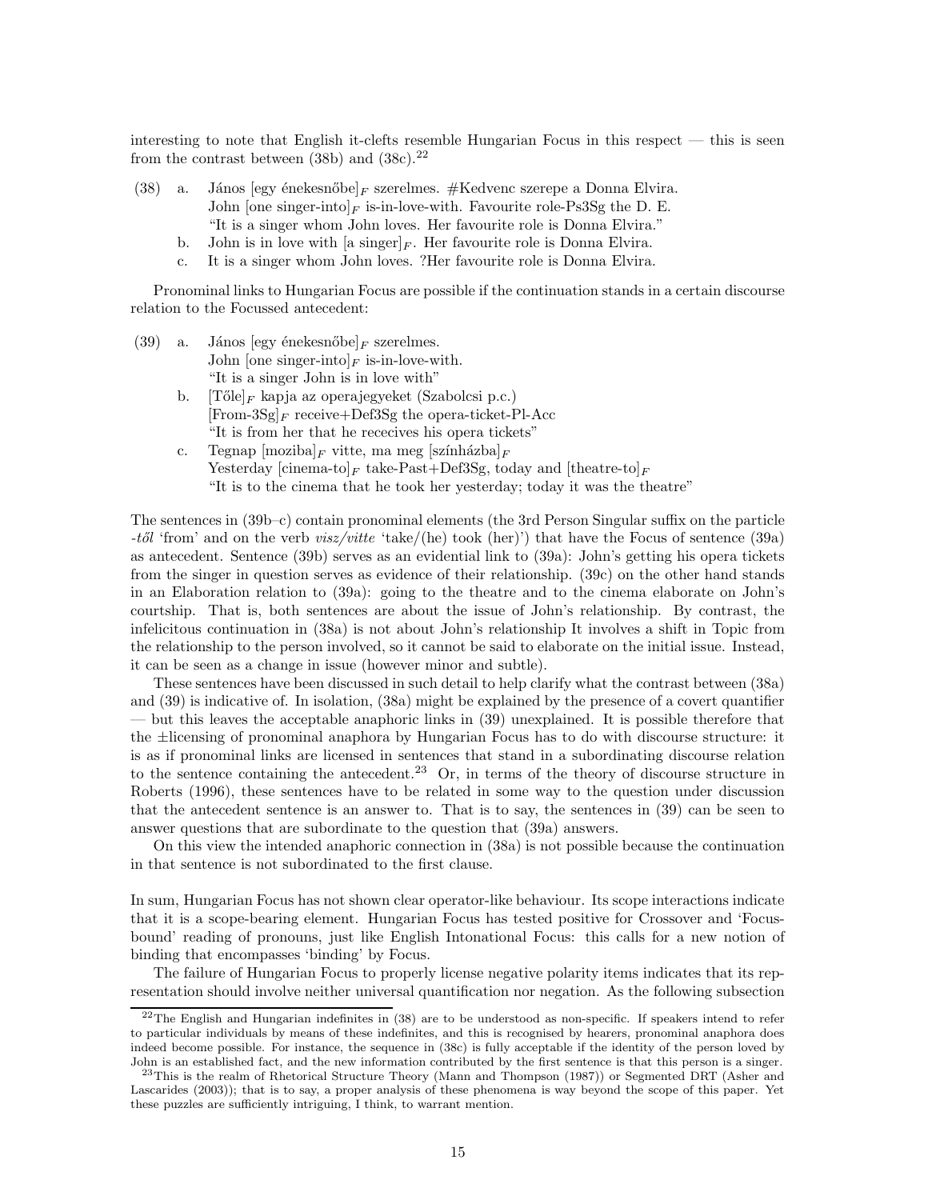interesting to note that English it-clefts resemble Hungarian Focus in this respect — this is seen from the contrast between (38b) and (38c).[22]

(38) a. János [egy énekesnőbe]$_F$ szerelmes. #Kedvenc szerepe a Donna Elvira.
John [one singer-into]$_F$ is-in-love-with. Favourite role-Ps3Sg the D. E.
"It is a singer whom John loves. Her favourite role is Donna Elvira."

b. John is in love with [a singer]$_F$. Her favourite role is Donna Elvira.

c. It is a singer whom John loves. ?Her favourite role is Donna Elvira.

Pronominal links to Hungarian Focus are possible if the continuation stands in a certain discourse relation to the Focussed antecedent:

(39) a. János [egy énekesnőbe]$_F$ szerelmes.
John [one singer-into]$_F$ is-in-love-with.
"It is a singer John is in love with"

b. [Tőle]$_F$ kapja az operajegyeket (Szabolcsi p.c.)
[From-3Sg]$_F$ receive+Def3Sg the opera-ticket-Pl-Acc
"It is from her that he recevices his opera tickets"

c. Tegnap [moziba]$_F$ vitte, ma meg [színházba]$_F$
Yesterday [cinema-to]$_F$ take-Past+Def3Sg, today and [theatre-to]$_F$
"It is to the cinema that he took her yesterday; today it was the theatre"

The sentences in (39b–c) contain pronominal elements (the 3rd Person Singular suffix on the particle *-től* 'from' and on the verb *visz/vitte* 'take/(he) took (her)') that have the Focus of sentence (39a) as antecedent. Sentence (39b) serves as an evidential link to (39a): John's getting his opera tickets from the singer in question serves as evidence of their relationship. (39c) on the other hand stands in an Elaboration relation to (39a): going to the theatre and to the cinema elaborate on John's courtship. That is, both sentences are about the issue of John's relationship. By contrast, the infelicitous continuation in (38a) is not about John's relationship It involves a shift in Topic from the relationship to the person involved, so it cannot be said to elaborate on the initial issue. Instead, it can be seen as a change in issue (however minor and subtle).

These sentences have been discussed in such detail to help clarify what the contrast between (38a) and (39) is indicative of. In isolation, (38a) might be explained by the presence of a covert quantifier — but this leaves the acceptable anaphoric links in (39) unexplained. It is possible therefore that the ±licensing of pronominal anaphora by Hungarian Focus has to do with discourse structure: it is as if pronominal links are licensed in sentences that stand in a subordinating discourse relation to the sentence containing the antecedent.[23] Or, in terms of the theory of discourse structure in Roberts (1996), these sentences have to be related in some way to the question under discussion that the antecedent sentence is an answer to. That is to say, the sentences in (39) can be seen to answer questions that are subordinate to the question that (39a) answers.

On this view the intended anaphoric connection in (38a) is not possible because the continuation in that sentence is not subordinated to the first clause.

In sum, Hungarian Focus has not shown clear operator-like behaviour. Its scope interactions indicate that it is a scope-bearing element. Hungarian Focus has tested positive for Crossover and 'Focus-bound' reading of pronouns, just like English Intonational Focus: this calls for a new notion of binding that encompasses 'binding' by Focus.

The failure of Hungarian Focus to properly license negative polarity items indicates that its representation should involve neither universal quantification nor negation. As the following subsection

[22] The English and Hungarian indefinites in (38) are to be understood as non-specific. If speakers intend to refer to particular individuals by means of these indefinites, and this is recognised by hearers, pronominal anaphora does indeed become possible. For instance, the sequence in (38c) is fully acceptable if the identity of the person loved by John is an established fact, and the new information contributed by the first sentence is that this person is a singer.

[23] This is the realm of Rhetorical Structure Theory (Mann and Thompson (1987)) or Segmented DRT (Asher and Lascarides (2003)); that is to say, a proper analysis of these phenomena is way beyond the scope of this paper. Yet these puzzles are sufficiently intriguing, I think, to warrant mention.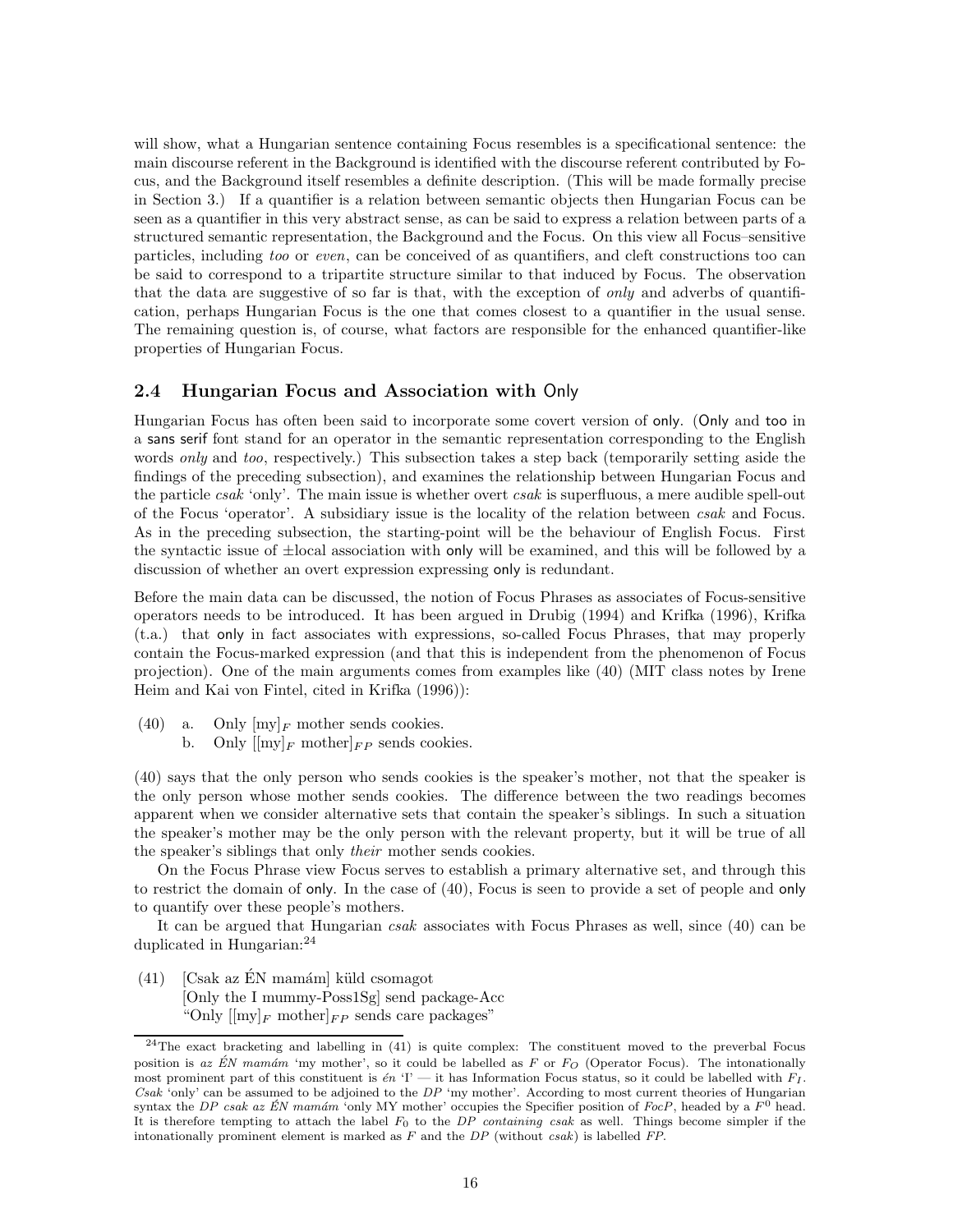will show, what a Hungarian sentence containing Focus resembles is a specificational sentence: the main discourse referent in the Background is identified with the discourse referent contributed by Focus, and the Background itself resembles a definite description. (This will be made formally precise in Section 3.) If a quantifier is a relation between semantic objects then Hungarian Focus can be seen as a quantifier in this very abstract sense, as can be said to express a relation between parts of a structured semantic representation, the Background and the Focus. On this view all Focus–sensitive particles, including *too* or *even*, can be conceived of as quantifiers, and cleft constructions too can be said to correspond to a tripartite structure similar to that induced by Focus. The observation that the data are suggestive of so far is that, with the exception of *only* and adverbs of quantification, perhaps Hungarian Focus is the one that comes closest to a quantifier in the usual sense. The remaining question is, of course, what factors are responsible for the enhanced quantifier-like properties of Hungarian Focus.

## 2.4 Hungarian Focus and Association with Only

Hungarian Focus has often been said to incorporate some covert version of only. (Only and too in a sans serif font stand for an operator in the semantic representation corresponding to the English words *only* and *too*, respectively.) This subsection takes a step back (temporarily setting aside the findings of the preceding subsection), and examines the relationship between Hungarian Focus and the particle *csak* 'only'. The main issue is whether overt *csak* is superfluous, a mere audible spell-out of the Focus 'operator'. A subsidiary issue is the locality of the relation between *csak* and Focus. As in the preceding subsection, the starting-point will be the behaviour of English Focus. First the syntactic issue of ±local association with only will be examined, and this will be followed by a discussion of whether an overt expression expressing only is redundant.

Before the main data can be discussed, the notion of Focus Phrases as associates of Focus-sensitive operators needs to be introduced. It has been argued in Drubig (1994) and Krifka (1996), Krifka (t.a.) that only in fact associates with expressions, so-called Focus Phrases, that may properly contain the Focus-marked expression (and that this is independent from the phenomenon of Focus projection). One of the main arguments comes from examples like (40) (MIT class notes by Irene Heim and Kai von Fintel, cited in Krifka (1996)):

(40) a. Only $[\text{my}]_F$ mother sends cookies.
  b. Only $[[\text{my}]_F\ \text{mother}]_{FP}$ sends cookies.

(40) says that the only person who sends cookies is the speaker's mother, not that the speaker is the only person whose mother sends cookies. The difference between the two readings becomes apparent when we consider alternative sets that contain the speaker's siblings. In such a situation the speaker's mother may be the only person with the relevant property, but it will be true of all the speaker's siblings that only *their* mother sends cookies.

On the Focus Phrase view Focus serves to establish a primary alternative set, and through this to restrict the domain of only. In the case of (40), Focus is seen to provide a set of people and only to quantify over these people's mothers.

It can be argued that Hungarian *csak* associates with Focus Phrases as well, since (40) can be duplicated in Hungarian:[24]

(41) [Csak az ÉN mamám] küld csomagot
  [Only the I mummy-Poss1Sg] send package-Acc
  "Only $[[\text{my}]_F\ \text{mother}]_{FP}$ sends care packages"

[24] The exact bracketing and labelling in (41) is quite complex: The constituent moved to the preverbal Focus position is *az ÉN mamám* 'my mother', so it could be labelled as $F$ or $F_O$ (Operator Focus). The intonationally most prominent part of this constituent is *én* 'I' — it has Information Focus status, so it could be labelled with $F_I$. *Csak* 'only' can be assumed to be adjoined to the *DP* 'my mother'. According to most current theories of Hungarian syntax the *DP csak az ÉN mamám* 'only MY mother' occupies the Specifier position of *FocP*, headed by a $F^0$ head. It is therefore tempting to attach the label $F_0$ to the *DP containing csak* as well. Things become simpler if the intonationally prominent element is marked as $F$ and the *DP* (without *csak*) is labelled *FP*.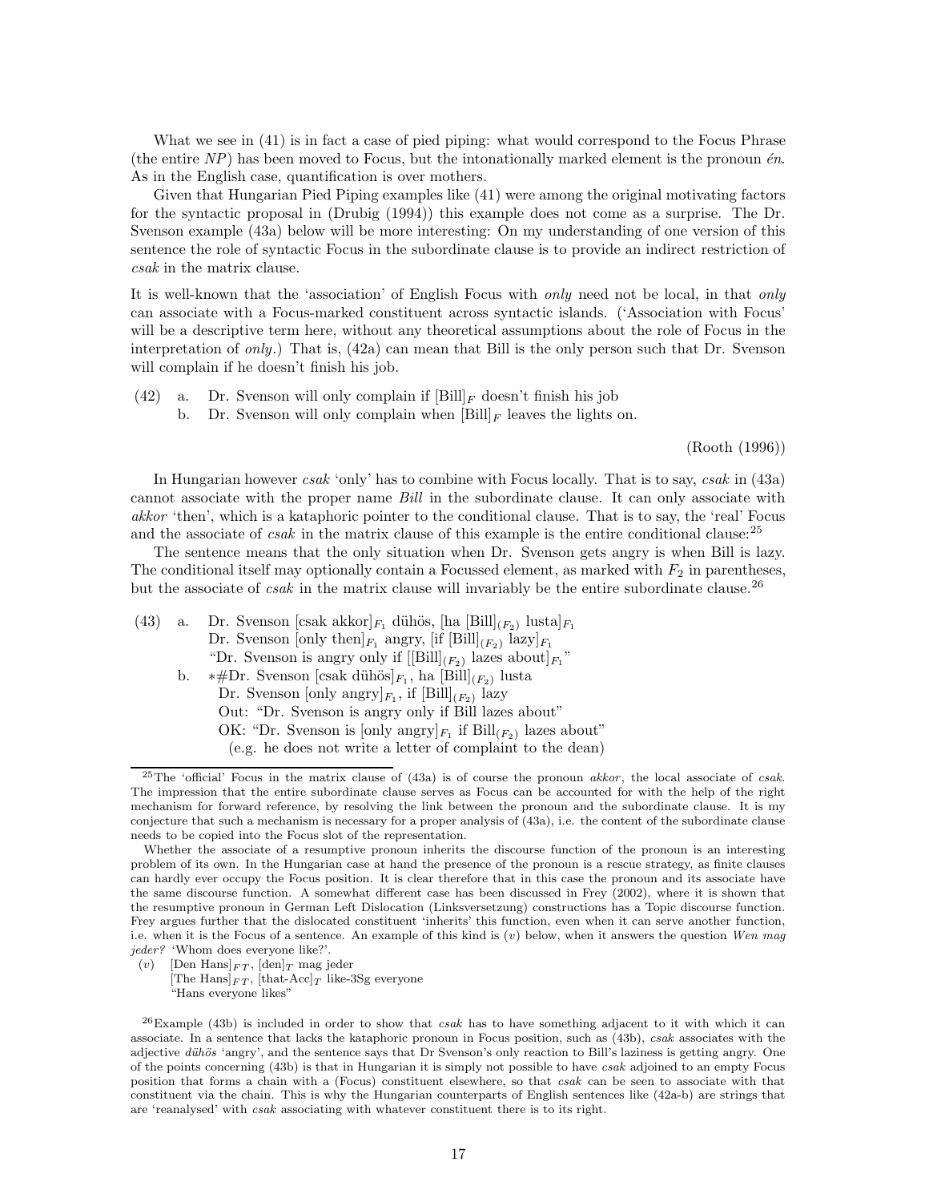What we see in (41) is in fact a case of pied piping: what would correspond to the Focus Phrase (the entire *NP*) has been moved to Focus, but the intonationally marked element is the pronoun *én*. As in the English case, quantification is over mothers.

Given that Hungarian Pied Piping examples like (41) were among the original motivating factors for the syntactic proposal in (Drubig (1994)) this example does not come as a surprise. The Dr. Svenson example (43a) below will be more interesting: On my understanding of one version of this sentence the role of syntactic Focus in the subordinate clause is to provide an indirect restriction of *csak* in the matrix clause.

It is well-known that the 'association' of English Focus with *only* need not be local, in that *only* can associate with a Focus-marked constituent across syntactic islands. ('Association with Focus' will be a descriptive term here, without any theoretical assumptions about the role of Focus in the interpretation of *only*.) That is, (42a) can mean that Bill is the only person such that Dr. Svenson will complain if he doesn't finish his job.

(42) a. Dr. Svenson will only complain if $[\text{Bill}]_F$ doesn't finish his job
     b. Dr. Svenson will only complain when $[\text{Bill}]_F$ leaves the lights on.

(Rooth (1996))

In Hungarian however *csak* 'only' has to combine with Focus locally. That is to say, *csak* in (43a) cannot associate with the proper name *Bill* in the subordinate clause. It can only associate with *akkor* 'then', which is a kataphoric pointer to the conditional clause. That is to say, the 'real' Focus and the associate of *csak* in the matrix clause of this example is the entire conditional clause:[25]

The sentence means that the only situation when Dr. Svenson gets angry is when Bill is lazy. The conditional itself may optionally contain a Focussed element, as marked with $F_2$ in parentheses, but the associate of *csak* in the matrix clause will invariably be the entire subordinate clause.[26]

(43) a. Dr. Svenson $[\text{csak akkor}]_{F_1}$ dühös, $[\text{ha } [\text{Bill}]_{(F_2)} \text{ lusta}]_{F_1}$
     Dr. Svenson $[\text{only then}]_{F_1}$ angry, $[\text{if } [\text{Bill}]_{(F_2)} \text{ lazy}]_{F_1}$
     "Dr. Svenson is angry only if $[[\text{Bill}]_{(F_2)} \text{ lazes about}]_{F_1}$"
     b. *#Dr. Svenson $[\text{csak dühös}]_{F_1}$, ha $[\text{Bill}]_{(F_2)}$ lusta
     Dr. Svenson $[\text{only angry}]_{F_1}$, if $[\text{Bill}]_{(F_2)}$ lazy
     Out: "Dr. Svenson is angry only if Bill lazes about"
     OK: "Dr. Svenson is $[\text{only angry}]_{F_1}$ if $\text{Bill}_{(F_2)}$ lazes about"
     (e.g. he does not write a letter of complaint to the dean)

---

[25] The 'official' Focus in the matrix clause of (43a) is of course the pronoun *akkor*, the local associate of *csak*. The impression that the entire subordinate clause serves as Focus can be accounted for with the help of the right mechanism for forward reference, by resolving the link between the pronoun and the subordinate clause. It is my conjecture that such a mechanism is necessary for a proper analysis of (43a), i.e. the content of the subordinate clause needs to be copied into the Focus slot of the representation.

Whether the associate of a resumptive pronoun inherits the discourse function of the pronoun is an interesting problem of its own. In the Hungarian case at hand the presence of the pronoun is a rescue strategy, as finite clauses can hardly ever occupy the Focus position. It is clear therefore that in this case the pronoun and its associate have the same discourse function. A somewhat different case has been discussed in Frey (2002), where it is shown that the resumptive pronoun in German Left Dislocation (Linksversetzung) constructions has a Topic discourse function. Frey argues further that the dislocated constituent 'inherits' this function, even when it can serve another function, i.e. when it is the Focus of a sentence. An example of this kind is (*v*) below, when it answers the question *Wen mag jeder?* 'Whom does everyone like?'.

(*v*) $[\text{Den Hans}]_{FT}$, $[\text{den}]_T$ mag jeder
     $[\text{The Hans}]_{FT}$, $[\text{that-Acc}]_T$ like-3Sg everyone
     "Hans everyone likes"

[26] Example (43b) is included in order to show that *csak* has to have something adjacent to it with which it can associate. In a sentence that lacks the kataphoric pronoun in Focus position, such as (43b), *csak* associates with the adjective *dühös* 'angry', and the sentence says that Dr Svenson's only reaction to Bill's laziness is getting angry. One of the points concerning (43b) is that in Hungarian it is simply not possible to have *csak* adjoined to an empty Focus position that forms a chain with a (Focus) constituent elsewhere, so that *csak* can be seen to associate with that constituent via the chain. This is why the Hungarian counterparts of English sentences like (42a-b) are strings that are 'reanalysed' with *csak* associating with whatever constituent there is to its right.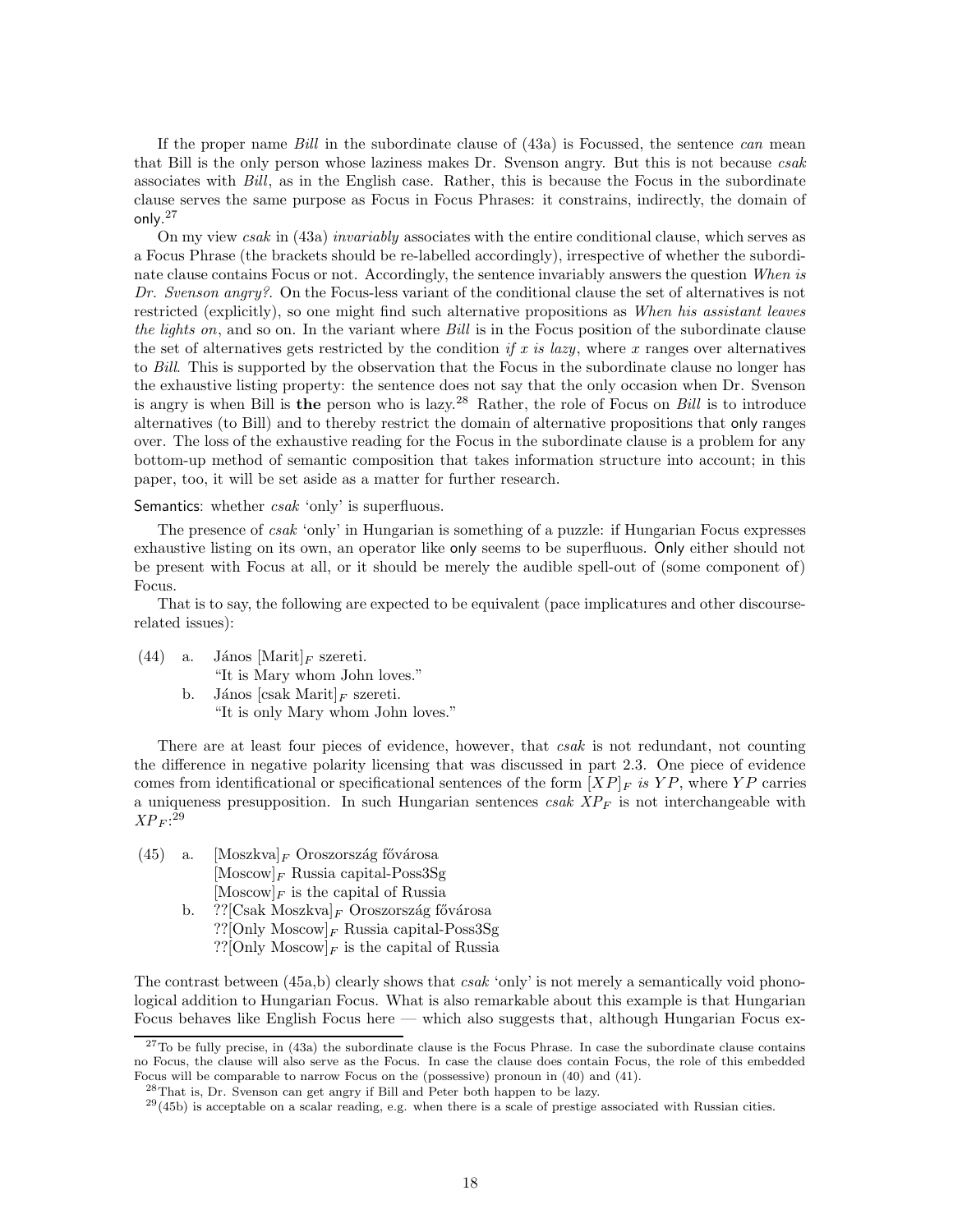If the proper name *Bill* in the subordinate clause of (43a) is Focussed, the sentence *can* mean that Bill is the only person whose laziness makes Dr. Svenson angry. But this is not because *csak* associates with *Bill*, as in the English case. Rather, this is because the Focus in the subordinate clause serves the same purpose as Focus in Focus Phrases: it constrains, indirectly, the domain of only.[27]

On my view *csak* in (43a) *invariably* associates with the entire conditional clause, which serves as a Focus Phrase (the brackets should be re-labelled accordingly), irrespective of whether the subordinate clause contains Focus or not. Accordingly, the sentence invariably answers the question *When is Dr. Svenson angry?*. On the Focus-less variant of the conditional clause the set of alternatives is not restricted (explicitly), so one might find such alternative propositions as *When his assistant leaves the lights on*, and so on. In the variant where *Bill* is in the Focus position of the subordinate clause the set of alternatives gets restricted by the condition *if $x$ is lazy*, where $x$ ranges over alternatives to *Bill*. This is supported by the observation that the Focus in the subordinate clause no longer has the exhaustive listing property: the sentence does not say that the only occasion when Dr. Svenson is angry is when Bill is **the** person who is lazy.[28] Rather, the role of Focus on *Bill* is to introduce alternatives (to Bill) and to thereby restrict the domain of alternative propositions that only ranges over. The loss of the exhaustive reading for the Focus in the subordinate clause is a problem for any bottom-up method of semantic composition that takes information structure into account; in this paper, too, it will be set aside as a matter for further research.

Semantics: whether *csak* 'only' is superfluous.

The presence of *csak* 'only' in Hungarian is something of a puzzle: if Hungarian Focus expresses exhaustive listing on its own, an operator like only seems to be superfluous. Only either should not be present with Focus at all, or it should be merely the audible spell-out of (some component of) Focus.

That is to say, the following are expected to be equivalent (pace implicatures and other discourse-related issues):

(44) a. János [Marit]$_F$ szereti.
"It is Mary whom John loves."

b. János [csak Marit]$_F$ szereti.
"It is only Mary whom John loves."

There are at least four pieces of evidence, however, that *csak* is not redundant, not counting the difference in negative polarity licensing that was discussed in part 2.3. One piece of evidence comes from identificational or specificational sentences of the form $[XP]_F$ *is* $YP$, where $YP$ carries a uniqueness presupposition. In such Hungarian sentences *csak* $XP_F$ is not interchangeable with $XP_F$:[29]

(45) a. [Moszkva]$_F$ Oroszország fővárosa
[Moscow]$_F$ Russia capital-Poss3Sg
[Moscow]$_F$ is the capital of Russia

b. ??[Csak Moszkva]$_F$ Oroszország fővárosa
??[Only Moscow]$_F$ Russia capital-Poss3Sg
??[Only Moscow]$_F$ is the capital of Russia

The contrast between (45a,b) clearly shows that *csak* 'only' is not merely a semantically void phonological addition to Hungarian Focus. What is also remarkable about this example is that Hungarian Focus behaves like English Focus here — which also suggests that, although Hungarian Focus ex-

---

[27] To be fully precise, in (43a) the subordinate clause is the Focus Phrase. In case the subordinate clause contains no Focus, the clause will also serve as the Focus. In case the clause does contain Focus, the role of this embedded Focus will be comparable to narrow Focus on the (possessive) pronoun in (40) and (41).

[28] That is, Dr. Svenson can get angry if Bill and Peter both happen to be lazy.

[29] (45b) is acceptable on a scalar reading, e.g. when there is a scale of prestige associated with Russian cities.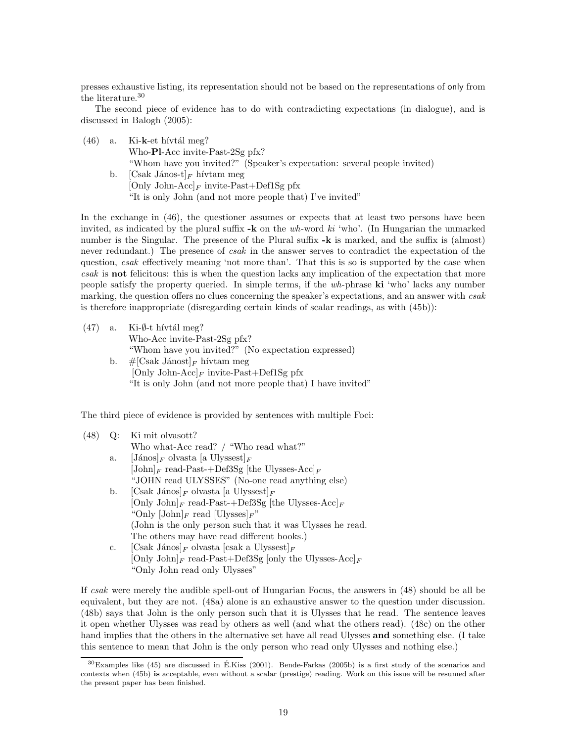presses exhaustive listing, its representation should not be based on the representations of only from the literature.[30]

The second piece of evidence has to do with contradicting expectations (in dialogue), and is discussed in Balogh (2005):

(46) a. Ki-**k**-et hívtál meg?
Who-**Pl**-Acc invite-Past-2Sg pfx?
"Whom have you invited?" (Speaker's expectation: several people invited)

b. [Csak János-t]$_F$ hívtam meg
[Only John-Acc]$_F$ invite-Past+Def1Sg pfx
"It is only John (and not more people that) I've invited"

In the exchange in (46), the questioner assumes or expects that at least two persons have been invited, as indicated by the plural suffix **-k** on the *wh*-word *ki* 'who'. (In Hungarian the unmarked number is the Singular. The presence of the Plural suffix **-k** is marked, and the suffix is (almost) never redundant.) The presence of *csak* in the answer serves to contradict the expectation of the question, *csak* effectively meaning 'not more than'. That this is so is supported by the case when *csak* is **not** felicitous: this is when the question lacks any implication of the expectation that more people satisfy the property queried. In simple terms, if the *wh*-phrase **ki** 'who' lacks any number marking, the question offers no clues concerning the speaker's expectations, and an answer with *csak* is therefore inappropriate (disregarding certain kinds of scalar readings, as with (45b)):

(47) a. Ki-∅-t hívtál meg?
Who-Acc invite-Past-2Sg pfx?
"Whom have you invited?" (No expectation expressed)

b. #[Csak Jánost]$_F$ hívtam meg
[Only John-Acc]$_F$ invite-Past+Def1Sg pfx
"It is only John (and not more people that) I have invited"

The third piece of evidence is provided by sentences with multiple Foci:

(48) Q: Ki mit olvasott?
Who what-Acc read? / "Who read what?"

a. [János]$_F$ olvasta [a Ulyssest]$_F$
[John]$_F$ read-Past-+Def3Sg [the Ulysses-Acc]$_F$
"JOHN read ULYSSES" (No-one read anything else)

b. [Csak János]$_F$ olvasta [a Ulyssest]$_F$
[Only John]$_F$ read-Past-+Def3Sg [the Ulysses-Acc]$_F$
"Only [John]$_F$ read [Ulysses]$_F$"
(John is the only person such that it was Ulysses he read.
The others may have read different books.)

c. [Csak János]$_F$ olvasta [csak a Ulyssest]$_F$
[Only John]$_F$ read-Past+Def3Sg [only the Ulysses-Acc]$_F$
"Only John read only Ulysses"

If *csak* were merely the audible spell-out of Hungarian Focus, the answers in (48) should be all be equivalent, but they are not. (48a) alone is an exhaustive answer to the question under discussion. (48b) says that John is the only person such that it is Ulysses that he read. The sentence leaves it open whether Ulysses was read by others as well (and what the others read). (48c) on the other hand implies that the others in the alternative set have all read Ulysses **and** something else. (I take this sentence to mean that John is the only person who read only Ulysses and nothing else.)

[30] Examples like (45) are discussed in É.Kiss (2001). Bende-Farkas (2005b) is a first study of the scenarios and contexts when (45b) **is** acceptable, even without a scalar (prestige) reading. Work on this issue will be resumed after the present paper has been finished.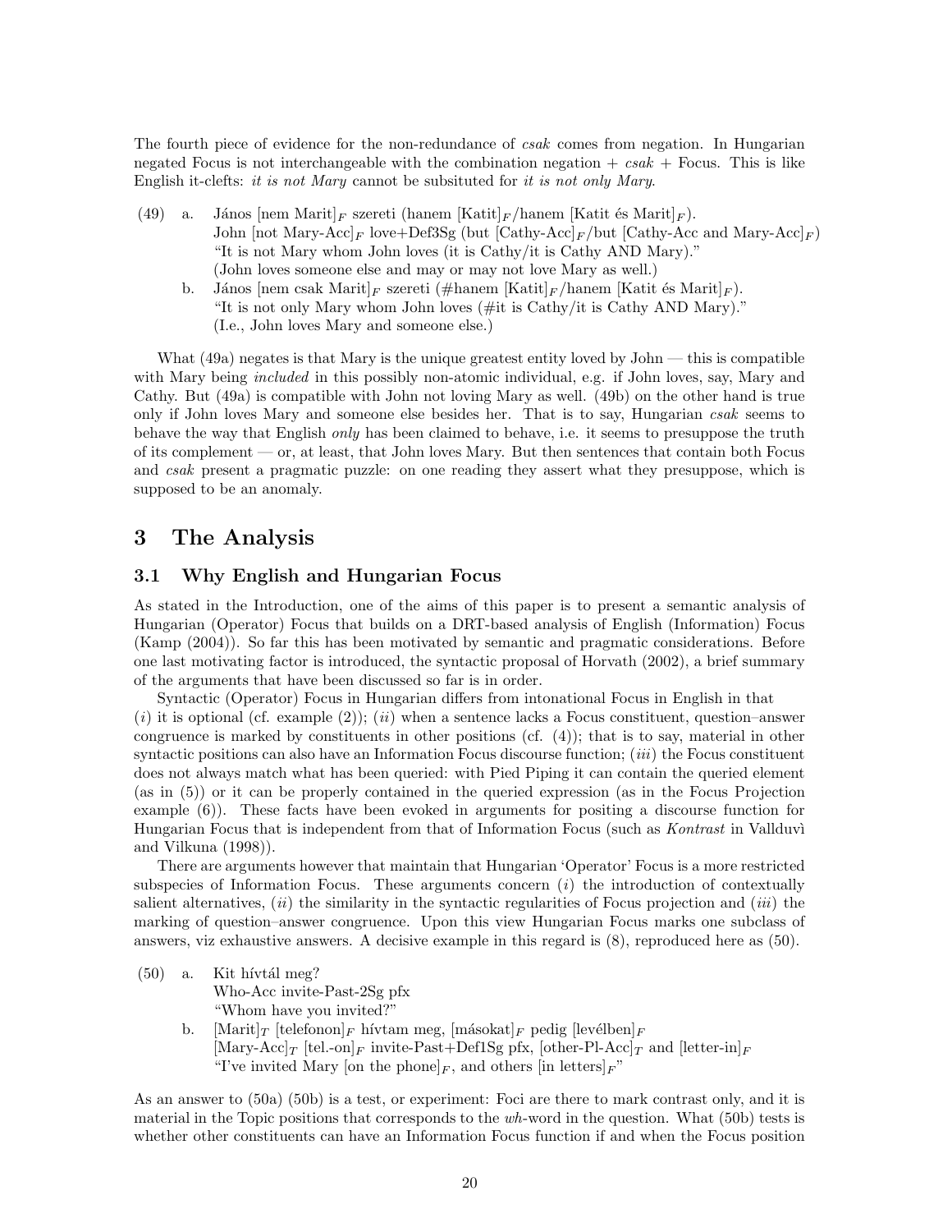The fourth piece of evidence for the non-redundance of *csak* comes from negation. In Hungarian negated Focus is not interchangeable with the combination negation + *csak* + Focus. This is like English it-clefts: *it is not Mary* cannot be subsituted for *it is not only Mary*.

(49) a. János [nem Marit]$_F$ szereti (hanem [Katit]$_F$/hanem [Katit és Marit]$_F$).
John [not Mary-Acc]$_F$ love+Def3Sg (but [Cathy-Acc]$_F$/but [Cathy-Acc and Mary-Acc]$_F$)
"It is not Mary whom John loves (it is Cathy/it is Cathy AND Mary)."
(John loves someone else and may or may not love Mary as well.)

b. János [nem csak Marit]$_F$ szereti (#hanem [Katit]$_F$/hanem [Katit és Marit]$_F$).
"It is not only Mary whom John loves (#it is Cathy/it is Cathy AND Mary)."
(I.e., John loves Mary and someone else.)

What (49a) negates is that Mary is the unique greatest entity loved by John — this is compatible with Mary being *included* in this possibly non-atomic individual, e.g. if John loves, say, Mary and Cathy. But (49a) is compatible with John not loving Mary as well. (49b) on the other hand is true only if John loves Mary and someone else besides her. That is to say, Hungarian *csak* seems to behave the way that English *only* has been claimed to behave, i.e. it seems to presuppose the truth of its complement — or, at least, that John loves Mary. But then sentences that contain both Focus and *csak* present a pragmatic puzzle: on one reading they assert what they presuppose, which is supposed to be an anomaly.

# 3 The Analysis

## 3.1 Why English and Hungarian Focus

As stated in the Introduction, one of the aims of this paper is to present a semantic analysis of Hungarian (Operator) Focus that builds on a DRT-based analysis of English (Information) Focus (Kamp (2004)). So far this has been motivated by semantic and pragmatic considerations. Before one last motivating factor is introduced, the syntactic proposal of Horvath (2002), a brief summary of the arguments that have been discussed so far is in order.

Syntactic (Operator) Focus in Hungarian differs from intonational Focus in English in that (*i*) it is optional (cf. example (2)); (*ii*) when a sentence lacks a Focus constituent, question–answer congruence is marked by constituents in other positions (cf. (4)); that is to say, material in other syntactic positions can also have an Information Focus discourse function; (*iii*) the Focus constituent does not always match what has been queried: with Pied Piping it can contain the queried element (as in (5)) or it can be properly contained in the queried expression (as in the Focus Projection example (6)). These facts have been evoked in arguments for positing a discourse function for Hungarian Focus that is independent from that of Information Focus (such as *Kontrast* in Vallduvì and Vilkuna (1998)).

There are arguments however that maintain that Hungarian 'Operator' Focus is a more restricted subspecies of Information Focus. These arguments concern (*i*) the introduction of contextually salient alternatives, (*ii*) the similarity in the syntactic regularities of Focus projection and (*iii*) the marking of question–answer congruence. Upon this view Hungarian Focus marks one subclass of answers, viz exhaustive answers. A decisive example in this regard is (8), reproduced here as (50).

(50) a. Kit hívtál meg?
Who-Acc invite-Past-2Sg pfx
"Whom have you invited?"

b. [Marit]$_T$ [telefonon]$_F$ hívtam meg, [másokat]$_F$ pedig [levélben]$_F$
[Mary-Acc]$_T$ [tel.-on]$_F$ invite-Past+Def1Sg pfx, [other-Pl-Acc]$_T$ and [letter-in]$_F$
"I've invited Mary [on the phone]$_F$, and others [in letters]$_F$"

As an answer to (50a) (50b) is a test, or experiment: Foci are there to mark contrast only, and it is material in the Topic positions that corresponds to the *wh*-word in the question. What (50b) tests is whether other constituents can have an Information Focus function if and when the Focus position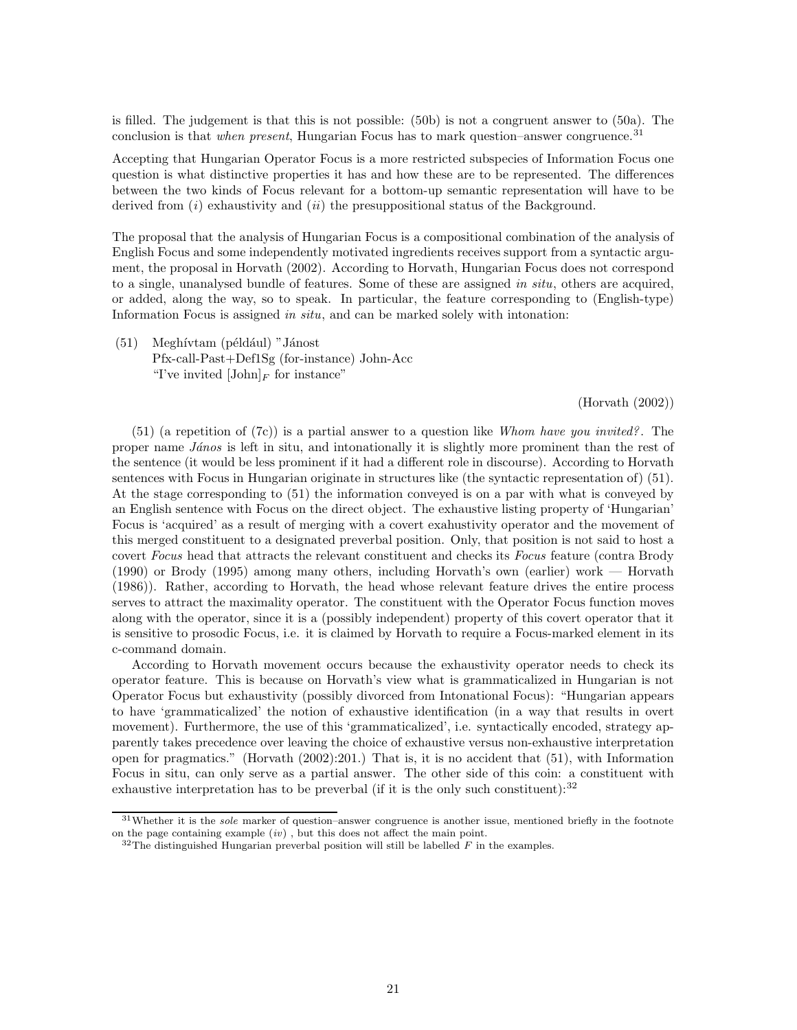is filled. The judgement is that this is not possible: (50b) is not a congruent answer to (50a). The conclusion is that *when present*, Hungarian Focus has to mark question–answer congruence.[31]

Accepting that Hungarian Operator Focus is a more restricted subspecies of Information Focus one question is what distinctive properties it has and how these are to be represented. The differences between the two kinds of Focus relevant for a bottom-up semantic representation will have to be derived from (*i*) exhaustivity and (*ii*) the presuppositional status of the Background.

The proposal that the analysis of Hungarian Focus is a compositional combination of the analysis of English Focus and some independently motivated ingredients receives support from a syntactic argument, the proposal in Horvath (2002). According to Horvath, Hungarian Focus does not correspond to a single, unanalysed bundle of features. Some of these are assigned *in situ*, others are acquired, or added, along the way, so to speak. In particular, the feature corresponding to (English-type) Information Focus is assigned *in situ*, and can be marked solely with intonation:

(51) Meghívtam (például) "Jánost
Pfx-call-Past+Def1Sg (for-instance) John-Acc
"I've invited $[\text{John}]_F$ for instance"

(Horvath (2002))

(51) (a repetition of (7c)) is a partial answer to a question like *Whom have you invited?*. The proper name *János* is left in situ, and intonationally it is slightly more prominent than the rest of the sentence (it would be less prominent if it had a different role in discourse). According to Horvath sentences with Focus in Hungarian originate in structures like (the syntactic representation of) (51). At the stage corresponding to (51) the information conveyed is on a par with what is conveyed by an English sentence with Focus on the direct object. The exhaustive listing property of 'Hungarian' Focus is 'acquired' as a result of merging with a covert exahustivity operator and the movement of this merged constituent to a designated preverbal position. Only, that position is not said to host a covert *Focus* head that attracts the relevant constituent and checks its *Focus* feature (contra Brody (1990) or Brody (1995) among many others, including Horvath's own (earlier) work — Horvath (1986)). Rather, according to Horvath, the head whose relevant feature drives the entire process serves to attract the maximality operator. The constituent with the Operator Focus function moves along with the operator, since it is a (possibly independent) property of this covert operator that it is sensitive to prosodic Focus, i.e. it is claimed by Horvath to require a Focus-marked element in its c-command domain.

According to Horvath movement occurs because the exhaustivity operator needs to check its operator feature. This is because on Horvath's view what is grammaticalized in Hungarian is not Operator Focus but exhaustivity (possibly divorced from Intonational Focus): "Hungarian appears to have 'grammaticalized' the notion of exhaustive identification (in a way that results in overt movement). Furthermore, the use of this 'grammaticalized', i.e. syntactically encoded, strategy apparently takes precedence over leaving the choice of exhaustive versus non-exhaustive interpretation open for pragmatics." (Horvath (2002):201.) That is, it is no accident that (51), with Information Focus in situ, can only serve as a partial answer. The other side of this coin: a constituent with exhaustive interpretation has to be preverbal (if it is the only such constituent):[32]

[31] Whether it is the *sole* marker of question–answer congruence is another issue, mentioned briefly in the footnote on the page containing example (*iv*), but this does not affect the main point.

[32] The distinguished Hungarian preverbal position will still be labelled $F$ in the examples.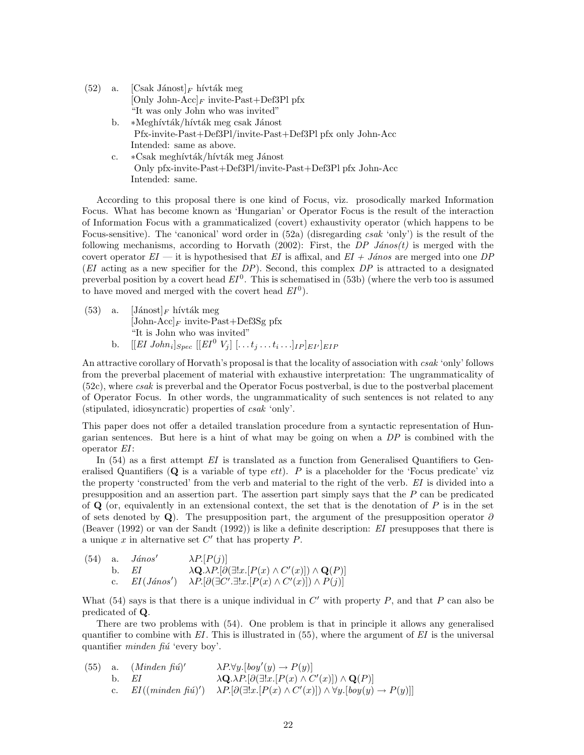(52) a. [Csak Jánost]$_F$ hívták meg
[Only John-Acc]$_F$ invite-Past+Def3Pl pfx
"It was only John who was invited"

b. *Meghívták/hívták meg csak Jánost
Pfx-invite-Past+Def3Pl/invite-Past+Def3Pl pfx only John-Acc
Intended: same as above.

c. *Csak meghívták/hívták meg Jánost
Only pfx-invite-Past+Def3Pl/invite-Past+Def3Pl pfx John-Acc
Intended: same.

According to this proposal there is one kind of Focus, viz. prosodically marked Information Focus. What has become known as 'Hungarian' or Operator Focus is the result of the interaction of Information Focus with a grammaticalized (covert) exhaustivity operator (which happens to be Focus-sensitive). The 'canonical' word order in (52a) (disregarding *csak* 'only') is the result of the following mechanisms, according to Horvath (2002): First, the *DP János(t)* is merged with the covert operator *EI* — it is hypothesised that *EI* is affixal, and *EI + János* are merged into one *DP* (*EI* acting as a new specifier for the *DP*). Second, this complex *DP* is attracted to a designated preverbal position by a covert head $EI^0$. This is schematised in (53b) (where the verb too is assumed to have moved and merged with the covert head $EI^0$).

(53) a. [Jánost]$_F$ hívták meg
[John-Acc]$_F$ invite-Past+Def3Sg pfx
"It is John who was invited"

b. $[[EI\ John_i]_{Spec}\ [[EI^0\ V_j]\ [\ldots t_j \ldots t_i \ldots]_{IP}]_{EI'}]_{EIP}$

An attractive corollary of Horvath's proposal is that the locality of association with *csak* 'only' follows from the preverbal placement of material with exhaustive interpretation: The ungrammaticality of (52c), where *csak* is preverbal and the Operator Focus postverbal, is due to the postverbal placement of Operator Focus. In other words, the ungrammaticality of such sentences is not related to any (stipulated, idiosyncratic) properties of *csak* 'only'.

This paper does not offer a detailed translation procedure from a syntactic representation of Hungarian sentences. But here is a hint of what may be going on when a *DP* is combined with the operator *EI*:

In (54) as a first attempt *EI* is translated as a function from Generalised Quantifiers to Generalised Quantifiers ($\mathbf{Q}$ is a variable of type *ett*). *P* is a placeholder for the 'Focus predicate' viz the property 'constructed' from the verb and material to the right of the verb. *EI* is divided into a presupposition and an assertion part. The assertion part simply says that the *P* can be predicated of $\mathbf{Q}$ (or, equivalently in an extensional context, the set that is the denotation of *P* is in the set of sets denoted by $\mathbf{Q}$). The presupposition part, the argument of the presupposition operator $\partial$ (Beaver (1992) or van der Sandt (1992)) is like a definite description: *EI* presupposes that there is a unique *x* in alternative set $C'$ that has property *P*.

(54) a. *János'* $\quad \lambda P.[P(j)]$

b. *EI* $\quad \lambda \mathbf{Q}.\lambda P.[\partial(\exists! x.[P(x) \wedge C'(x)]) \wedge \mathbf{Q}(P)]$

c. *EI*(*János'*) $\quad \lambda P.[\partial(\exists C'.\exists! x.[P(x) \wedge C'(x)]) \wedge P(j)]$

What (54) says is that there is a unique individual in $C'$ with property *P*, and that *P* can also be predicated of $\mathbf{Q}$.

There are two problems with (54). One problem is that in principle it allows any generalised quantifier to combine with *EI*. This is illustrated in (55), where the argument of *EI* is the universal quantifier *minden fiú* 'every boy'.

(55) a. (*Minden fiú*)$'$ $\quad \lambda P.\forall y.[boy'(y) \rightarrow P(y)]$

b. *EI* $\quad \lambda \mathbf{Q}.\lambda P.[\partial(\exists! x.[P(x) \wedge C'(x)]) \wedge \mathbf{Q}(P)]$

c. *EI*((*minden fiú*)$'$) $\quad \lambda P.[\partial(\exists! x.[P(x) \wedge C'(x)]) \wedge \forall y.[boy(y) \rightarrow P(y)]]$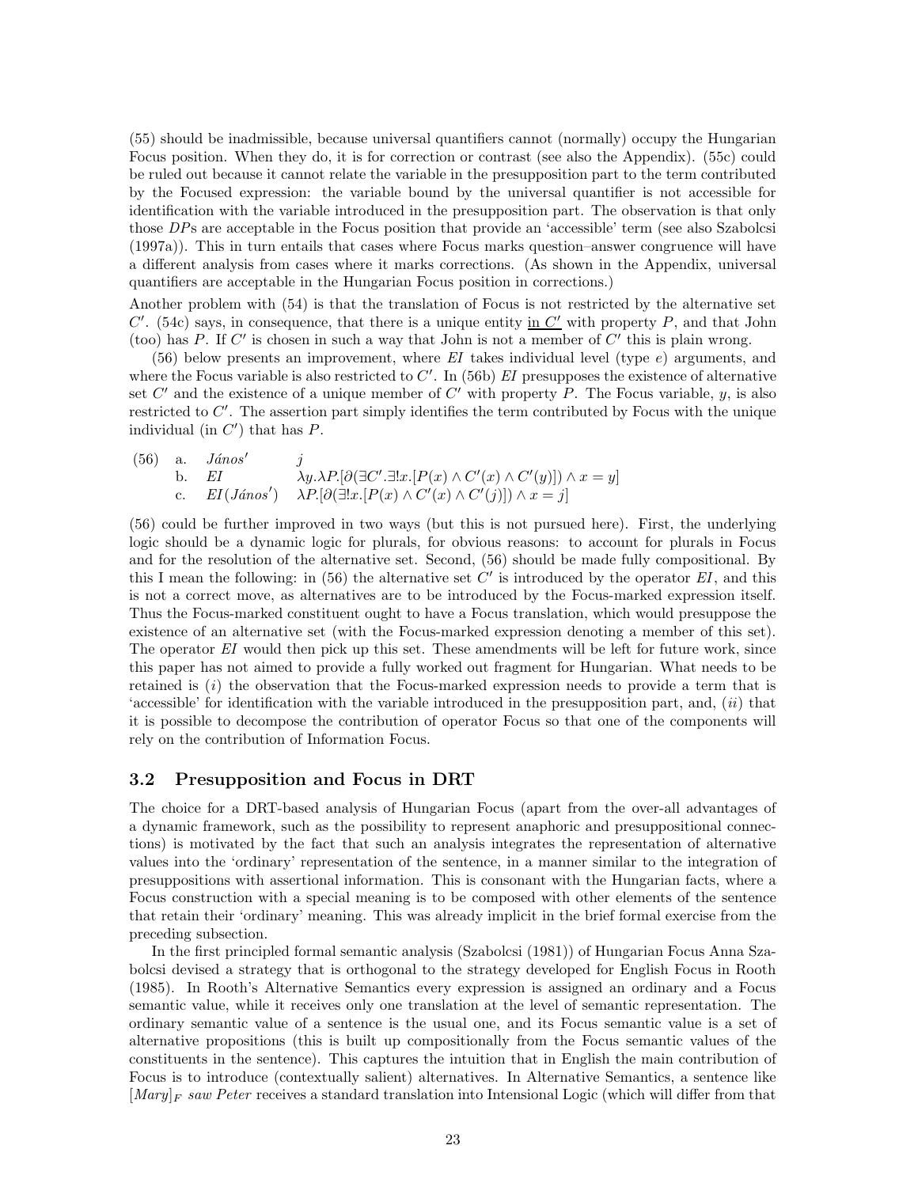(55) should be inadmissible, because universal quantifiers cannot (normally) occupy the Hungarian Focus position. When they do, it is for correction or contrast (see also the Appendix). (55c) could be ruled out because it cannot relate the variable in the presupposition part to the term contributed by the Focused expression: the variable bound by the universal quantifier is not accessible for identification with the variable introduced in the presupposition part. The observation is that only those *DP*s are acceptable in the Focus position that provide an 'accessible' term (see also Szabolcsi (1997a)). This in turn entails that cases where Focus marks question–answer congruence will have a different analysis from cases where it marks corrections. (As shown in the Appendix, universal quantifiers are acceptable in the Hungarian Focus position in corrections.)

Another problem with (54) is that the translation of Focus is not restricted by the alternative set $C'$. (54c) says, in consequence, that there is a unique entity <u>in $C'$</u> with property $P$, and that John (too) has $P$. If $C'$ is chosen in such a way that John is not a member of $C'$ this is plain wrong.

(56) below presents an improvement, where *EI* takes individual level (type $e$) arguments, and where the Focus variable is also restricted to $C'$. In (56b) *EI* presupposes the existence of alternative set $C'$ and the existence of a unique member of $C'$ with property $P$. The Focus variable, $y$, is also restricted to $C'$. The assertion part simply identifies the term contributed by Focus with the unique individual (in $C'$) that has $P$.

(56) a. *János′* $\quad j$
b. *EI* $\quad \lambda y.\lambda P.[\partial(\exists C'.\exists! x.[P(x) \wedge C'(x) \wedge C'(y)]) \wedge x = y]$
c. *EI*(*János′*) $\quad \lambda P.[\partial(\exists! x.[P(x) \wedge C'(x) \wedge C'(j)]) \wedge x = j]$

(56) could be further improved in two ways (but this is not pursued here). First, the underlying logic should be a dynamic logic for plurals, for obvious reasons: to account for plurals in Focus and for the resolution of the alternative set. Second, (56) should be made fully compositional. By this I mean the following: in (56) the alternative set $C'$ is introduced by the operator *EI*, and this is not a correct move, as alternatives are to be introduced by the Focus-marked expression itself. Thus the Focus-marked constituent ought to have a Focus translation, which would presuppose the existence of an alternative set (with the Focus-marked expression denoting a member of this set). The operator *EI* would then pick up this set. These amendments will be left for future work, since this paper has not aimed to provide a fully worked out fragment for Hungarian. What needs to be retained is (*i*) the observation that the Focus-marked expression needs to provide a term that is 'accessible' for identification with the variable introduced in the presupposition part, and, (*ii*) that it is possible to decompose the contribution of operator Focus so that one of the components will rely on the contribution of Information Focus.

## 3.2 Presupposition and Focus in DRT

The choice for a DRT-based analysis of Hungarian Focus (apart from the over-all advantages of a dynamic framework, such as the possibility to represent anaphoric and presuppositional connections) is motivated by the fact that such an analysis integrates the representation of alternative values into the 'ordinary' representation of the sentence, in a manner similar to the integration of presuppositions with assertional information. This is consonant with the Hungarian facts, where a Focus construction with a special meaning is to be composed with other elements of the sentence that retain their 'ordinary' meaning. This was already implicit in the brief formal exercise from the preceding subsection.

In the first principled formal semantic analysis (Szabolcsi (1981)) of Hungarian Focus Anna Szabolcsi devised a strategy that is orthogonal to the strategy developed for English Focus in Rooth (1985). In Rooth's Alternative Semantics every expression is assigned an ordinary and a Focus semantic value, while it receives only one translation at the level of semantic representation. The ordinary semantic value of a sentence is the usual one, and its Focus semantic value is a set of alternative propositions (this is built up compositionally from the Focus semantic values of the constituents in the sentence). This captures the intuition that in English the main contribution of Focus is to introduce (contextually salient) alternatives. In Alternative Semantics, a sentence like $[Mary]_F$ *saw Peter* receives a standard translation into Intensional Logic (which will differ from that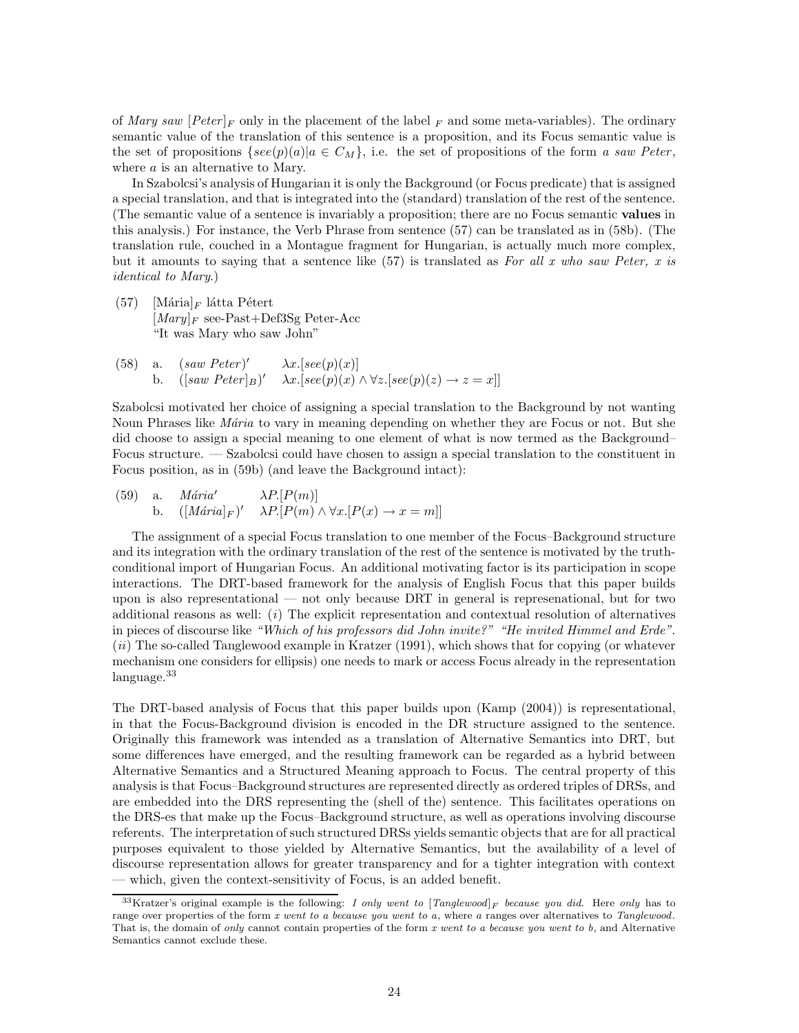of *Mary saw* $[Peter]_F$ only in the placement of the label $_F$ and some meta-variables). The ordinary semantic value of the translation of this sentence is a proposition, and its Focus semantic value is the set of propositions $\{see(p)(a)|a \in C_M\}$, i.e. the set of propositions of the form *a saw Peter*, where $a$ is an alternative to Mary.

In Szabolcsi's analysis of Hungarian it is only the Background (or Focus predicate) that is assigned a special translation, and that is integrated into the (standard) translation of the rest of the sentence. (The semantic value of a sentence is invariably a proposition; there are no Focus semantic **values** in this analysis.) For instance, the Verb Phrase from sentence (57) can be translated as in (58b). (The translation rule, couched in a Montague fragment for Hungarian, is actually much more complex, but it amounts to saying that a sentence like (57) is translated as *For all x who saw Peter, x is identical to Mary*.)

(57) $[\text{Mária}]_F$ látta Pétert
$[Mary]_F$ see-Past+Def3Sg Peter-Acc
"It was Mary who saw John"

(58) a. $(saw\ Peter)'$ $\quad \lambda x.[see(p)(x)]$
b. $([saw\ Peter]_B)'$ $\quad \lambda x.[see(p)(x) \wedge \forall z.[see(p)(z) \rightarrow z = x]]$

Szabolcsi motivated her choice of assigning a special translation to the Background by not wanting Noun Phrases like *Mária* to vary in meaning depending on whether they are Focus or not. But she did choose to assign a special meaning to one element of what is now termed as the Background–Focus structure. — Szabolcsi could have chosen to assign a special translation to the constituent in Focus position, as in (59b) (and leave the Background intact):

(59) a. *Mária*$'$ $\quad \lambda P.[P(m)]$
b. $([\textit{Mária}]_F)'$ $\quad \lambda P.[P(m) \wedge \forall x.[P(x) \rightarrow x = m]]$

The assignment of a special Focus translation to one member of the Focus–Background structure and its integration with the ordinary translation of the rest of the sentence is motivated by the truth-conditional import of Hungarian Focus. An additional motivating factor is its participation in scope interactions. The DRT-based framework for the analysis of English Focus that this paper builds upon is also representational — not only because DRT in general is represenational, but for two additional reasons as well: (*i*) The explicit representation and contextual resolution of alternatives in pieces of discourse like *"Which of his professors did John invite?" "He invited Himmel and Erde"*. (*ii*) The so-called Tanglewood example in Kratzer (1991), which shows that for copying (or whatever mechanism one considers for ellipsis) one needs to mark or access Focus already in the representation language.[33]

The DRT-based analysis of Focus that this paper builds upon (Kamp (2004)) is representational, in that the Focus-Background division is encoded in the DR structure assigned to the sentence. Originally this framework was intended as a translation of Alternative Semantics into DRT, but some differences have emerged, and the resulting framework can be regarded as a hybrid between Alternative Semantics and a Structured Meaning approach to Focus. The central property of this analysis is that Focus–Background structures are represented directly as ordered triples of DRSs, and are embedded into the DRS representing the (shell of the) sentence. This facilitates operations on the DRS-es that make up the Focus–Background structure, as well as operations involving discourse referents. The interpretation of such structured DRSs yields semantic objects that are for all practical purposes equivalent to those yielded by Alternative Semantics, but the availability of a level of discourse representation allows for greater transparency and for a tighter integration with context — which, given the context-sensitivity of Focus, is an added benefit.

[33] Kratzer's original example is the following: *I only went to* $[\textit{Tanglewood}]_F$ *because you did*. Here *only* has to range over properties of the form *x went to a because you went to a*, where *a* ranges over alternatives to *Tanglewood*. That is, the domain of *only* cannot contain properties of the form *x went to a because you went to b*, and Alternative Semantics cannot exclude these.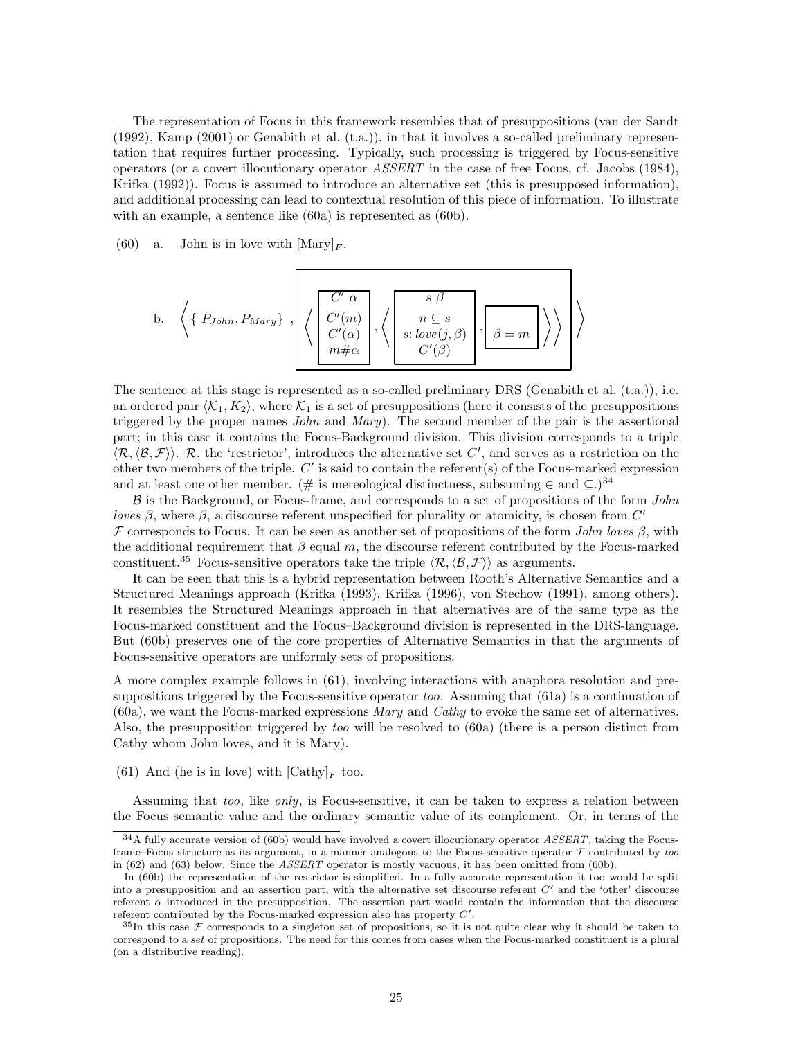The representation of Focus in this framework resembles that of presuppositions (van der Sandt (1992), Kamp (2001) or Genabith et al. (t.a.)), in that it involves a so-called preliminary representation that requires further processing. Typically, such processing is triggered by Focus-sensitive operators (or a covert illocutionary operator *ASSERT* in the case of free Focus, cf. Jacobs (1984), Krifka (1992)). Focus is assumed to introduce an alternative set (this is presupposed information), and additional processing can lead to contextual resolution of this piece of information. To illustrate with an example, a sentence like (60a) is represented as (60b).

(60) a. John is in love with $[\text{Mary}]_F$.

b. $$\left\langle \{\, P_{John}, P_{Mary} \} \;,\; \boxed{\left\langle \boxed{\begin{array}{c} C' \; \alpha \\ \hline C'(m) \\ C'(\alpha) \\ m \# \alpha \end{array}} \;,\; \left\langle \boxed{\begin{array}{c} s \; \beta \\ \hline n \subseteq s \\ s{:}\, love(j, \beta) \\ C'(\beta) \end{array}} \;,\; \boxed{\beta = m} \right\rangle \right\rangle} \right\rangle$$

The sentence at this stage is represented as a so-called preliminary DRS (Genabith et al. (t.a.)), i.e. an ordered pair $\langle \mathcal{K}_1, K_2 \rangle$, where $\mathcal{K}_1$ is a set of presuppositions (here it consists of the presuppositions triggered by the proper names *John* and *Mary*). The second member of the pair is the assertional part; in this case it contains the Focus-Background division. This division corresponds to a triple $\langle \mathcal{R}, \langle \mathcal{B}, \mathcal{F} \rangle \rangle$. $\mathcal{R}$, the 'restrictor', introduces the alternative set $C'$, and serves as a restriction on the other two members of the triple. $C'$ is said to contain the referent(s) of the Focus-marked expression and at least one other member. ($\#$ is mereological distinctness, subsuming $\in$ and $\subseteq$.)[34]

$\mathcal{B}$ is the Background, or Focus-frame, and corresponds to a set of propositions of the form *John loves* $\beta$, where $\beta$, a discourse referent unspecified for plurality or atomicity, is chosen from $C'$
$\mathcal{F}$ corresponds to Focus. It can be seen as another set of propositions of the form *John loves* $\beta$, with the additional requirement that $\beta$ equal $m$, the discourse referent contributed by the Focus-marked constituent.[35] Focus-sensitive operators take the triple $\langle \mathcal{R}, \langle \mathcal{B}, \mathcal{F} \rangle \rangle$ as arguments.

It can be seen that this is a hybrid representation between Rooth's Alternative Semantics and a Structured Meanings approach (Krifka (1993), Krifka (1996), von Stechow (1991), among others). It resembles the Structured Meanings approach in that alternatives are of the same type as the Focus-marked constituent and the Focus–Background division is represented in the DRS-language. But (60b) preserves one of the core properties of Alternative Semantics in that the arguments of Focus-sensitive operators are uniformly sets of propositions.

A more complex example follows in (61), involving interactions with anaphora resolution and presuppositions triggered by the Focus-sensitive operator *too*. Assuming that (61a) is a continuation of (60a), we want the Focus-marked expressions *Mary* and *Cathy* to evoke the same set of alternatives. Also, the presupposition triggered by *too* will be resolved to (60a) (there is a person distinct from Cathy whom John loves, and it is Mary).

(61) And (he is in love) with $[\text{Cathy}]_F$ too.

Assuming that *too*, like *only*, is Focus-sensitive, it can be taken to express a relation between the Focus semantic value and the ordinary semantic value of its complement. Or, in terms of the

[34] A fully accurate version of (60b) would have involved a covert illocutionary operator *ASSERT*, taking the Focus-frame–Focus structure as its argument, in a manner analogous to the Focus-sensitive operator $\mathcal{T}$ contributed by *too* in (62) and (63) below. Since the *ASSERT* operator is mostly vacuous, it has been omitted from (60b).

In (60b) the representation of the restrictor is simplified. In a fully accurate representation it too would be split into a presupposition and an assertion part, with the alternative set discourse referent $C'$ and the 'other' discourse referent $\alpha$ introduced in the presupposition. The assertion part would contain the information that the discourse referent contributed by the Focus-marked expression also has property $C'$.

[35] In this case $\mathcal{F}$ corresponds to a singleton set of propositions, so it is not quite clear why it should be taken to correspond to a *set* of propositions. The need for this comes from cases when the Focus-marked constituent is a plural (on a distributive reading).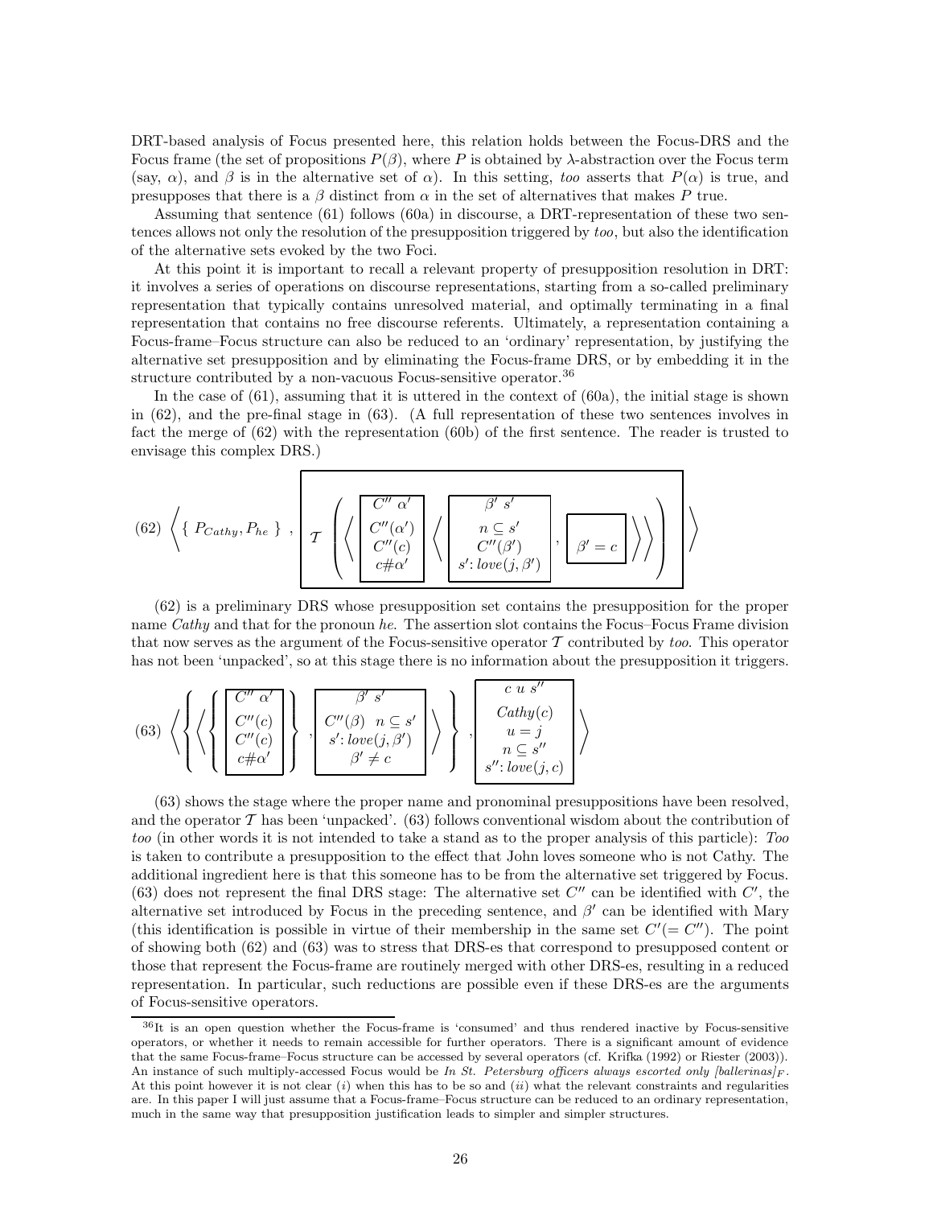DRT-based analysis of Focus presented here, this relation holds between the Focus-DRS and the Focus frame (the set of propositions $P(\beta)$, where $P$ is obtained by $\lambda$-abstraction over the Focus term (say, $\alpha$), and $\beta$ is in the alternative set of $\alpha$). In this setting, *too* asserts that $P(\alpha)$ is true, and presupposes that there is a $\beta$ distinct from $\alpha$ in the set of alternatives that makes $P$ true.

Assuming that sentence (61) follows (60a) in discourse, a DRT-representation of these two sentences allows not only the resolution of the presupposition triggered by *too*, but also the identification of the alternative sets evoked by the two Foci.

At this point it is important to recall a relevant property of presupposition resolution in DRT: it involves a series of operations on discourse representations, starting from a so-called preliminary representation that typically contains unresolved material, and optimally terminating in a final representation that contains no free discourse referents. Ultimately, a representation containing a Focus-frame–Focus structure can also be reduced to an 'ordinary' representation, by justifying the alternative set presupposition and by eliminating the Focus-frame DRS, or by embedding it in the structure contributed by a non-vacuous Focus-sensitive operator.[36]

In the case of (61), assuming that it is uttered in the context of (60a), the initial stage is shown in (62), and the pre-final stage in (63). (A full representation of these two sentences involves in fact the merge of (62) with the representation (60b) of the first sentence. The reader is trusted to envisage this complex DRS.)

$$(62)\ \left\langle \{\ P_{Cathy}, P_{he}\ \}\ ,\ \boxed{\mathcal{T}\left(\left\langle \boxed{\begin{array}{c} C''\ \alpha' \\ \hline C''(\alpha') \\ C''(c) \\ c\#\alpha' \end{array}}\ \left\langle \boxed{\begin{array}{c} \beta'\ s' \\ \hline n \subseteq s' \\ C''(\beta') \\ s'\!: love(j,\beta') \end{array}}\ ,\ \boxed{\beta' = c}\ \right\rangle\right\rangle\right)}\ \right\rangle$$

(62) is a preliminary DRS whose presupposition set contains the presupposition for the proper name *Cathy* and that for the pronoun *he*. The assertion slot contains the Focus–Focus Frame division that now serves as the argument of the Focus-sensitive operator $\mathcal{T}$ contributed by *too*. This operator has not been 'unpacked', so at this stage there is no information about the presupposition it triggers.

$$(63)\ \left\langle \left\{ \left\langle \left\{ \boxed{\begin{array}{c} C''\ \alpha' \\ \hline C''(c) \\ C''(c) \\ c\#\alpha' \end{array}} \right\}, \boxed{\begin{array}{c} \beta'\ s' \\ \hline C''(\beta)\ \ n \subseteq s' \\ s'\!: love(j,\beta') \\ \beta' \neq c \end{array}} \right\rangle \right\}, \boxed{\begin{array}{c} c\ u\ s'' \\ \hline Cathy(c) \\ u = j \\ n \subseteq s'' \\ s''\!: love(j,c) \end{array}} \right\rangle$$

(63) shows the stage where the proper name and pronominal presuppositions have been resolved, and the operator $\mathcal{T}$ has been 'unpacked'. (63) follows conventional wisdom about the contribution of *too* (in other words it is not intended to take a stand as to the proper analysis of this particle): *Too* is taken to contribute a presupposition to the effect that John loves someone who is not Cathy. The additional ingredient here is that this someone has to be from the alternative set triggered by Focus. (63) does not represent the final DRS stage: The alternative set $C''$ can be identified with $C'$, the alternative set introduced by Focus in the preceding sentence, and $\beta'$ can be identified with Mary (this identification is possible in virtue of their membership in the same set $C'(= C'')$. The point of showing both (62) and (63) was to stress that DRS-es that correspond to presupposed content or those that represent the Focus-frame are routinely merged with other DRS-es, resulting in a reduced representation. In particular, such reductions are possible even if these DRS-es are the arguments of Focus-sensitive operators.

---

[36] It is an open question whether the Focus-frame is 'consumed' and thus rendered inactive by Focus-sensitive operators, or whether it needs to remain accessible for further operators. There is a significant amount of evidence that the same Focus-frame–Focus structure can be accessed by several operators (cf. Krifka (1992) or Riester (2003)). An instance of such multiply-accessed Focus would be *In St. Petersburg officers always escorted only [ballerinas]$_F$*. At this point however it is not clear ($i$) when this has to be so and ($ii$) what the relevant constraints and regularities are. In this paper I will just assume that a Focus-frame–Focus structure can be reduced to an ordinary representation, much in the same way that presupposition justification leads to simpler and simpler structures.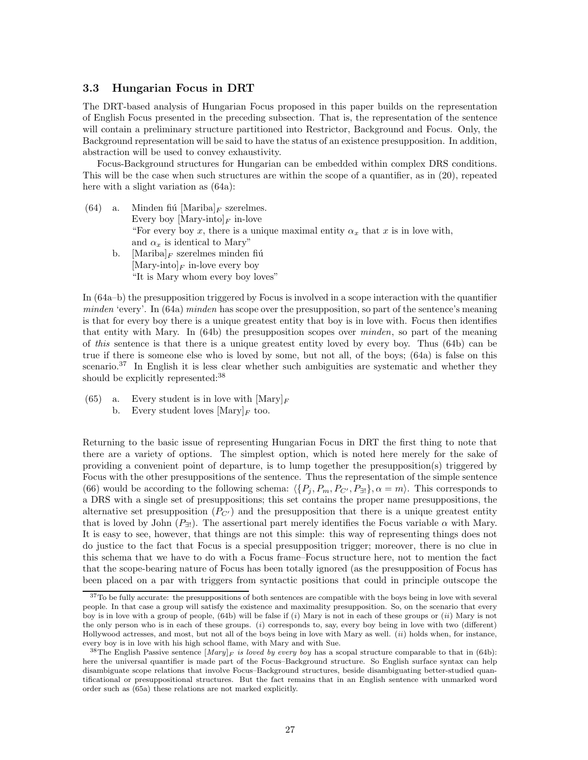### 3.3 Hungarian Focus in DRT

The DRT-based analysis of Hungarian Focus proposed in this paper builds on the representation of English Focus presented in the preceding subsection. That is, the representation of the sentence will contain a preliminary structure partitioned into Restrictor, Background and Focus. Only, the Background representation will be said to have the status of an existence presupposition. In addition, abstraction will be used to convey exhaustivity.

Focus-Background structures for Hungarian can be embedded within complex DRS conditions. This will be the case when such structures are within the scope of a quantifier, as in (20), repeated here with a slight variation as (64a):

(64) a. Minden fiú [Mariba]$_F$ szerelmes.
Every boy [Mary-into]$_F$ in-love
"For every boy $x$, there is a unique maximal entity $\alpha_x$ that $x$ is in love with, and $\alpha_x$ is identical to Mary"

b. [Mariba]$_F$ szerelmes minden fiú
[Mary-into]$_F$ in-love every boy
"It is Mary whom every boy loves"

In (64a–b) the presupposition triggered by Focus is involved in a scope interaction with the quantifier *minden* 'every'. In (64a) *minden* has scope over the presupposition, so part of the sentence's meaning is that for every boy there is a unique greatest entity that boy is in love with. Focus then identifies that entity with Mary. In (64b) the presupposition scopes over *minden*, so part of the meaning of *this* sentence is that there is a unique greatest entity loved by every boy. Thus (64b) can be true if there is someone else who is loved by some, but not all, of the boys; (64a) is false on this scenario.[37] In English it is less clear whether such ambiguities are systematic and whether they should be explicitly represented:[38]

(65) a. Every student is in love with [Mary]$_F$

b. Every student loves [Mary]$_F$ too.

Returning to the basic issue of representing Hungarian Focus in DRT the first thing to note that there are a variety of options. The simplest option, which is noted here merely for the sake of providing a convenient point of departure, is to lump together the presupposition(s) triggered by Focus with the other presuppositions of the sentence. Thus the representation of the simple sentence (66) would be according to the following schema: $\langle \{P_j, P_m, P_{C'}, P_{\exists!}\}, \alpha = m \rangle$. This corresponds to a DRS with a single set of presuppositions; this set contains the proper name presuppositions, the alternative set presupposition ($P_{C'}$) and the presupposition that there is a unique greatest entity that is loved by John ($P_{\exists!}$). The assertional part merely identifies the Focus variable $\alpha$ with Mary. It is easy to see, however, that things are not this simple: this way of representing things does not do justice to the fact that Focus is a special presupposition trigger; moreover, there is no clue in this schema that we have to do with a Focus frame–Focus structure here, not to mention the fact that the scope-bearing nature of Focus has been totally ignored (as the presupposition of Focus has been placed on a par with triggers from syntactic positions that could in principle outscope the

[37] To be fully accurate: the presuppositions of both sentences are compatible with the boys being in love with several people. In that case a group will satisfy the existence and maximality presupposition. So, on the scenario that every boy is in love with a group of people, (64b) will be false if ($i$) Mary is not in each of these groups or ($ii$) Mary is not the only person who is in each of these groups. ($i$) corresponds to, say, every boy being in love with two (different) Hollywood actresses, and most, but not all of the boys being in love with Mary as well. ($ii$) holds when, for instance, every boy is in love with his high school flame, with Mary and with Sue.

[38] The English Passive sentence [*Mary*]$_F$ *is loved by every boy* has a scopal structure comparable to that in (64b): here the universal quantifier is made part of the Focus–Background structure. So English surface syntax can help disambiguate scope relations that involve Focus–Background structures, beside disambiguating better-studied quantificational or presuppositional structures. But the fact remains that in an English sentence with unmarked word order such as (65a) these relations are not marked explicitly.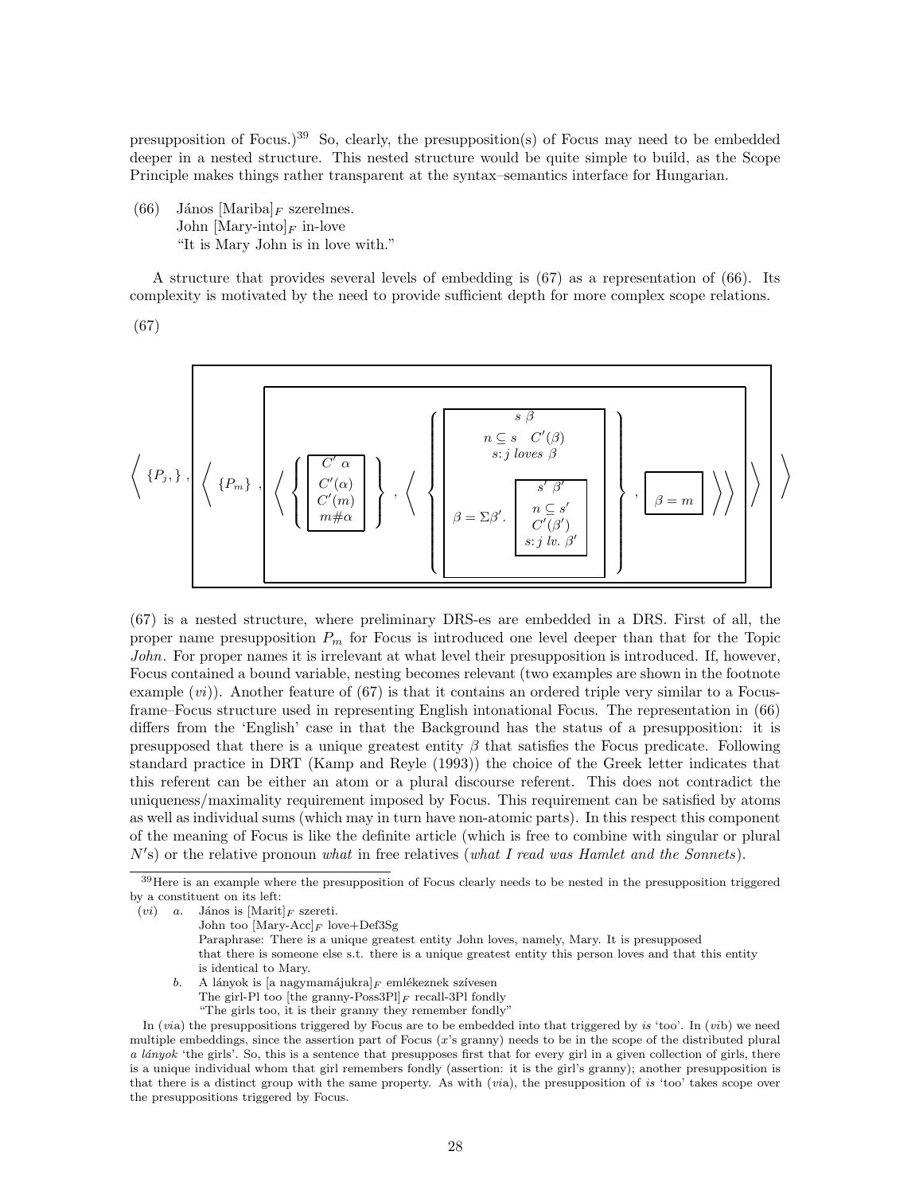presupposition of Focus.)[39] So, clearly, the presupposition(s) of Focus may need to be embedded deeper in a nested structure. This nested structure would be quite simple to build, as the Scope Principle makes things rather transparent at the syntax–semantics interface for Hungarian.

(66) János [Mariba]$_F$ szerelmes.
John [Mary-into]$_F$ in-love
"It is Mary John is in love with."

A structure that provides several levels of embedding is (67) as a representation of (66). Its complexity is motivated by the need to provide sufficient depth for more complex scope relations.

(67)

$$\left\langle \{P_j,\},\ \boxed{\left\langle \{P_m\},\ \boxed{\left\langle \left\{ \boxed{\begin{array}{c} C'\ \alpha \\ \hline C'(\alpha) \\ C'(m) \\ m\#\alpha \end{array}} \right\},\ \left\langle \left\{ \boxed{\begin{array}{c} s\ \beta \\ \hline n \subseteq s \quad C'(\beta) \\ s{:}\, j\ loves\ \beta \\ \beta = \Sigma\beta'.\ \boxed{\begin{array}{c} s'\ \beta' \\ \hline n \subseteq s' \\ C'(\beta') \\ s{:}\, j\ lv.\ \beta' \end{array}} \end{array}} \right\},\ \boxed{\beta = m} \right\rangle \right\rangle} \right\rangle} \right\rangle$$

(67) is a nested structure, where preliminary DRS-es are embedded in a DRS. First of all, the proper name presupposition $P_m$ for Focus is introduced one level deeper than that for the Topic *John*. For proper names it is irrelevant at what level their presupposition is introduced. If, however, Focus contained a bound variable, nesting becomes relevant (two examples are shown in the footnote example (*vi*)). Another feature of (67) is that it contains an ordered triple very similar to a Focus-frame–Focus structure used in representing English intonational Focus. The representation in (66) differs from the 'English' case in that the Background has the status of a presupposition: it is presupposed that there is a unique greatest entity $\beta$ that satisfies the Focus predicate. Following standard practice in DRT (Kamp and Reyle (1993)) the choice of the Greek letter indicates that this referent can be either an atom or a plural discourse referent. This does not contradict the uniqueness/maximality requirement imposed by Focus. This requirement can be satisfied by atoms as well as individual sums (which may in turn have non-atomic parts). In this respect this component of the meaning of Focus is like the definite article (which is free to combine with singular or plural $N'$s) or the relative pronoun *what* in free relatives (*what I read was Hamlet and the Sonnets*).

---

[39] Here is an example where the presupposition of Focus clearly needs to be nested in the presupposition triggered by a constituent on its left:

(*vi*) *a.* János is [Marit]$_F$ szereti.
John too [Mary-Acc]$_F$ love+Def3Sg
Paraphrase: There is a unique greatest entity John loves, namely, Mary. It is presupposed that there is someone else s.t. there is a unique greatest entity this person loves and that this entity is identical to Mary.

*b.* A lányok is [a nagymamájukra]$_F$ emlékeznek szívesen
The girl-Pl too [the granny-Poss3Pl]$_F$ recall-3Pl fondly
"The girls too, it is their granny they remember fondly"

In (*via*) the presuppositions triggered by Focus are to be embedded into that triggered by *is* 'too'. In (*vib*) we need multiple embeddings, since the assertion part of Focus ($x$'s granny) needs to be in the scope of the distributed plural *a lányok* 'the girls'. So, this is a sentence that presupposes first that for every girl in a given collection of girls, there is a unique individual whom that girl remembers fondly (assertion: it is the girl's granny); another presupposition is that there is a distinct group with the same property. As with (*via*), the presupposition of *is* 'too' takes scope over the presuppositions triggered by Focus.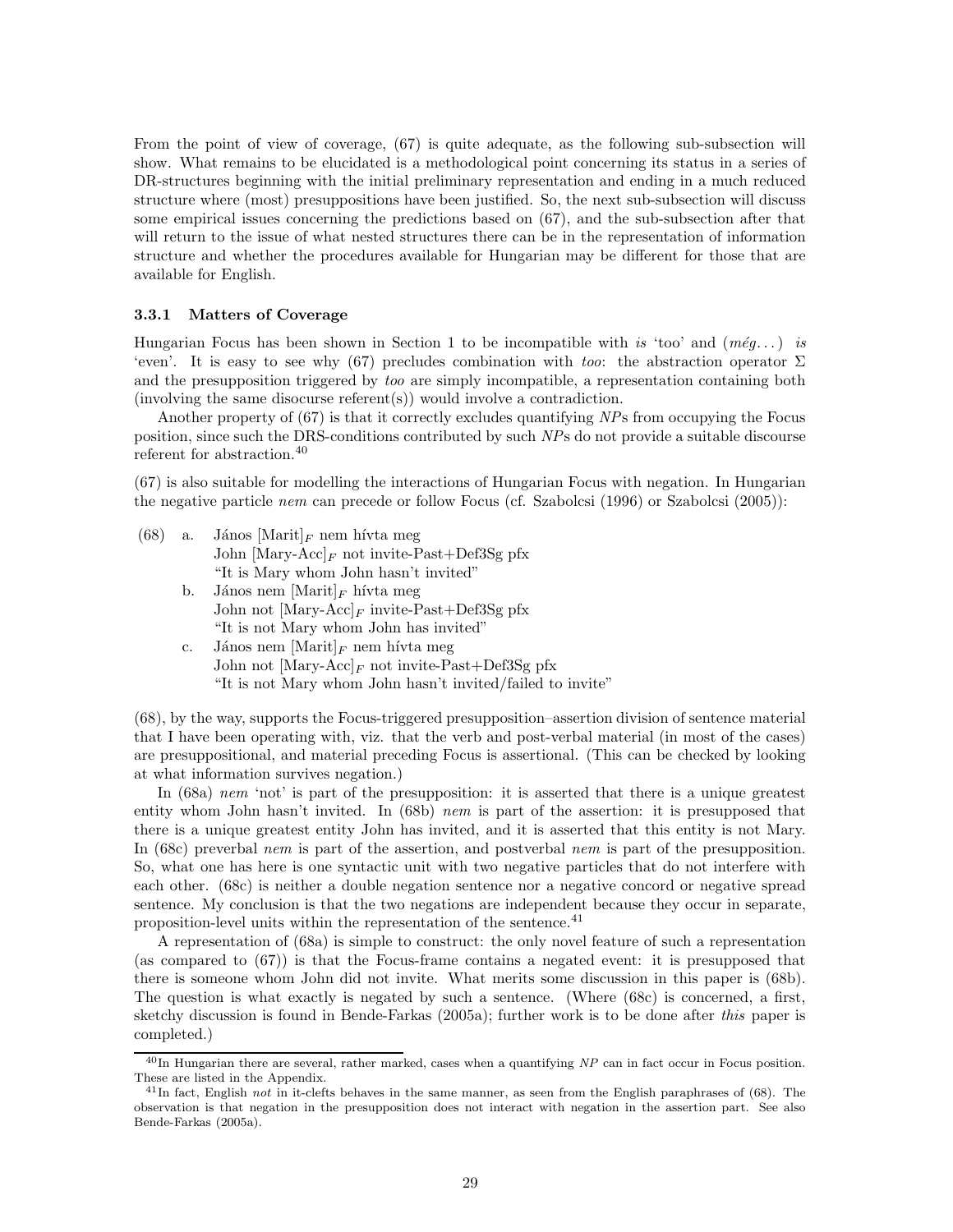From the point of view of coverage, (67) is quite adequate, as the following sub-subsection will show. What remains to be elucidated is a methodological point concerning its status in a series of DR-structures beginning with the initial preliminary representation and ending in a much reduced structure where (most) presuppositions have been justified. So, the next sub-subsection will discuss some empirical issues concerning the predictions based on (67), and the sub-subsection after that will return to the issue of what nested structures there can be in the representation of information structure and whether the procedures available for Hungarian may be different for those that are available for English.

### 3.3.1 Matters of Coverage

Hungarian Focus has been shown in Section 1 to be incompatible with *is* 'too' and (*még...*) *is* 'even'. It is easy to see why (67) precludes combination with *too*: the abstraction operator $\Sigma$ and the presupposition triggered by *too* are simply incompatible, a representation containing both (involving the same disocurse referent(s)) would involve a contradiction.

Another property of (67) is that it correctly excludes quantifying *NP*s from occupying the Focus position, since such the DRS-conditions contributed by such *NP*s do not provide a suitable discourse referent for abstraction.[40]

(67) is also suitable for modelling the interactions of Hungarian Focus with negation. In Hungarian the negative particle *nem* can precede or follow Focus (cf. Szabolcsi (1996) or Szabolcsi (2005)):

(68) a. János [Marit]$_F$ nem hívta meg
 John [Mary-Acc]$_F$ not invite-Past+Def3Sg pfx
 "It is Mary whom John hasn't invited"

 b. János nem [Marit]$_F$ hívta meg
 John not [Mary-Acc]$_F$ invite-Past+Def3Sg pfx
 "It is not Mary whom John has invited"

 c. János nem [Marit]$_F$ nem hívta meg
 John not [Mary-Acc]$_F$ not invite-Past+Def3Sg pfx
 "It is not Mary whom John hasn't invited/failed to invite"

(68), by the way, supports the Focus-triggered presupposition–assertion division of sentence material that I have been operating with, viz. that the verb and post-verbal material (in most of the cases) are presuppositional, and material preceding Focus is assertional. (This can be checked by looking at what information survives negation.)

In (68a) *nem* 'not' is part of the presupposition: it is asserted that there is a unique greatest entity whom John hasn't invited. In (68b) *nem* is part of the assertion: it is presupposed that there is a unique greatest entity John has invited, and it is asserted that this entity is not Mary. In (68c) preverbal *nem* is part of the assertion, and postverbal *nem* is part of the presupposition. So, what one has here is one syntactic unit with two negative particles that do not interfere with each other. (68c) is neither a double negation sentence nor a negative concord or negative spread sentence. My conclusion is that the two negations are independent because they occur in separate, proposition-level units within the representation of the sentence.[41]

A representation of (68a) is simple to construct: the only novel feature of such a representation (as compared to (67)) is that the Focus-frame contains a negated event: it is presupposed that there is someone whom John did not invite. What merits some discussion in this paper is (68b). The question is what exactly is negated by such a sentence. (Where (68c) is concerned, a first, sketchy discussion is found in Bende-Farkas (2005a); further work is to be done after *this* paper is completed.)

[40] In Hungarian there are several, rather marked, cases when a quantifying *NP* can in fact occur in Focus position. These are listed in the Appendix.

[41] In fact, English *not* in it-clefts behaves in the same manner, as seen from the English paraphrases of (68). The observation is that negation in the presupposition does not interact with negation in the assertion part. See also Bende-Farkas (2005a).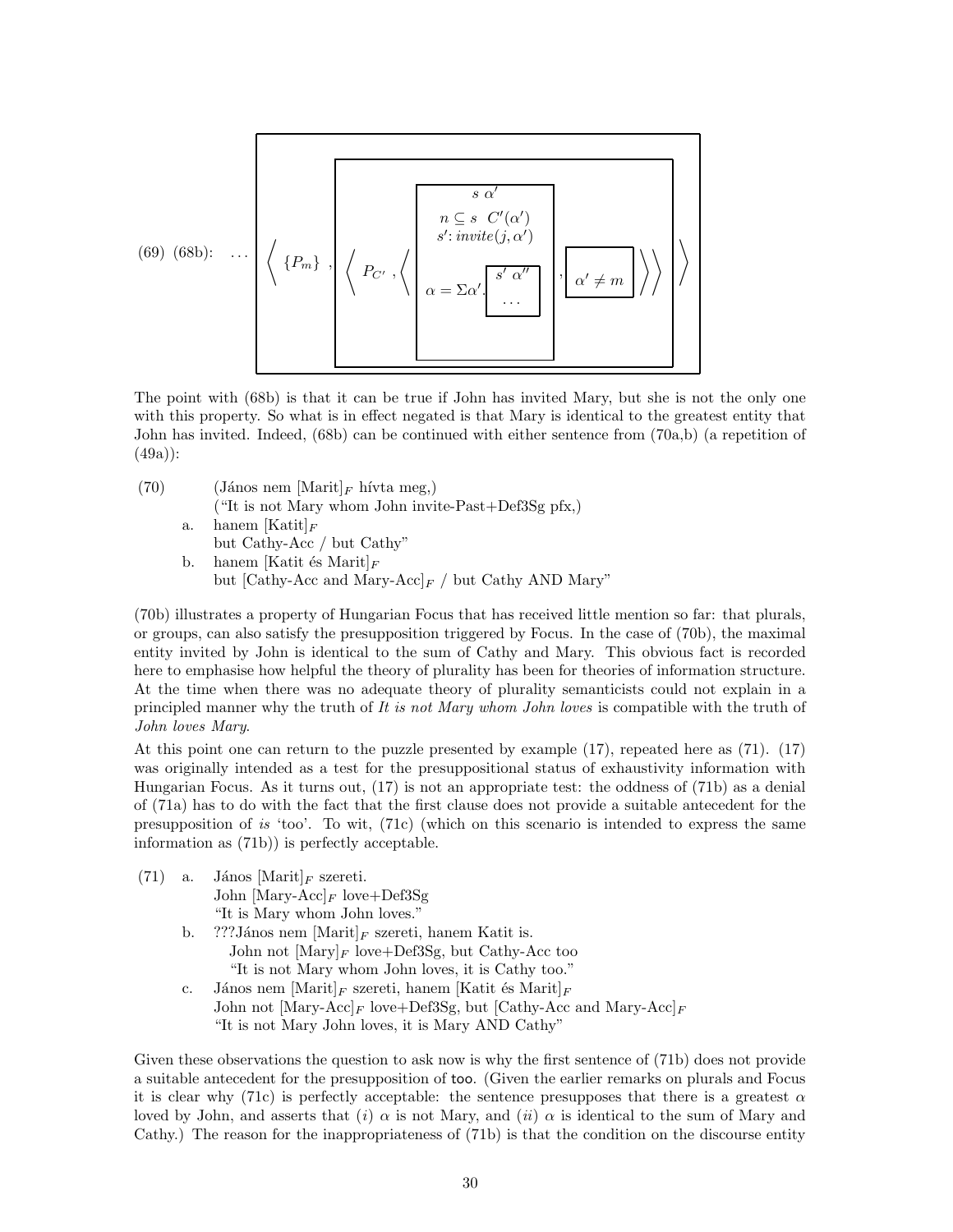(69) (68b): ... ⟨ $\{P_m\}$ , ⟨ $P_{C'}$ , ⟨ [ $s\ \alpha'$ | $n \subseteq s\ \ C'(\alpha')$, $s'$: $invite(j, \alpha')$ ; $\alpha = \Sigma\alpha'.$[ $s'\ \alpha''$ | ... ] ] , [ $\alpha' \neq m$ ] ⟩ ⟩ ⟩

The point with (68b) is that it can be true if John has invited Mary, but she is not the only one with this property. So what is in effect negated is that Mary is identical to the greatest entity that John has invited. Indeed, (68b) can be continued with either sentence from (70a,b) (a repetition of (49a)):

(70) (János nem [Marit]$_F$ hívta meg,)
("It is not Mary whom John invite-Past+Def3Sg pfx,)

a. hanem [Katit]$_F$
but Cathy-Acc / but Cathy"

b. hanem [Katit és Marit]$_F$
but [Cathy-Acc and Mary-Acc]$_F$ / but Cathy AND Mary"

(70b) illustrates a property of Hungarian Focus that has received little mention so far: that plurals, or groups, can also satisfy the presupposition triggered by Focus. In the case of (70b), the maximal entity invited by John is identical to the sum of Cathy and Mary. This obvious fact is recorded here to emphasise how helpful the theory of plurality has been for theories of information structure. At the time when there was no adequate theory of plurality semanticists could not explain in a principled manner why the truth of *It is not Mary whom John loves* is compatible with the truth of *John loves Mary*.

At this point one can return to the puzzle presented by example (17), repeated here as (71). (17) was originally intended as a test for the presuppositional status of exhaustivity information with Hungarian Focus. As it turns out, (17) is not an appropriate test: the oddness of (71b) as a denial of (71a) has to do with the fact that the first clause does not provide a suitable antecedent for the presupposition of *is* 'too'. To wit, (71c) (which on this scenario is intended to express the same information as (71b)) is perfectly acceptable.

(71) a. János [Marit]$_F$ szereti.
John [Mary-Acc]$_F$ love+Def3Sg
"It is Mary whom John loves."

b. ???János nem [Marit]$_F$ szereti, hanem Katit is.
John not [Mary]$_F$ love+Def3Sg, but Cathy-Acc too
"It is not Mary whom John loves, it is Cathy too."

c. János nem [Marit]$_F$ szereti, hanem [Katit és Marit]$_F$
John not [Mary-Acc]$_F$ love+Def3Sg, but [Cathy-Acc and Mary-Acc]$_F$
"It is not Mary John loves, it is Mary AND Cathy"

Given these observations the question to ask now is why the first sentence of (71b) does not provide a suitable antecedent for the presupposition of too. (Given the earlier remarks on plurals and Focus it is clear why (71c) is perfectly acceptable: the sentence presupposes that there is a greatest $\alpha$ loved by John, and asserts that (*i*) $\alpha$ is not Mary, and (*ii*) $\alpha$ is identical to the sum of Mary and Cathy.) The reason for the inappropriateness of (71b) is that the condition on the discourse entity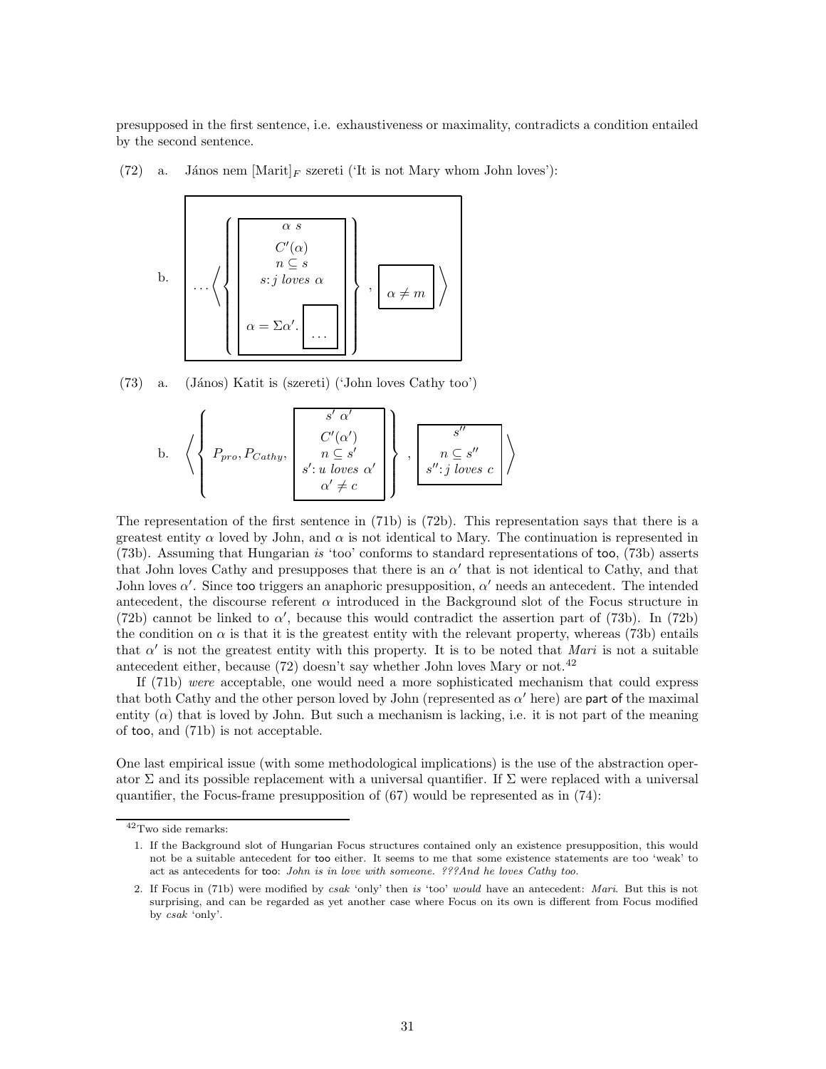presupposed in the first sentence, i.e. exhaustiveness or maximality, contradicts a condition entailed by the second sentence.

(72) a. János nem $[\text{Marit}]_F$ szereti ('It is not Mary whom John loves'):

b.
$$\left[\; \ldots \left\langle \left\{ \begin{array}{|c|} \hline \alpha \; s \\ C'(\alpha) \\ n \subseteq s \\ s\!: j \; loves \; \alpha \\ \alpha = \Sigma\alpha'. \boxed{\ldots} \\ \hline \end{array} \right\}, \; \boxed{\alpha \neq m} \right\rangle \;\right]$$

(73) a. (János) Katit is (szereti) ('John loves Cathy too')

b.
$$\left\langle \left\{ P_{pro}, P_{Cathy}, \begin{array}{|c|} \hline s' \; \alpha' \\ C'(\alpha') \\ n \subseteq s' \\ s'\!: u \; loves \; \alpha' \\ \alpha' \neq c \\ \hline \end{array} \right\}, \; \begin{array}{|c|} \hline s'' \\ n \subseteq s'' \\ s''\!: j \; loves \; c \\ \hline \end{array} \right\rangle$$

The representation of the first sentence in (71b) is (72b). This representation says that there is a greatest entity $\alpha$ loved by John, and $\alpha$ is not identical to Mary. The continuation is represented in (73b). Assuming that Hungarian *is* 'too' conforms to standard representations of too, (73b) asserts that John loves Cathy and presupposes that there is an $\alpha'$ that is not identical to Cathy, and that John loves $\alpha'$. Since too triggers an anaphoric presupposition, $\alpha'$ needs an antecedent. The intended antecedent, the discourse referent $\alpha$ introduced in the Background slot of the Focus structure in (72b) cannot be linked to $\alpha'$, because this would contradict the assertion part of (73b). In (72b) the condition on $\alpha$ is that it is the greatest entity with the relevant property, whereas (73b) entails that $\alpha'$ is not the greatest entity with this property. It is to be noted that *Mari* is not a suitable antecedent either, because (72) doesn't say whether John loves Mary or not.[42]

If (71b) *were* acceptable, one would need a more sophisticated mechanism that could express that both Cathy and the other person loved by John (represented as $\alpha'$ here) are part of the maximal entity ($\alpha$) that is loved by John. But such a mechanism is lacking, i.e. it is not part of the meaning of too, and (71b) is not acceptable.

One last empirical issue (with some methodological implications) is the use of the abstraction operator $\Sigma$ and its possible replacement with a universal quantifier. If $\Sigma$ were replaced with a universal quantifier, the Focus-frame presupposition of (67) would be represented as in (74):

[42] Two side remarks:

1. If the Background slot of Hungarian Focus structures contained only an existence presupposition, this would not be a suitable antecedent for too either. It seems to me that some existence statements are too 'weak' to act as antecedents for too: *John is in love with someone. ???And he loves Cathy too.*
2. If Focus in (71b) were modified by *csak* 'only' then *is* 'too' *would* have an antecedent: *Mari*. But this is not surprising, and can be regarded as yet another case where Focus on its own is different from Focus modified by *csak* 'only'.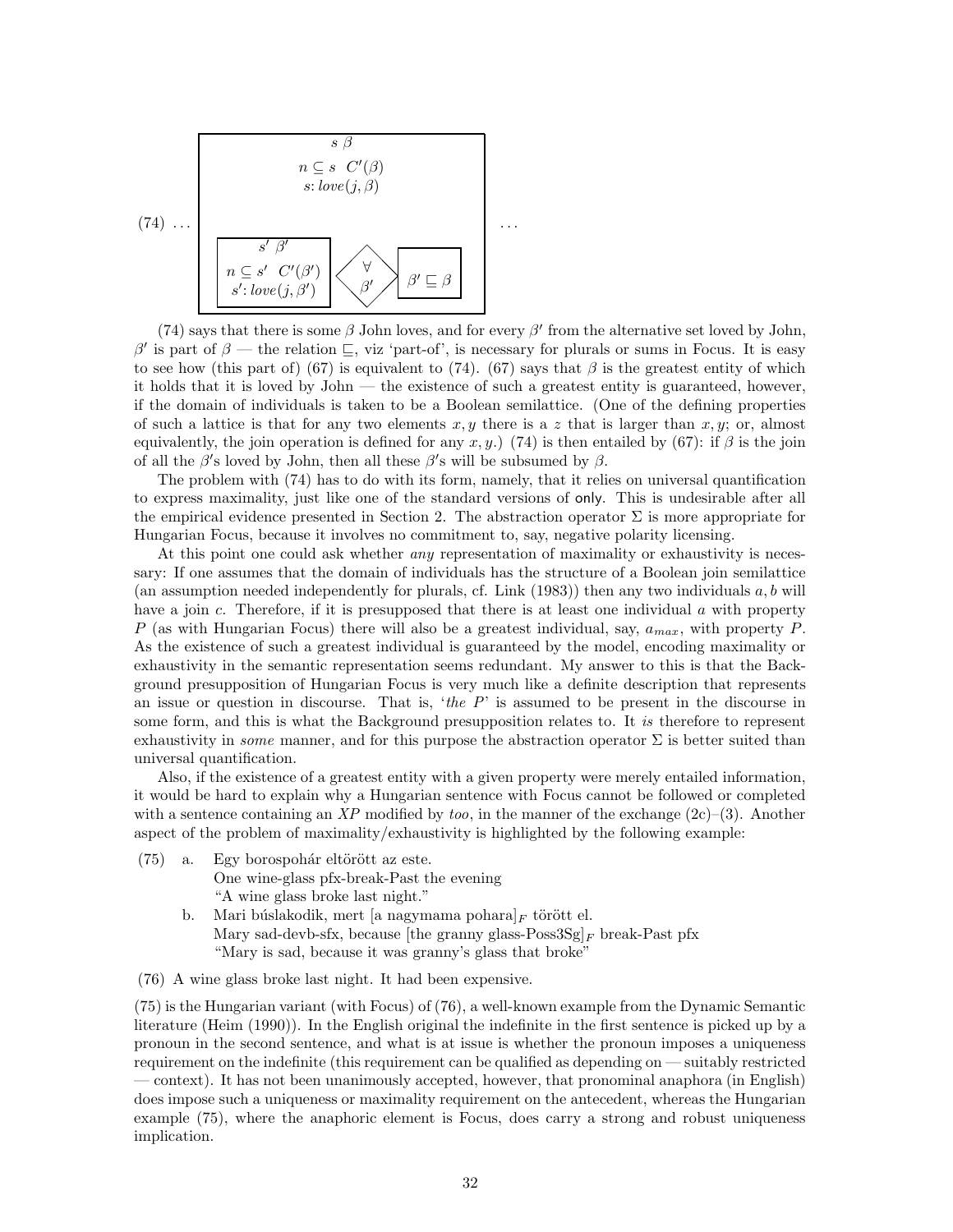(74) ...

$$
\begin{array}{|c|}
\hline
s\ \beta \\
n \subseteq s \quad C'(\beta) \\
s\text{: } love(j, \beta) \\
\\
\boxed{\begin{array}{c} s'\ \beta' \\ n \subseteq s' \quad C'(\beta') \\ s'\text{: } love(j, \beta') \end{array}} \ \left\langle \begin{array}{c} \forall \\ \beta' \end{array} \right\rangle \ \boxed{\beta' \sqsubseteq \beta} \\
\hline
\end{array}
$$

...

(74) says that there is some $\beta$ John loves, and for every $\beta'$ from the alternative set loved by John, $\beta'$ is part of $\beta$ — the relation $\sqsubseteq$, viz 'part-of', is necessary for plurals or sums in Focus. It is easy to see how (this part of) (67) is equivalent to (74). (67) says that $\beta$ is the greatest entity of which it holds that it is loved by John — the existence of such a greatest entity is guaranteed, however, if the domain of individuals is taken to be a Boolean semilattice. (One of the defining properties of such a lattice is that for any two elements $x, y$ there is a $z$ that is larger than $x, y$; or, almost equivalently, the join operation is defined for any $x, y$.) (74) is then entailed by (67): if $\beta$ is the join of all the $\beta'$s loved by John, then all these $\beta'$s will be subsumed by $\beta$.

The problem with (74) has to do with its form, namely, that it relies on universal quantification to express maximality, just like one of the standard versions of only. This is undesirable after all the empirical evidence presented in Section 2. The abstraction operator $\Sigma$ is more appropriate for Hungarian Focus, because it involves no commitment to, say, negative polarity licensing.

At this point one could ask whether *any* representation of maximality or exhaustivity is necessary: If one assumes that the domain of individuals has the structure of a Boolean join semilattice (an assumption needed independently for plurals, cf. Link (1983)) then any two individuals $a, b$ will have a join $c$. Therefore, if it is presupposed that there is at least one individual $a$ with property $P$ (as with Hungarian Focus) there will also be a greatest individual, say, $a_{max}$, with property $P$. As the existence of such a greatest individual is guaranteed by the model, encoding maximality or exhaustivity in the semantic representation seems redundant. My answer to this is that the Background presupposition of Hungarian Focus is very much like a definite description that represents an issue or question in discourse. That is, '*the P*' is assumed to be present in the discourse in some form, and this is what the Background presupposition relates to. It *is* therefore to represent exhaustivity in *some* manner, and for this purpose the abstraction operator $\Sigma$ is better suited than universal quantification.

Also, if the existence of a greatest entity with a given property were merely entailed information, it would be hard to explain why a Hungarian sentence with Focus cannot be followed or completed with a sentence containing an *XP* modified by *too*, in the manner of the exchange (2c)–(3). Another aspect of the problem of maximality/exhaustivity is highlighted by the following example:

(75) a. Egy borospohár eltörött az este.
   One wine-glass pfx-break-Past the evening
   "A wine glass broke last night."

  b. Mari búslakodik, mert [a nagymama pohara]$_F$ törött el.
   Mary sad-devb-sfx, because [the granny glass-Poss3Sg]$_F$ break-Past pfx
   "Mary is sad, because it was granny's glass that broke"

(76) A wine glass broke last night. It had been expensive.

(75) is the Hungarian variant (with Focus) of (76), a well-known example from the Dynamic Semantic literature (Heim (1990)). In the English original the indefinite in the first sentence is picked up by a pronoun in the second sentence, and what is at issue is whether the pronoun imposes a uniqueness requirement on the indefinite (this requirement can be qualified as depending on — suitably restricted — context). It has not been unanimously accepted, however, that pronominal anaphora (in English) does impose such a uniqueness or maximality requirement on the antecedent, whereas the Hungarian example (75), where the anaphoric element is Focus, does carry a strong and robust uniqueness implication.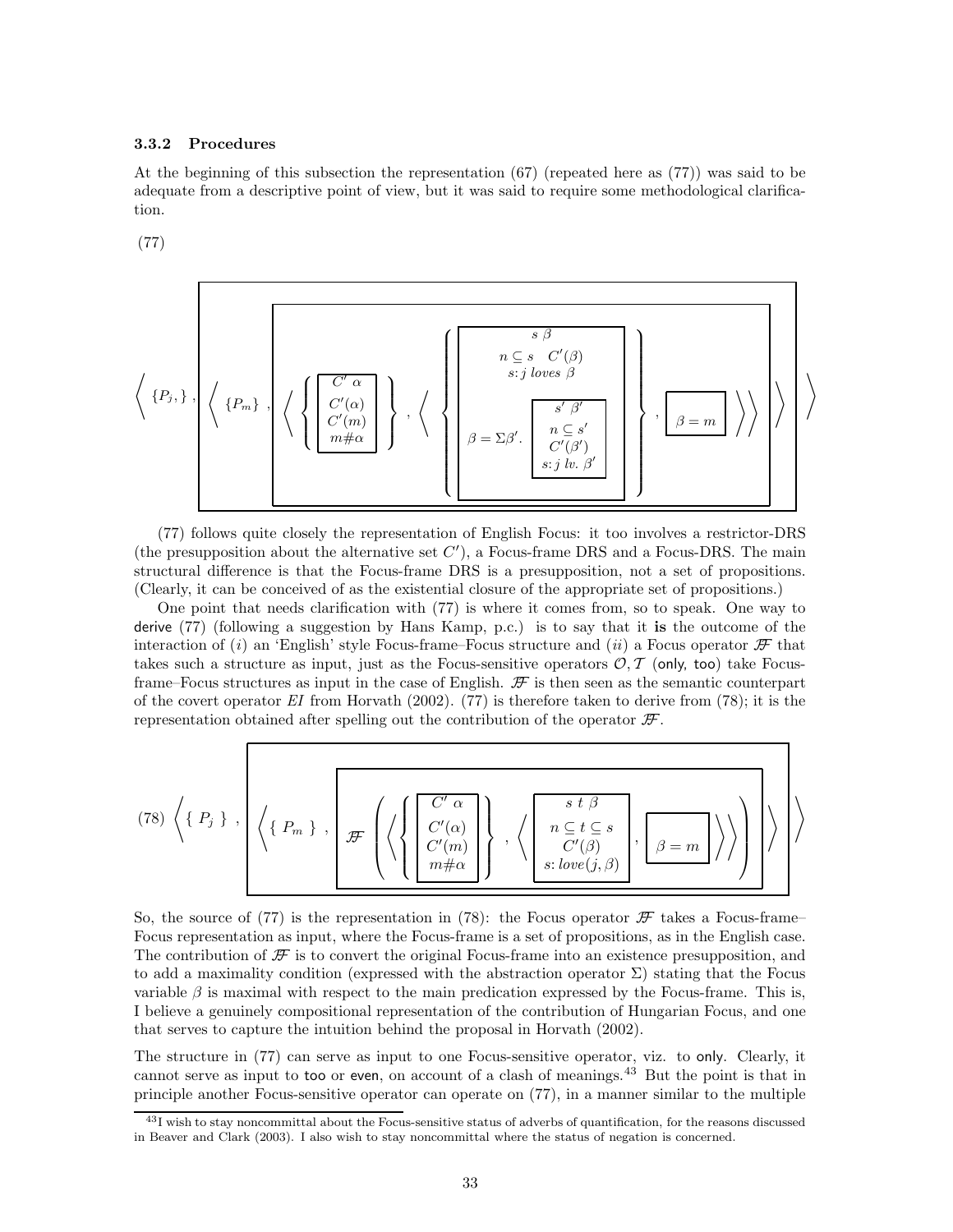### 3.3.2 Procedures

At the beginning of this subsection the representation (67) (repeated here as (77)) was said to be adequate from a descriptive point of view, but it was said to require some methodological clarification.

(77)

$$\left\langle \{P_j,\}, \boxed{\left\langle \{P_m\}, \boxed{\left\langle \left\{ \begin{array}{|c|} \hline C' \ \alpha \\ \hline C'(\alpha) \\ C'(m) \\ m\#\alpha \\ \hline \end{array} \right\}, \left\langle \left\{ \begin{array}{|c|} \hline s \ \beta \\ \hline n \subseteq s \quad C'(\beta) \\ s\colon j \ loves \ \beta \\ \beta = \Sigma\beta'. \begin{array}{|c|} \hline s' \ \beta' \\ \hline n \subseteq s' \\ C'(\beta') \\ s\colon j \ lv. \ \beta' \\ \hline \end{array} \\ \hline \end{array} \right\}, \boxed{\beta = m} \right\rangle \right\rangle} \right\rangle} \right\rangle$$

(77) follows quite closely the representation of English Focus: it too involves a restrictor-DRS (the presupposition about the alternative set $C'$), a Focus-frame DRS and a Focus-DRS. The main structural difference is that the Focus-frame DRS is a presupposition, not a set of propositions. (Clearly, it can be conceived of as the existential closure of the appropriate set of propositions.)

One point that needs clarification with (77) is where it comes from, so to speak. One way to derive (77) (following a suggestion by Hans Kamp, p.c.) is to say that it **is** the outcome of the interaction of ($i$) an 'English' style Focus-frame–Focus structure and ($ii$) a Focus operator $\mathscr{F}$ that takes such a structure as input, just as the Focus-sensitive operators $\mathcal{O}, \mathcal{T}$ (only, too) take Focus-frame–Focus structures as input in the case of English. $\mathscr{F}$ is then seen as the semantic counterpart of the covert operator *EI* from Horvath (2002). (77) is therefore taken to derive from (78); it is the representation obtained after spelling out the contribution of the operator $\mathscr{F}$.

$$(78) \ \left\langle \{ P_j \}, \boxed{\left\langle \{ P_m \}, \boxed{\mathscr{F} \left( \left\langle \left\{ \begin{array}{|c|} \hline C' \ \alpha \\ \hline C'(\alpha) \\ C'(m) \\ m\#\alpha \\ \hline \end{array} \right\}, \left\langle \begin{array}{|c|} \hline s \ t \ \beta \\ \hline n \subseteq t \subseteq s \\ C'(\beta) \\ s\colon love(j,\beta) \\ \hline \end{array}, \boxed{\beta = m} \right\rangle \right\rangle \right)} \right\rangle} \right\rangle$$

So, the source of (77) is the representation in (78): the Focus operator $\mathscr{F}$ takes a Focus-frame–Focus representation as input, where the Focus-frame is a set of propositions, as in the English case. The contribution of $\mathscr{F}$ is to convert the original Focus-frame into an existence presupposition, and to add a maximality condition (expressed with the abstraction operator $\Sigma$) stating that the Focus variable $\beta$ is maximal with respect to the main predication expressed by the Focus-frame. This is, I believe a genuinely compositional representation of the contribution of Hungarian Focus, and one that serves to capture the intuition behind the proposal in Horvath (2002).

The structure in (77) can serve as input to one Focus-sensitive operator, viz. to only. Clearly, it cannot serve as input to too or even, on account of a clash of meanings.[43] But the point is that in principle another Focus-sensitive operator can operate on (77), in a manner similar to the multiple

[43] I wish to stay noncommittal about the Focus-sensitive status of adverbs of quantification, for the reasons discussed in Beaver and Clark (2003). I also wish to stay noncommittal where the status of negation is concerned.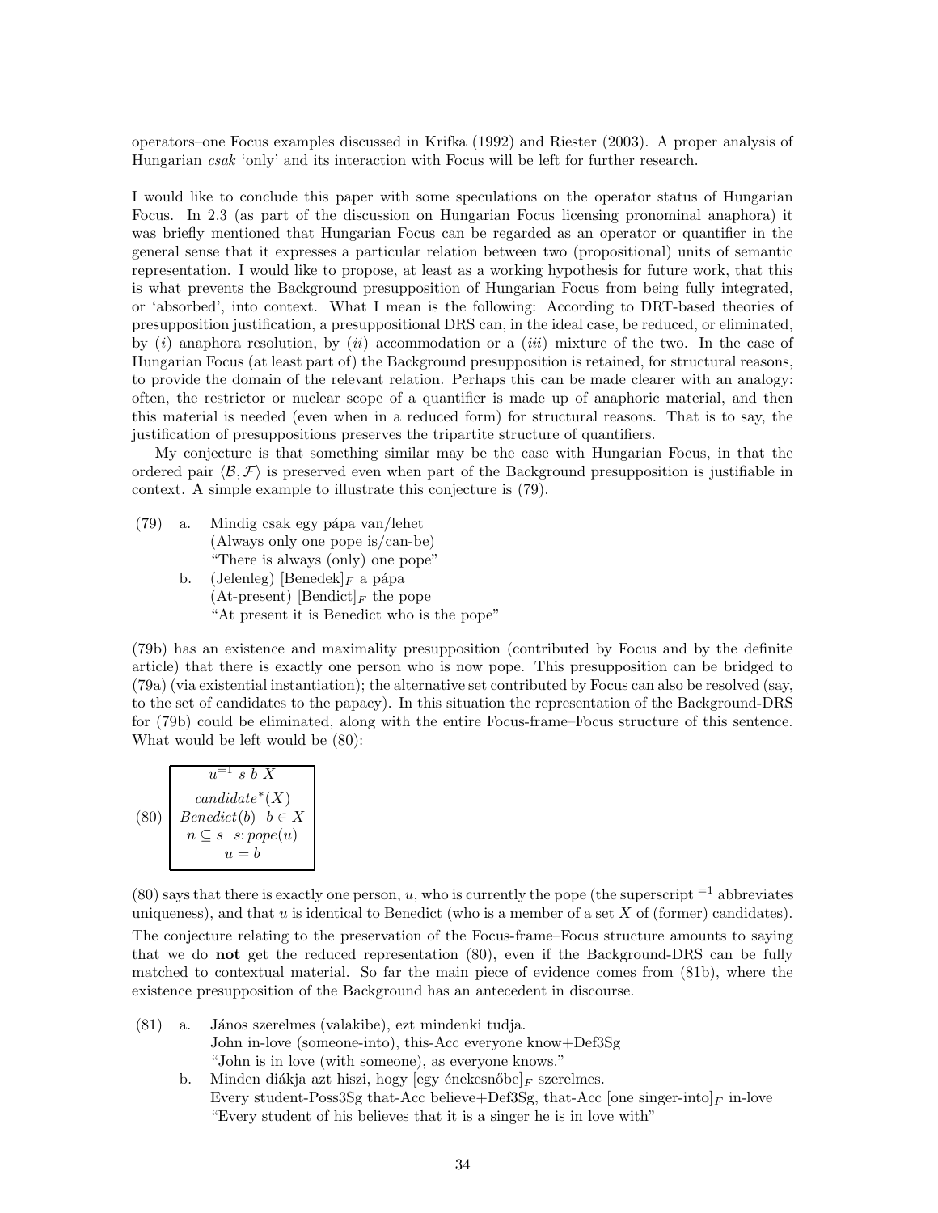operators–one Focus examples discussed in Krifka (1992) and Riester (2003). A proper analysis of Hungarian *csak* 'only' and its interaction with Focus will be left for further research.

I would like to conclude this paper with some speculations on the operator status of Hungarian Focus. In 2.3 (as part of the discussion on Hungarian Focus licensing pronominal anaphora) it was briefly mentioned that Hungarian Focus can be regarded as an operator or quantifier in the general sense that it expresses a particular relation between two (propositional) units of semantic representation. I would like to propose, at least as a working hypothesis for future work, that this is what prevents the Background presupposition of Hungarian Focus from being fully integrated, or 'absorbed', into context. What I mean is the following: According to DRT-based theories of presupposition justification, a presuppositional DRS can, in the ideal case, be reduced, or eliminated, by (*i*) anaphora resolution, by (*ii*) accommodation or a (*iii*) mixture of the two. In the case of Hungarian Focus (at least part of) the Background presupposition is retained, for structural reasons, to provide the domain of the relevant relation. Perhaps this can be made clearer with an analogy: often, the restrictor or nuclear scope of a quantifier is made up of anaphoric material, and then this material is needed (even when in a reduced form) for structural reasons. That is to say, the justification of presuppositions preserves the tripartite structure of quantifiers.

My conjecture is that something similar may be the case with Hungarian Focus, in that the ordered pair $\langle \mathcal{B}, \mathcal{F} \rangle$ is preserved even when part of the Background presupposition is justifiable in context. A simple example to illustrate this conjecture is (79).

(79) a. Mindig csak egy pápa van/lehet
(Always only one pope is/can-be)
"There is always (only) one pope"

b. (Jelenleg) [Benedek]$_F$ a pápa
(At-present) [Bendict]$_F$ the pope
"At present it is Benedict who is the pope"

(79b) has an existence and maximality presupposition (contributed by Focus and by the definite article) that there is exactly one person who is now pope. This presupposition can be bridged to (79a) (via existential instantiation); the alternative set contributed by Focus can also be resolved (say, to the set of candidates to the papacy). In this situation the representation of the Background-DRS for (79b) could be eliminated, along with the entire Focus-frame–Focus structure of this sentence. What would be left would be (80):

$$
(80) \quad \boxed{\begin{array}{c} u^{=1} \; s \; b \; X \\ \hline candidate^*(X) \\ Benedict(b) \quad b \in X \\ n \subseteq s \quad s{:}\,pope(u) \\ u = b \end{array}}
$$

(80) says that there is exactly one person, $u$, who is currently the pope (the superscript $^{=1}$ abbreviates uniqueness), and that $u$ is identical to Benedict (who is a member of a set $X$ of (former) candidates). The conjecture relating to the preservation of the Focus-frame–Focus structure amounts to saying that we do **not** get the reduced representation (80), even if the Background-DRS can be fully matched to contextual material. So far the main piece of evidence comes from (81b), where the existence presupposition of the Background has an antecedent in discourse.

(81) a. János szerelmes (valakibe), ezt mindenki tudja.
John in-love (someone-into), this-Acc everyone know+Def3Sg
"John is in love (with someone), as everyone knows."

b. Minden diákja azt hiszi, hogy [egy énekesnőbe]$_F$ szerelmes.
Every student-Poss3Sg that-Acc believe+Def3Sg, that-Acc [one singer-into]$_F$ in-love
"Every student of his believes that it is a singer he is in love with"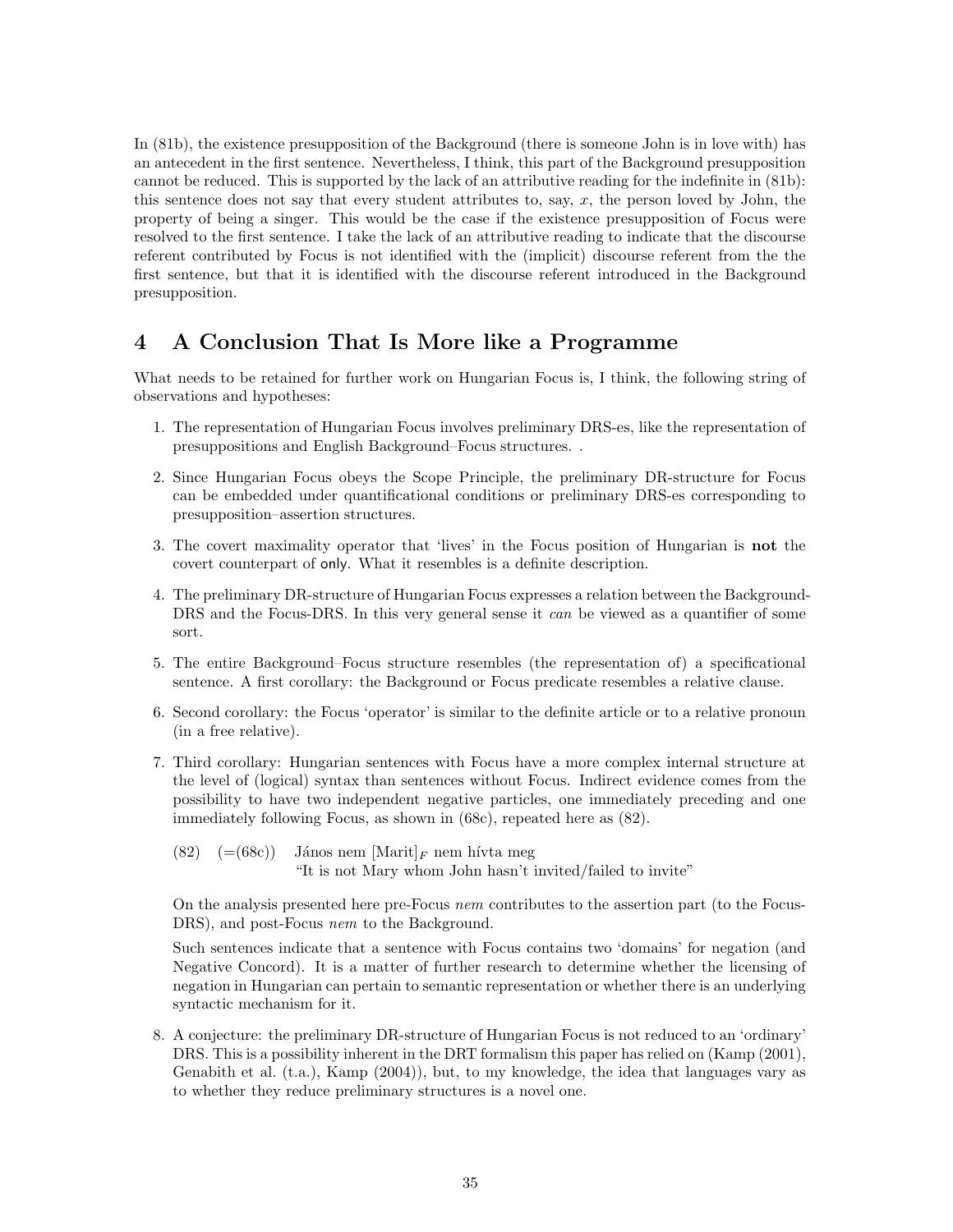In (81b), the existence presupposition of the Background (there is someone John is in love with) has an antecedent in the first sentence. Nevertheless, I think, this part of the Background presupposition cannot be reduced. This is supported by the lack of an attributive reading for the indefinite in (81b): this sentence does not say that every student attributes to, say, $x$, the person loved by John, the property of being a singer. This would be the case if the existence presupposition of Focus were resolved to the first sentence. I take the lack of an attributive reading to indicate that the discourse referent contributed by Focus is not identified with the (implicit) discourse referent from the the first sentence, but that it is identified with the discourse referent introduced in the Background presupposition.

## 4 A Conclusion That Is More like a Programme

What needs to be retained for further work on Hungarian Focus is, I think, the following string of observations and hypotheses:

1. The representation of Hungarian Focus involves preliminary DRS-es, like the representation of presuppositions and English Background–Focus structures. .

2. Since Hungarian Focus obeys the Scope Principle, the preliminary DR-structure for Focus can be embedded under quantificational conditions or preliminary DRS-es corresponding to presupposition–assertion structures.

3. The covert maximality operator that 'lives' in the Focus position of Hungarian is **not** the covert counterpart of only. What it resembles is a definite description.

4. The preliminary DR-structure of Hungarian Focus expresses a relation between the Background-DRS and the Focus-DRS. In this very general sense it *can* be viewed as a quantifier of some sort.

5. The entire Background–Focus structure resembles (the representation of) a specificational sentence. A first corollary: the Background or Focus predicate resembles a relative clause.

6. Second corollary: the Focus 'operator' is similar to the definite article or to a relative pronoun (in a free relative).

7. Third corollary: Hungarian sentences with Focus have a more complex internal structure at the level of (logical) syntax than sentences without Focus. Indirect evidence comes from the possibility to have two independent negative particles, one immediately preceding and one immediately following Focus, as shown in (68c), repeated here as (82).

   (82) (=(68c)) János nem [Marit]$_F$ nem hívta meg
   "It is not Mary whom John hasn't invited/failed to invite"

   On the analysis presented here pre-Focus *nem* contributes to the assertion part (to the Focus-DRS), and post-Focus *nem* to the Background.

   Such sentences indicate that a sentence with Focus contains two 'domains' for negation (and Negative Concord). It is a matter of further research to determine whether the licensing of negation in Hungarian can pertain to semantic representation or whether there is an underlying syntactic mechanism for it.

8. A conjecture: the preliminary DR-structure of Hungarian Focus is not reduced to an 'ordinary' DRS. This is a possibility inherent in the DRT formalism this paper has relied on (Kamp (2001), Genabith et al. (t.a.), Kamp (2004)), but, to my knowledge, the idea that languages vary as to whether they reduce preliminary structures is a novel one.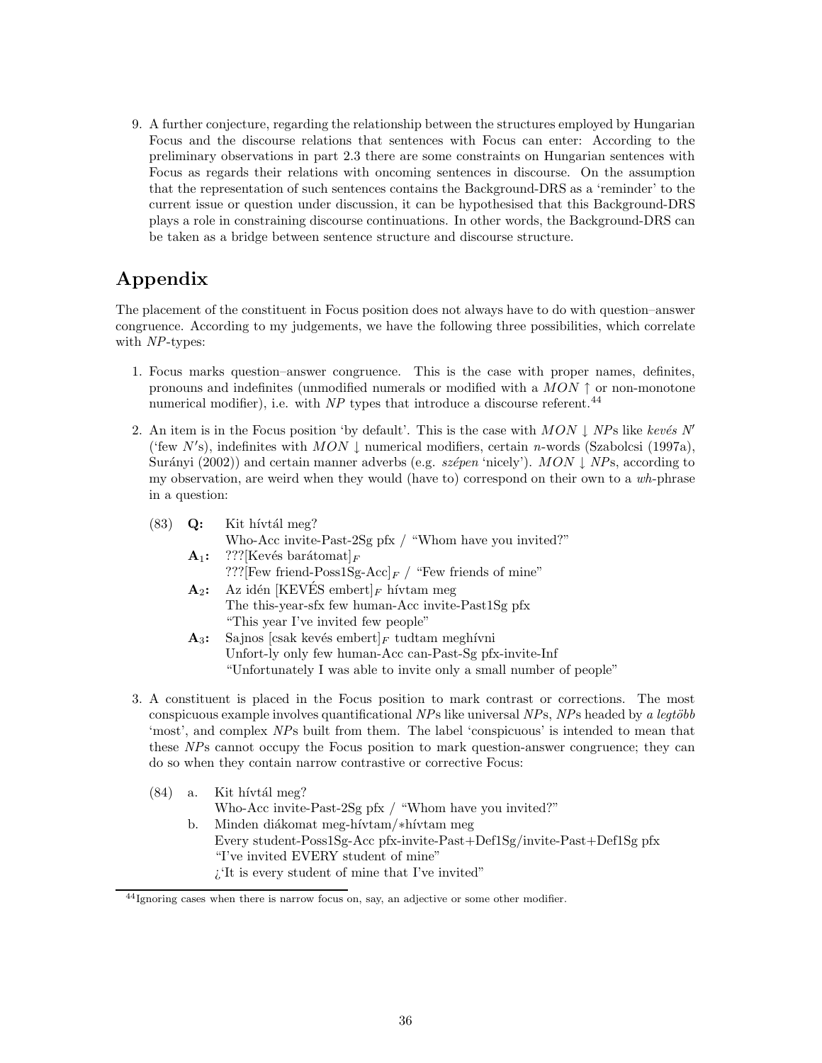9. A further conjecture, regarding the relationship between the structures employed by Hungarian Focus and the discourse relations that sentences with Focus can enter: According to the preliminary observations in part 2.3 there are some constraints on Hungarian sentences with Focus as regards their relations with oncoming sentences in discourse. On the assumption that the representation of such sentences contains the Background-DRS as a 'reminder' to the current issue or question under discussion, it can be hypothesised that this Background-DRS plays a role in constraining discourse continuations. In other words, the Background-DRS can be taken as a bridge between sentence structure and discourse structure.

# Appendix

The placement of the constituent in Focus position does not always have to do with question–answer congruence. According to my judgements, we have the following three possibilities, which correlate with *NP*-types:

1. Focus marks question–answer congruence. This is the case with proper names, definites, pronouns and indefinites (unmodified numerals or modified with a $MON\uparrow$ or non-monotone numerical modifier), i.e. with *NP* types that introduce a discourse referent.[44]

2. An item is in the Focus position 'by default'. This is the case with $MON\downarrow$ *NP*s like *kevés N′* ('few *N′*s), indefinites with $MON\downarrow$ numerical modifiers, certain *n*-words (Szabolcsi (1997a), Surányi (2002)) and certain manner adverbs (e.g. *szépen* 'nicely'). $MON\downarrow$ *NP*s, according to my observation, are weird when they would (have to) correspond on their own to a *wh*-phrase in a question:

   (83) **Q:** Kit hívtál meg?
   Who-Acc invite-Past-2Sg pfx / "Whom have you invited?"
   **A$_1$:** ???[Kevés barátomat]$_F$
   ???[Few friend-Poss1Sg-Acc]$_F$ / "Few friends of mine"
   **A$_2$:** Az idén [KEVÉS embert]$_F$ hívtam meg
   The this-year-sfx few human-Acc invite-Past1Sg pfx
   "This year I've invited few people"
   **A$_3$:** Sajnos [csak kevés embert]$_F$ tudtam meghívni
   Unfort-ly only few human-Acc can-Past-Sg pfx-invite-Inf
   "Unfortunately I was able to invite only a small number of people"

3. A constituent is placed in the Focus position to mark contrast or corrections. The most conspicuous example involves quantificational *NP*s like universal *NP*s, *NP*s headed by *a legtöbb* 'most', and complex *NP*s built from them. The label 'conspicuous' is intended to mean that these *NP*s cannot occupy the Focus position to mark question-answer congruence; they can do so when they contain narrow contrastive or corrective Focus:

   (84) a. Kit hívtál meg?
   Who-Acc invite-Past-2Sg pfx / "Whom have you invited?"
   b. Minden diákomat meg-hívtam/∗hívtam meg
   Every student-Poss1Sg-Acc pfx-invite-Past+Def1Sg/invite-Past+Def1Sg pfx
   "I've invited EVERY student of mine"
   ¿'It is every student of mine that I've invited"

[44] Ignoring cases when there is narrow focus on, say, an adjective or some other modifier.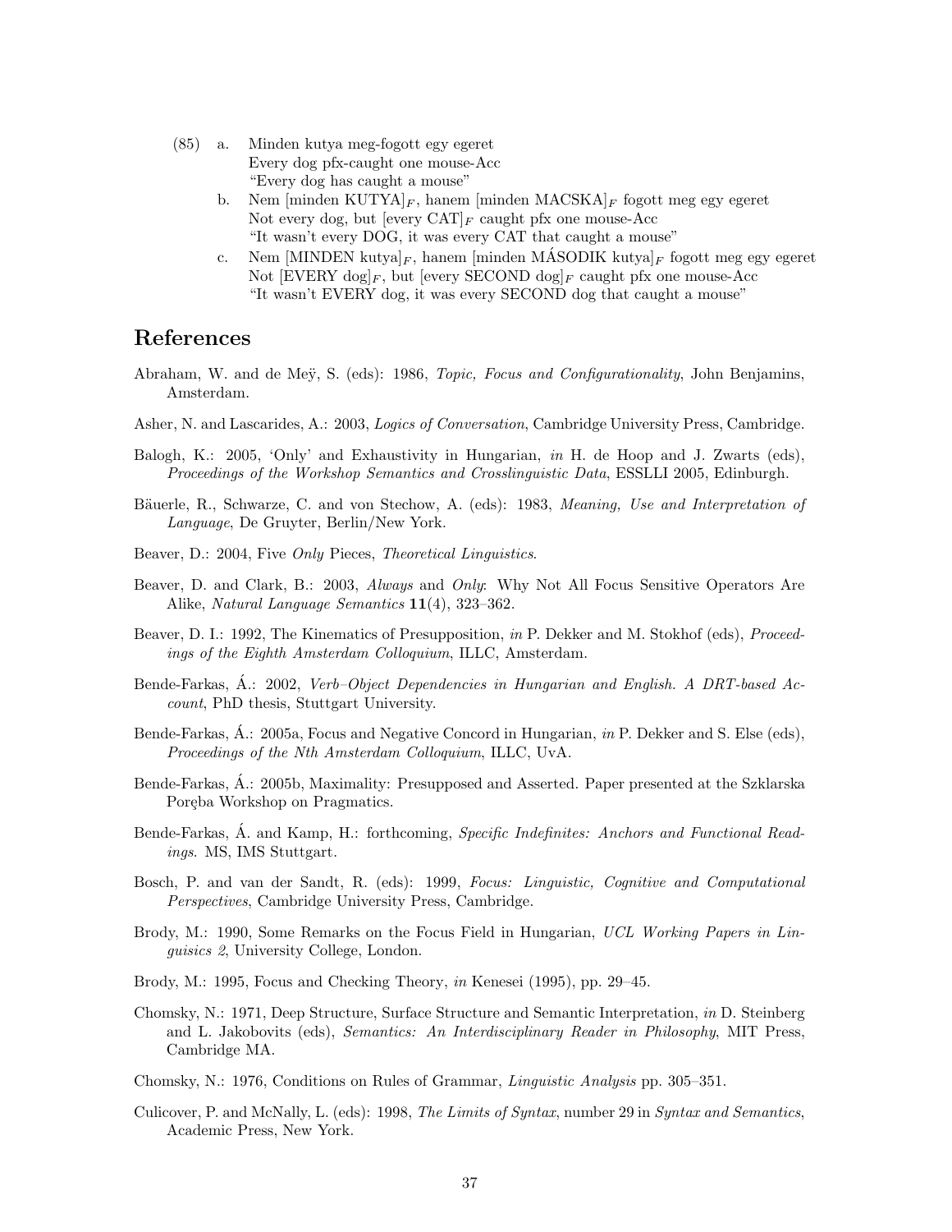(85) a. Minden kutya meg-fogott egy egeret
Every dog pfx-caught one mouse-Acc
"Every dog has caught a mouse"

b. Nem [minden KUTYA]$_F$, hanem [minden MACSKA]$_F$ fogott meg egy egeret
Not every dog, but [every CAT]$_F$ caught pfx one mouse-Acc
"It wasn't every DOG, it was every CAT that caught a mouse"

c. Nem [MINDEN kutya]$_F$, hanem [minden MÁSODIK kutya]$_F$ fogott meg egy egeret
Not [EVERY dog]$_F$, but [every SECOND dog]$_F$ caught pfx one mouse-Acc
"It wasn't EVERY dog, it was every SECOND dog that caught a mouse"

## References

Abraham, W. and de Meÿ, S. (eds): 1986, *Topic, Focus and Configurationality*, John Benjamins, Amsterdam.

Asher, N. and Lascarides, A.: 2003, *Logics of Conversation*, Cambridge University Press, Cambridge.

Balogh, K.: 2005, 'Only' and Exhaustivity in Hungarian, *in* H. de Hoop and J. Zwarts (eds), *Proceedings of the Workshop Semantics and Crosslinguistic Data*, ESSLLI 2005, Edinburgh.

Bäuerle, R., Schwarze, C. and von Stechow, A. (eds): 1983, *Meaning, Use and Interpretation of Language*, De Gruyter, Berlin/New York.

Beaver, D.: 2004, Five *Only* Pieces, *Theoretical Linguistics*.

Beaver, D. and Clark, B.: 2003, *Always* and *Only*: Why Not All Focus Sensitive Operators Are Alike, *Natural Language Semantics* **11**(4), 323–362.

Beaver, D. I.: 1992, The Kinematics of Presupposition, *in* P. Dekker and M. Stokhof (eds), *Proceedings of the Eighth Amsterdam Colloquium*, ILLC, Amsterdam.

Bende-Farkas, Á.: 2002, *Verb–Object Dependencies in Hungarian and English. A DRT-based Account*, PhD thesis, Stuttgart University.

Bende-Farkas, Á.: 2005a, Focus and Negative Concord in Hungarian, *in* P. Dekker and S. Else (eds), *Proceedings of the Nth Amsterdam Colloquium*, ILLC, UvA.

Bende-Farkas, Á.: 2005b, Maximality: Presupposed and Asserted. Paper presented at the Szklarska Poręba Workshop on Pragmatics.

Bende-Farkas, Á. and Kamp, H.: forthcoming, *Specific Indefinites: Anchors and Functional Readings*. MS, IMS Stuttgart.

Bosch, P. and van der Sandt, R. (eds): 1999, *Focus: Linguistic, Cognitive and Computational Perspectives*, Cambridge University Press, Cambridge.

Brody, M.: 1990, Some Remarks on the Focus Field in Hungarian, *UCL Working Papers in Linguisics 2*, University College, London.

Brody, M.: 1995, Focus and Checking Theory, *in* Kenesei (1995), pp. 29–45.

Chomsky, N.: 1971, Deep Structure, Surface Structure and Semantic Interpretation, *in* D. Steinberg and L. Jakobovits (eds), *Semantics: An Interdisciplinary Reader in Philosophy*, MIT Press, Cambridge MA.

Chomsky, N.: 1976, Conditions on Rules of Grammar, *Linguistic Analysis* pp. 305–351.

Culicover, P. and McNally, L. (eds): 1998, *The Limits of Syntax*, number 29 in *Syntax and Semantics*, Academic Press, New York.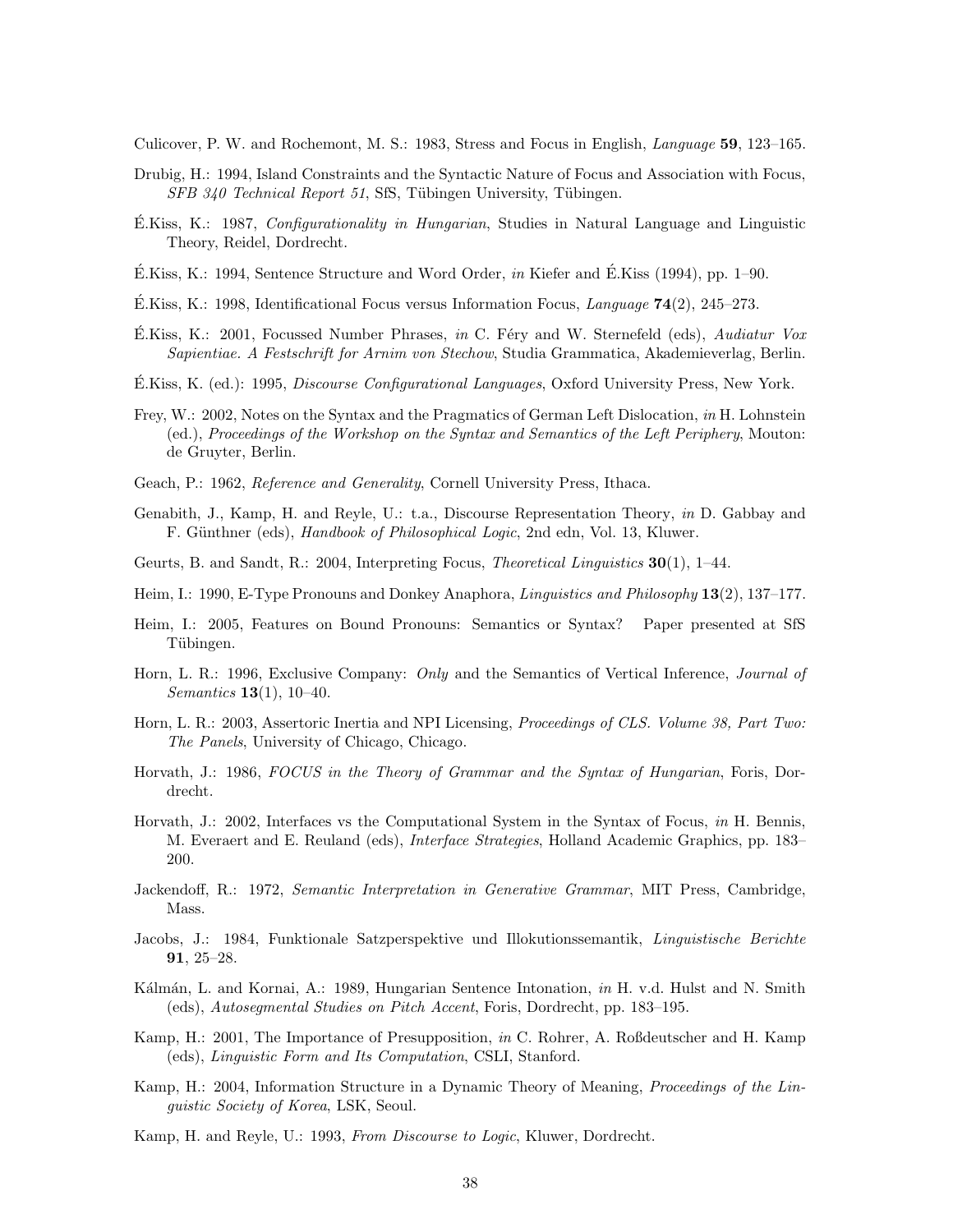Culicover, P. W. and Rochemont, M. S.: 1983, Stress and Focus in English, *Language* **59**, 123–165.

Drubig, H.: 1994, Island Constraints and the Syntactic Nature of Focus and Association with Focus, *SFB 340 Technical Report 51*, SfS, Tübingen University, Tübingen.

É.Kiss, K.: 1987, *Configurationality in Hungarian*, Studies in Natural Language and Linguistic Theory, Reidel, Dordrecht.

É.Kiss, K.: 1994, Sentence Structure and Word Order, *in* Kiefer and É.Kiss (1994), pp. 1–90.

É.Kiss, K.: 1998, Identificational Focus versus Information Focus, *Language* **74**(2), 245–273.

É.Kiss, K.: 2001, Focussed Number Phrases, *in* C. Féry and W. Sternefeld (eds), *Audiatur Vox Sapientiae. A Festschrift for Arnim von Stechow*, Studia Grammatica, Akademieverlag, Berlin.

É.Kiss, K. (ed.): 1995, *Discourse Configurational Languages*, Oxford University Press, New York.

Frey, W.: 2002, Notes on the Syntax and the Pragmatics of German Left Dislocation, *in* H. Lohnstein (ed.), *Proceedings of the Workshop on the Syntax and Semantics of the Left Periphery*, Mouton: de Gruyter, Berlin.

Geach, P.: 1962, *Reference and Generality*, Cornell University Press, Ithaca.

Genabith, J., Kamp, H. and Reyle, U.: t.a., Discourse Representation Theory, *in* D. Gabbay and F. Günthner (eds), *Handbook of Philosophical Logic*, 2nd edn, Vol. 13, Kluwer.

Geurts, B. and Sandt, R.: 2004, Interpreting Focus, *Theoretical Linguistics* **30**(1), 1–44.

Heim, I.: 1990, E-Type Pronouns and Donkey Anaphora, *Linguistics and Philosophy* **13**(2), 137–177.

Heim, I.: 2005, Features on Bound Pronouns: Semantics or Syntax? Paper presented at SfS Tübingen.

Horn, L. R.: 1996, Exclusive Company: *Only* and the Semantics of Vertical Inference, *Journal of Semantics* **13**(1), 10–40.

Horn, L. R.: 2003, Assertoric Inertia and NPI Licensing, *Proceedings of CLS. Volume 38, Part Two: The Panels*, University of Chicago, Chicago.

Horvath, J.: 1986, *FOCUS in the Theory of Grammar and the Syntax of Hungarian*, Foris, Dordrecht.

Horvath, J.: 2002, Interfaces vs the Computational System in the Syntax of Focus, *in* H. Bennis, M. Everaert and E. Reuland (eds), *Interface Strategies*, Holland Academic Graphics, pp. 183–200.

Jackendoff, R.: 1972, *Semantic Interpretation in Generative Grammar*, MIT Press, Cambridge, Mass.

Jacobs, J.: 1984, Funktionale Satzperspektive und Illokutionssemantik, *Linguistische Berichte* **91**, 25–28.

Kálmán, L. and Kornai, A.: 1989, Hungarian Sentence Intonation, *in* H. v.d. Hulst and N. Smith (eds), *Autosegmental Studies on Pitch Accent*, Foris, Dordrecht, pp. 183–195.

Kamp, H.: 2001, The Importance of Presupposition, *in* C. Rohrer, A. Roßdeutscher and H. Kamp (eds), *Linguistic Form and Its Computation*, CSLI, Stanford.

Kamp, H.: 2004, Information Structure in a Dynamic Theory of Meaning, *Proceedings of the Linguistic Society of Korea*, LSK, Seoul.

Kamp, H. and Reyle, U.: 1993, *From Discourse to Logic*, Kluwer, Dordrecht.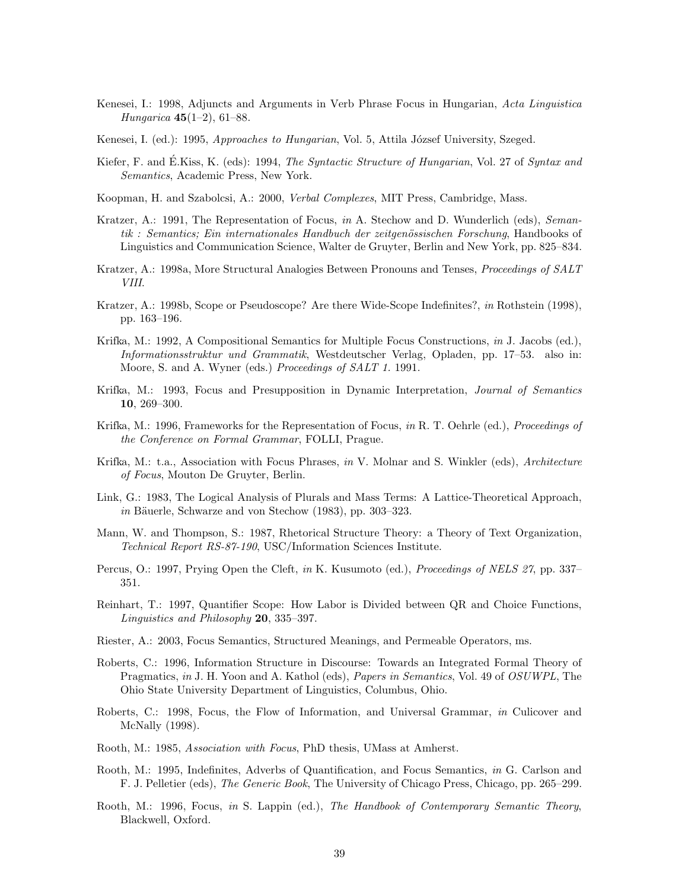Kenesei, I.: 1998, Adjuncts and Arguments in Verb Phrase Focus in Hungarian, *Acta Linguistica Hungarica* **45**(1–2), 61–88.

Kenesei, I. (ed.): 1995, *Approaches to Hungarian*, Vol. 5, Attila József University, Szeged.

Kiefer, F. and É.Kiss, K. (eds): 1994, *The Syntactic Structure of Hungarian*, Vol. 27 of *Syntax and Semantics*, Academic Press, New York.

Koopman, H. and Szabolcsi, A.: 2000, *Verbal Complexes*, MIT Press, Cambridge, Mass.

Kratzer, A.: 1991, The Representation of Focus, *in* A. Stechow and D. Wunderlich (eds), *Semantik : Semantics; Ein internationales Handbuch der zeitgenössischen Forschung*, Handbooks of Linguistics and Communication Science, Walter de Gruyter, Berlin and New York, pp. 825–834.

Kratzer, A.: 1998a, More Structural Analogies Between Pronouns and Tenses, *Proceedings of SALT VIII*.

Kratzer, A.: 1998b, Scope or Pseudoscope? Are there Wide-Scope Indefinites?, *in* Rothstein (1998), pp. 163–196.

Krifka, M.: 1992, A Compositional Semantics for Multiple Focus Constructions, *in* J. Jacobs (ed.), *Informationsstruktur und Grammatik*, Westdeutscher Verlag, Opladen, pp. 17–53. also in: Moore, S. and A. Wyner (eds.) *Proceedings of SALT 1*. 1991.

Krifka, M.: 1993, Focus and Presupposition in Dynamic Interpretation, *Journal of Semantics* **10**, 269–300.

Krifka, M.: 1996, Frameworks for the Representation of Focus, *in* R. T. Oehrle (ed.), *Proceedings of the Conference on Formal Grammar*, FOLLI, Prague.

Krifka, M.: t.a., Association with Focus Phrases, *in* V. Molnar and S. Winkler (eds), *Architecture of Focus*, Mouton De Gruyter, Berlin.

Link, G.: 1983, The Logical Analysis of Plurals and Mass Terms: A Lattice-Theoretical Approach, *in* Bäuerle, Schwarze and von Stechow (1983), pp. 303–323.

Mann, W. and Thompson, S.: 1987, Rhetorical Structure Theory: a Theory of Text Organization, *Technical Report RS-87-190*, USC/Information Sciences Institute.

Percus, O.: 1997, Prying Open the Cleft, *in* K. Kusumoto (ed.), *Proceedings of NELS 27*, pp. 337–351.

Reinhart, T.: 1997, Quantifier Scope: How Labor is Divided between QR and Choice Functions, *Linguistics and Philosophy* **20**, 335–397.

Riester, A.: 2003, Focus Semantics, Structured Meanings, and Permeable Operators, ms.

Roberts, C.: 1996, Information Structure in Discourse: Towards an Integrated Formal Theory of Pragmatics, *in* J. H. Yoon and A. Kathol (eds), *Papers in Semantics*, Vol. 49 of *OSUWPL*, The Ohio State University Department of Linguistics, Columbus, Ohio.

Roberts, C.: 1998, Focus, the Flow of Information, and Universal Grammar, *in* Culicover and McNally (1998).

Rooth, M.: 1985, *Association with Focus*, PhD thesis, UMass at Amherst.

Rooth, M.: 1995, Indefinites, Adverbs of Quantification, and Focus Semantics, *in* G. Carlson and F. J. Pelletier (eds), *The Generic Book*, The University of Chicago Press, Chicago, pp. 265–299.

Rooth, M.: 1996, Focus, *in* S. Lappin (ed.), *The Handbook of Contemporary Semantic Theory*, Blackwell, Oxford.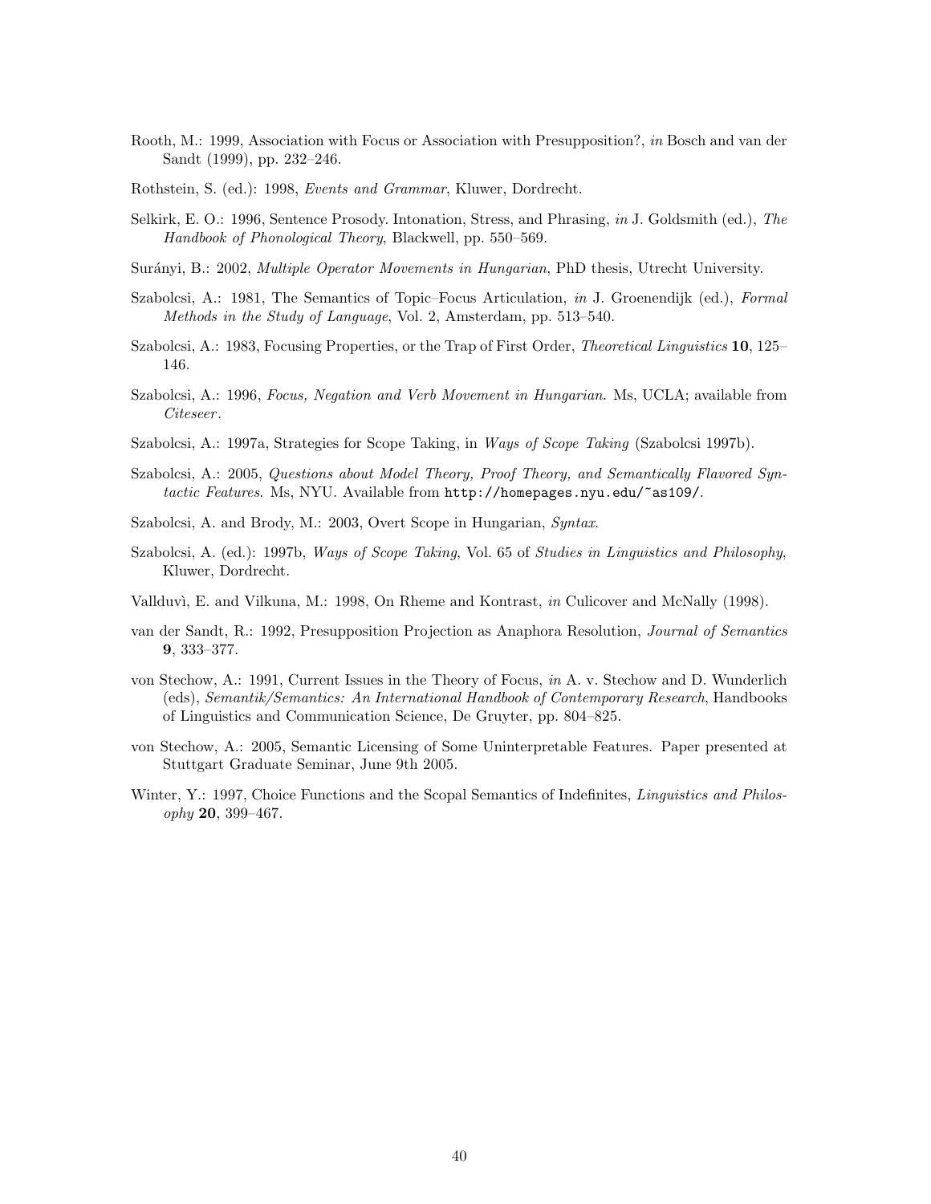Rooth, M.: 1999, Association with Focus or Association with Presupposition?, *in* Bosch and van der Sandt (1999), pp. 232–246.

Rothstein, S. (ed.): 1998, *Events and Grammar*, Kluwer, Dordrecht.

Selkirk, E. O.: 1996, Sentence Prosody. Intonation, Stress, and Phrasing, *in* J. Goldsmith (ed.), *The Handbook of Phonological Theory*, Blackwell, pp. 550–569.

Surányi, B.: 2002, *Multiple Operator Movements in Hungarian*, PhD thesis, Utrecht University.

Szabolcsi, A.: 1981, The Semantics of Topic–Focus Articulation, *in* J. Groenendijk (ed.), *Formal Methods in the Study of Language*, Vol. 2, Amsterdam, pp. 513–540.

Szabolcsi, A.: 1983, Focusing Properties, or the Trap of First Order, *Theoretical Linguistics* **10**, 125–146.

Szabolcsi, A.: 1996, *Focus, Negation and Verb Movement in Hungarian*. Ms, UCLA; available from *Citeseer*.

Szabolcsi, A.: 1997a, Strategies for Scope Taking, in *Ways of Scope Taking* (Szabolcsi 1997b).

Szabolcsi, A.: 2005, *Questions about Model Theory, Proof Theory, and Semantically Flavored Syntactic Features*. Ms, NYU. Available from `http://homepages.nyu.edu/~as109/`.

Szabolcsi, A. and Brody, M.: 2003, Overt Scope in Hungarian, *Syntax*.

Szabolcsi, A. (ed.): 1997b, *Ways of Scope Taking*, Vol. 65 of *Studies in Linguistics and Philosophy*, Kluwer, Dordrecht.

Vallduví, E. and Vilkuna, M.: 1998, On Rheme and Kontrast, *in* Culicover and McNally (1998).

van der Sandt, R.: 1992, Presupposition Projection as Anaphora Resolution, *Journal of Semantics* **9**, 333–377.

von Stechow, A.: 1991, Current Issues in the Theory of Focus, *in* A. v. Stechow and D. Wunderlich (eds), *Semantik/Semantics: An International Handbook of Contemporary Research*, Handbooks of Linguistics and Communication Science, De Gruyter, pp. 804–825.

von Stechow, A.: 2005, Semantic Licensing of Some Uninterpretable Features. Paper presented at Stuttgart Graduate Seminar, June 9th 2005.

Winter, Y.: 1997, Choice Functions and the Scopal Semantics of Indefinites, *Linguistics and Philosophy* **20**, 399–467.